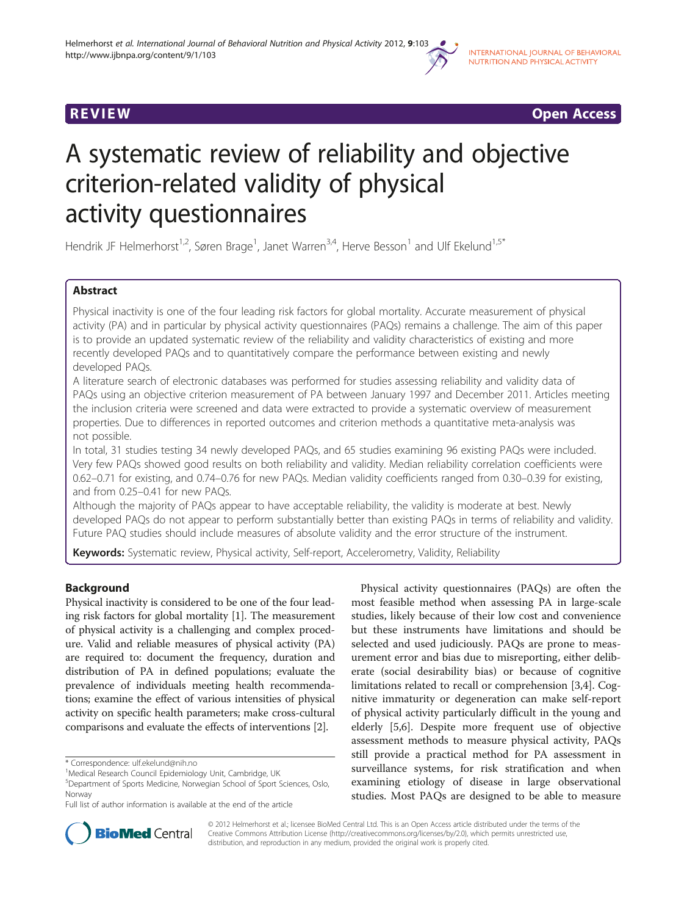REVIEW Open Access

# A systematic review of reliability and objective criterion-related validity of physical activity questionnaires

Hendrik JF Helmerhorst[1,2], Søren Brage[1], Janet Warren[3,4], Herve Besson[1] and Ulf Ekelund[1,5*]

## Abstract

Physical inactivity is one of the four leading risk factors for global mortality. Accurate measurement of physical activity (PA) and in particular by physical activity questionnaires (PAQs) remains a challenge. The aim of this paper is to provide an updated systematic review of the reliability and validity characteristics of existing and more recently developed PAQs and to quantitatively compare the performance between existing and newly developed PAQs.

A literature search of electronic databases was performed for studies assessing reliability and validity data of PAQs using an objective criterion measurement of PA between January 1997 and December 2011. Articles meeting the inclusion criteria were screened and data were extracted to provide a systematic overview of measurement properties. Due to differences in reported outcomes and criterion methods a quantitative meta-analysis was not possible.

In total, 31 studies testing 34 newly developed PAQs, and 65 studies examining 96 existing PAQs were included. Very few PAQs showed good results on both reliability and validity. Median reliability correlation coefficients were 0.62–0.71 for existing, and 0.74–0.76 for new PAQs. Median validity coefficients ranged from 0.30–0.39 for existing, and from 0.25–0.41 for new PAQs.

Although the majority of PAQs appear to have acceptable reliability, the validity is moderate at best. Newly developed PAQs do not appear to perform substantially better than existing PAQs in terms of reliability and validity. Future PAQ studies should include measures of absolute validity and the error structure of the instrument.

**Keywords:** Systematic review, Physical activity, Self-report, Accelerometry, Validity, Reliability

## Background

Physical inactivity is considered to be one of the four leading risk factors for global mortality [1]. The measurement of physical activity is a challenging and complex procedure. Valid and reliable measures of physical activity (PA) are required to: document the frequency, duration and distribution of PA in defined populations; evaluate the prevalence of individuals meeting health recommendations; examine the effect of various intensities of physical activity on specific health parameters; make cross-cultural comparisons and evaluate the effects of interventions [2].

Physical activity questionnaires (PAQs) are often the most feasible method when assessing PA in large-scale studies, likely because of their low cost and convenience but these instruments have limitations and should be selected and used judiciously. PAQs are prone to measurement error and bias due to misreporting, either deliberate (social desirability bias) or because of cognitive limitations related to recall or comprehension [3,4]. Cognitive immaturity or degeneration can make self-report of physical activity particularly difficult in the young and elderly [5,6]. Despite more frequent use of objective assessment methods to measure physical activity, PAQs still provide a practical method for PA assessment in surveillance systems, for risk stratification and when examining etiology of disease in large observational studies. Most PAQs are designed to be able to measure

\* Correspondence: ulf.ekelund@nih.no
[1]Medical Research Council Epidemiology Unit, Cambridge, UK
[5]Department of Sports Medicine, Norwegian School of Sport Sciences, Oslo, Norway
Full list of author information is available at the end of the article

© 2012 Helmerhorst et al.; licensee BioMed Central Ltd. This is an Open Access article distributed under the terms of the Creative Commons Attribution License (http://creativecommons.org/licenses/by/2.0), which permits unrestricted use, distribution, and reproduction in any medium, provided the original work is properly cited.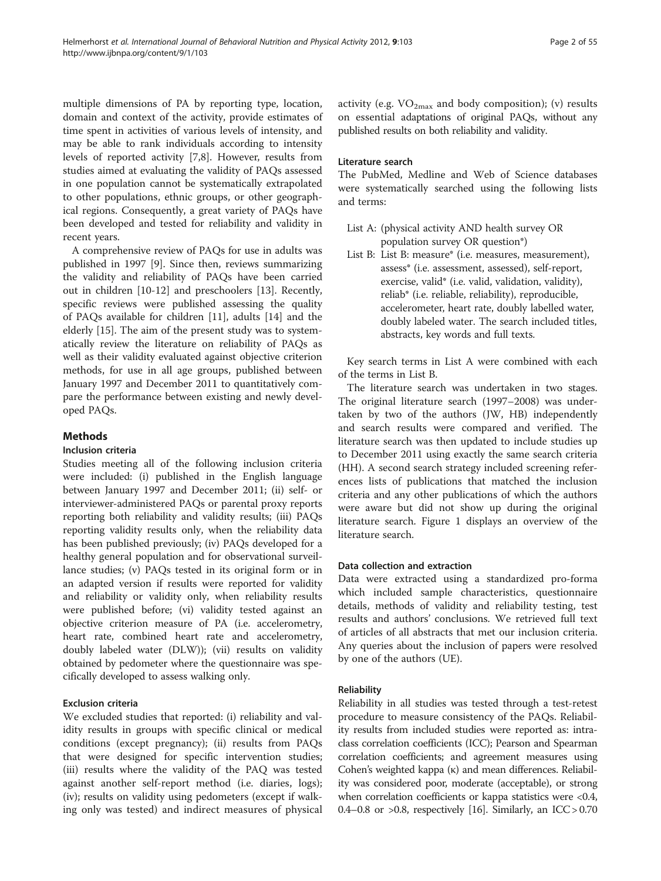multiple dimensions of PA by reporting type, location, domain and context of the activity, provide estimates of time spent in activities of various levels of intensity, and may be able to rank individuals according to intensity levels of reported activity [7,8]. However, results from studies aimed at evaluating the validity of PAQs assessed in one population cannot be systematically extrapolated to other populations, ethnic groups, or other geographical regions. Consequently, a great variety of PAQs have been developed and tested for reliability and validity in recent years.

A comprehensive review of PAQs for use in adults was published in 1997 [9]. Since then, reviews summarizing the validity and reliability of PAQs have been carried out in children [10-12] and preschoolers [13]. Recently, specific reviews were published assessing the quality of PAQs available for children [11], adults [14] and the elderly [15]. The aim of the present study was to systematically review the literature on reliability of PAQs as well as their validity evaluated against objective criterion methods, for use in all age groups, published between January 1997 and December 2011 to quantitatively compare the performance between existing and newly developed PAQs.

## Methods

### Inclusion criteria

Studies meeting all of the following inclusion criteria were included: (i) published in the English language between January 1997 and December 2011; (ii) self- or interviewer-administered PAQs or parental proxy reports reporting both reliability and validity results; (iii) PAQs reporting validity results only, when the reliability data has been published previously; (iv) PAQs developed for a healthy general population and for observational surveillance studies; (v) PAQs tested in its original form or in an adapted version if results were reported for validity and reliability or validity only, when reliability results were published before; (vi) validity tested against an objective criterion measure of PA (i.e. accelerometry, heart rate, combined heart rate and accelerometry, doubly labeled water (DLW)); (vii) results on validity obtained by pedometer where the questionnaire was specifically developed to assess walking only.

### Exclusion criteria

We excluded studies that reported: (i) reliability and validity results in groups with specific clinical or medical conditions (except pregnancy); (ii) results from PAQs that were designed for specific intervention studies; (iii) results where the validity of the PAQ was tested against another self-report method (i.e. diaries, logs); (iv); results on validity using pedometers (except if walking only was tested) and indirect measures of physical activity (e.g. $VO_{2max}$ and body composition); (v) results on essential adaptations of original PAQs, without any published results on both reliability and validity.

### Literature search

The PubMed, Medline and Web of Science databases were systematically searched using the following lists and terms:

- List A: (physical activity AND health survey OR population survey OR question*)
- List B: List B: measure* (i.e. measures, measurement), assess* (i.e. assessment, assessed), self-report, exercise, valid* (i.e. valid, validation, validity), reliab* (i.e. reliable, reliability), reproducible, accelerometer, heart rate, doubly labelled water, doubly labeled water. The search included titles, abstracts, key words and full texts.

Key search terms in List A were combined with each of the terms in List B.

The literature search was undertaken in two stages. The original literature search (1997–2008) was undertaken by two of the authors (JW, HB) independently and search results were compared and verified. The literature search was then updated to include studies up to December 2011 using exactly the same search criteria (HH). A second search strategy included screening references lists of publications that matched the inclusion criteria and any other publications of which the authors were aware but did not show up during the original literature search. Figure 1 displays an overview of the literature search.

### Data collection and extraction

Data were extracted using a standardized pro-forma which included sample characteristics, questionnaire details, methods of validity and reliability testing, test results and authors' conclusions. We retrieved full text of articles of all abstracts that met our inclusion criteria. Any queries about the inclusion of papers were resolved by one of the authors (UE).

### Reliability

Reliability in all studies was tested through a test-retest procedure to measure consistency of the PAQs. Reliability results from included studies were reported as: intraclass correlation coefficients (ICC); Pearson and Spearman correlation coefficients; and agreement measures using Cohen's weighted kappa (κ) and mean differences. Reliability was considered poor, moderate (acceptable), or strong when correlation coefficients or kappa statistics were <0.4, 0.4–0.8 or >0.8, respectively [16]. Similarly, an ICC > 0.70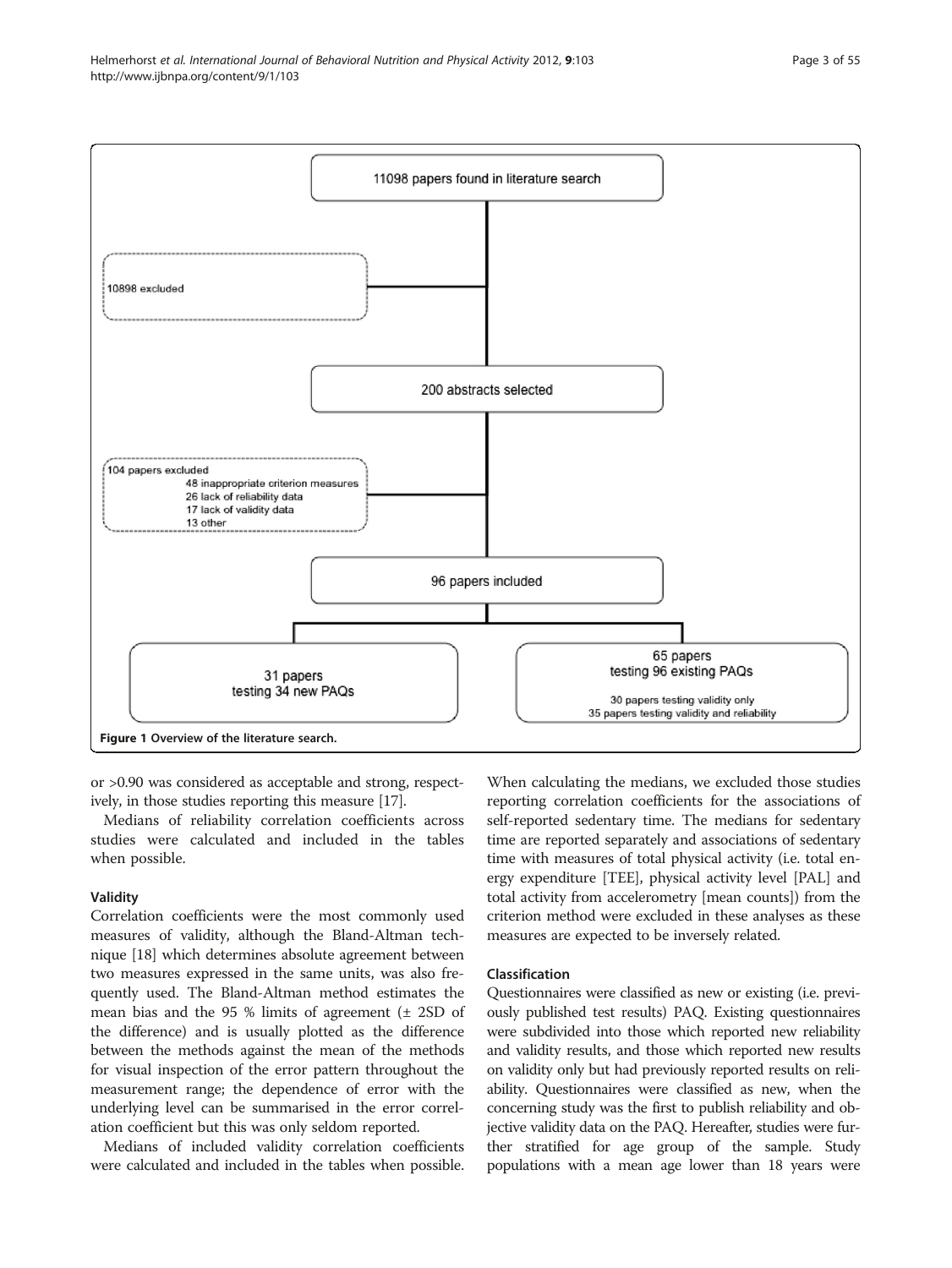11098 papers found in literature search

10898 excluded

200 abstracts selected

104 papers excluded
- 48 inappropriate criterion measures
- 26 lack of reliability data
- 17 lack of validity data
- 13 other

96 papers included

31 papers testing 34 new PAQs

65 papers testing 96 existing PAQs
- 30 papers testing validity only
- 35 papers testing validity and reliability

**Figure 1 Overview of the literature search.**

or >0.90 was considered as acceptable and strong, respectively, in those studies reporting this measure [17].

Medians of reliability correlation coefficients across studies were calculated and included in the tables when possible.

### Validity

Correlation coefficients were the most commonly used measures of validity, although the Bland-Altman technique [18] which determines absolute agreement between two measures expressed in the same units, was also frequently used. The Bland-Altman method estimates the mean bias and the 95 % limits of agreement (± 2SD of the difference) and is usually plotted as the difference between the methods against the mean of the methods for visual inspection of the error pattern throughout the measurement range; the dependence of error with the underlying level can be summarised in the error correlation coefficient but this was only seldom reported.

Medians of included validity correlation coefficients were calculated and included in the tables when possible. When calculating the medians, we excluded those studies reporting correlation coefficients for the associations of self-reported sedentary time. The medians for sedentary time are reported separately and associations of sedentary time with measures of total physical activity (i.e. total energy expenditure [TEE], physical activity level [PAL] and total activity from accelerometry [mean counts]) from the criterion method were excluded in these analyses as these measures are expected to be inversely related.

### Classification

Questionnaires were classified as new or existing (i.e. previously published test results) PAQ. Existing questionnaires were subdivided into those which reported new reliability and validity results, and those which reported new results on validity only but had previously reported results on reliability. Questionnaires were classified as new, when the concerning study was the first to publish reliability and objective validity data on the PAQ. Hereafter, studies were further stratified for age group of the sample. Study populations with a mean age lower than 18 years were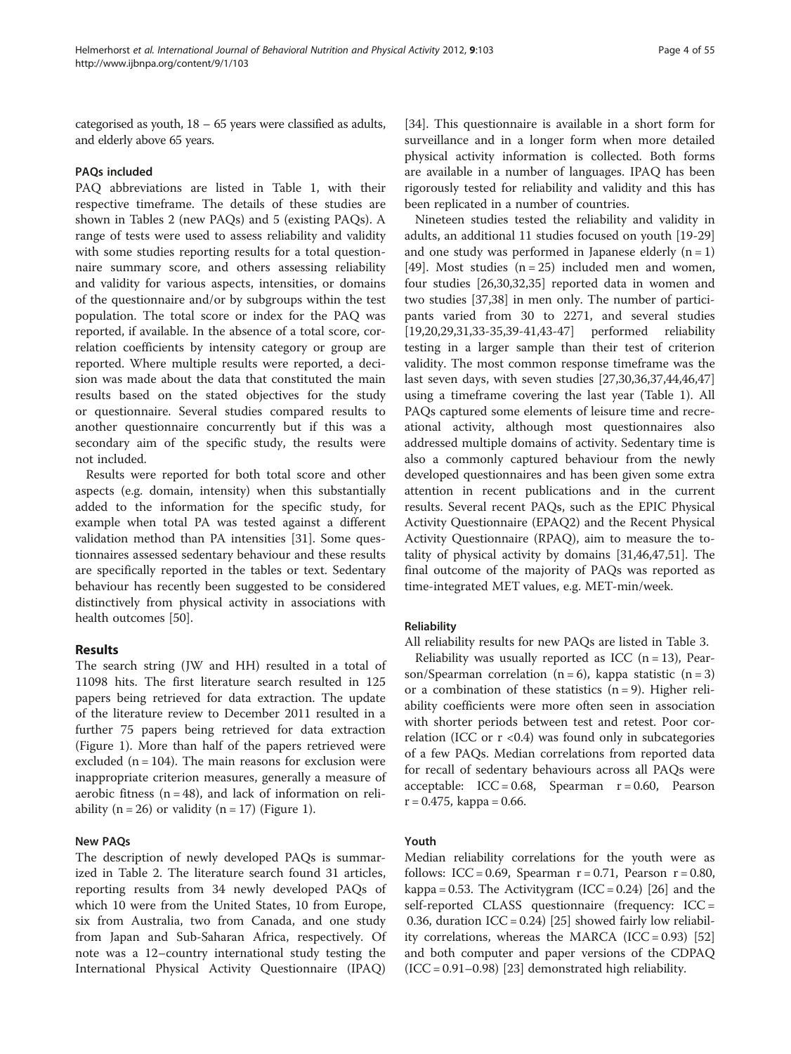categorised as youth, 18 – 65 years were classified as adults, and elderly above 65 years.

### PAQs included

PAQ abbreviations are listed in Table 1, with their respective timeframe. The details of these studies are shown in Tables 2 (new PAQs) and 5 (existing PAQs). A range of tests were used to assess reliability and validity with some studies reporting results for a total questionnaire summary score, and others assessing reliability and validity for various aspects, intensities, or domains of the questionnaire and/or by subgroups within the test population. The total score or index for the PAQ was reported, if available. In the absence of a total score, correlation coefficients by intensity category or group are reported. Where multiple results were reported, a decision was made about the data that constituted the main results based on the stated objectives for the study or questionnaire. Several studies compared results to another questionnaire concurrently but if this was a secondary aim of the specific study, the results were not included.

Results were reported for both total score and other aspects (e.g. domain, intensity) when this substantially added to the information for the specific study, for example when total PA was tested against a different validation method than PA intensities [31]. Some questionnaires assessed sedentary behaviour and these results are specifically reported in the tables or text. Sedentary behaviour has recently been suggested to be considered distinctively from physical activity in associations with health outcomes [50].

## Results

The search string (JW and HH) resulted in a total of 11098 hits. The first literature search resulted in 125 papers being retrieved for data extraction. The update of the literature review to December 2011 resulted in a further 75 papers being retrieved for data extraction (Figure 1). More than half of the papers retrieved were excluded (n = 104). The main reasons for exclusion were inappropriate criterion measures, generally a measure of aerobic fitness (n = 48), and lack of information on reliability (n = 26) or validity (n = 17) (Figure 1).

### New PAQs

The description of newly developed PAQs is summarized in Table 2. The literature search found 31 articles, reporting results from 34 newly developed PAQs of which 10 were from the United States, 10 from Europe, six from Australia, two from Canada, and one study from Japan and Sub-Saharan Africa, respectively. Of note was a 12–country international study testing the International Physical Activity Questionnaire (IPAQ) [34]. This questionnaire is available in a short form for surveillance and in a longer form when more detailed physical activity information is collected. Both forms are available in a number of languages. IPAQ has been rigorously tested for reliability and validity and this has been replicated in a number of countries.

Nineteen studies tested the reliability and validity in adults, an additional 11 studies focused on youth [19-29] and one study was performed in Japanese elderly (n = 1) [49]. Most studies (n = 25) included men and women, four studies [26,30,32,35] reported data in women and two studies [37,38] in men only. The number of participants varied from 30 to 2271, and several studies [19,20,29,31,33-35,39-41,43-47] performed reliability testing in a larger sample than their test of criterion validity. The most common response timeframe was the last seven days, with seven studies [27,30,36,37,44,46,47] using a timeframe covering the last year (Table 1). All PAQs captured some elements of leisure time and recreational activity, although most questionnaires also addressed multiple domains of activity. Sedentary time is also a commonly captured behaviour from the newly developed questionnaires and has been given some extra attention in recent publications and in the current results. Several recent PAQs, such as the EPIC Physical Activity Questionnaire (EPAQ2) and the Recent Physical Activity Questionnaire (RPAQ), aim to measure the totality of physical activity by domains [31,46,47,51]. The final outcome of the majority of PAQs was reported as time-integrated MET values, e.g. MET-min/week.

### Reliability

All reliability results for new PAQs are listed in Table 3.

Reliability was usually reported as ICC (n = 13), Pearson/Spearman correlation (n = 6), kappa statistic (n = 3) or a combination of these statistics (n = 9). Higher reliability coefficients were more often seen in association with shorter periods between test and retest. Poor correlation (ICC or r <0.4) was found only in subcategories of a few PAQs. Median correlations from reported data for recall of sedentary behaviours across all PAQs were acceptable: ICC = 0.68, Spearman r = 0.60, Pearson r = 0.475, kappa = 0.66.

### Youth

Median reliability correlations for the youth were as follows: ICC = 0.69, Spearman r = 0.71, Pearson r = 0.80, kappa = 0.53. The Activitygram (ICC = 0.24) [26] and the self-reported CLASS questionnaire (frequency: ICC = 0.36, duration ICC = 0.24) [25] showed fairly low reliability correlations, whereas the MARCA (ICC = 0.93) [52] and both computer and paper versions of the CDPAQ (ICC = 0.91–0.98) [23] demonstrated high reliability.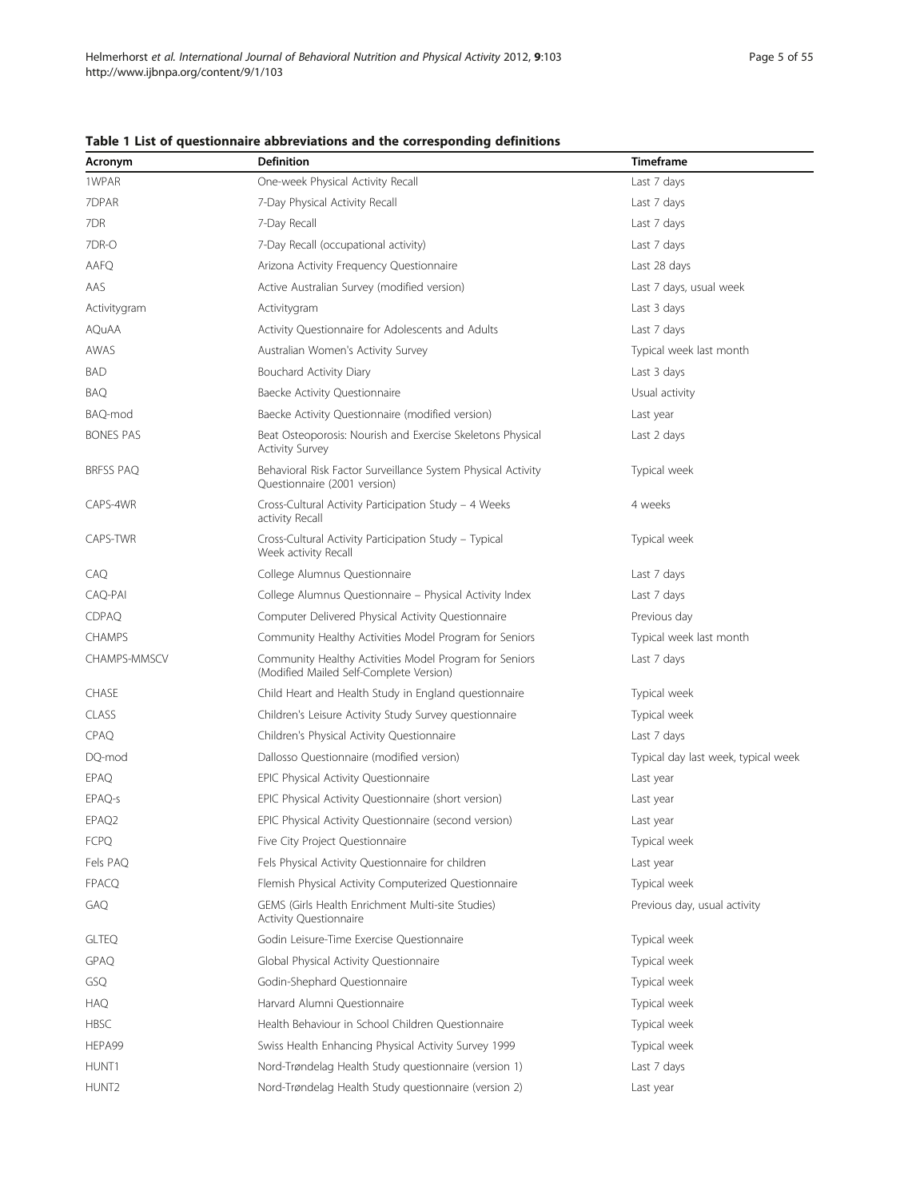**Table 1 List of questionnaire abbreviations and the corresponding definitions**

| Acronym | Definition | Timeframe |
|---|---|---|
| 1WPAR | One-week Physical Activity Recall | Last 7 days |
| 7DPAR | 7-Day Physical Activity Recall | Last 7 days |
| 7DR | 7-Day Recall | Last 7 days |
| 7DR-O | 7-Day Recall (occupational activity) | Last 7 days |
| AAFQ | Arizona Activity Frequency Questionnaire | Last 28 days |
| AAS | Active Australian Survey (modified version) | Last 7 days, usual week |
| Activitygram | Activitygram | Last 3 days |
| AQuAA | Activity Questionnaire for Adolescents and Adults | Last 7 days |
| AWAS | Australian Women's Activity Survey | Typical week last month |
| BAD | Bouchard Activity Diary | Last 3 days |
| BAQ | Baecke Activity Questionnaire | Usual activity |
| BAQ-mod | Baecke Activity Questionnaire (modified version) | Last year |
| BONES PAS | Beat Osteoporosis: Nourish and Exercise Skeletons Physical Activity Survey | Last 2 days |
| BRFSS PAQ | Behavioral Risk Factor Surveillance System Physical Activity Questionnaire (2001 version) | Typical week |
| CAPS-4WR | Cross-Cultural Activity Participation Study – 4 Weeks activity Recall | 4 weeks |
| CAPS-TWR | Cross-Cultural Activity Participation Study – Typical Week activity Recall | Typical week |
| CAQ | College Alumnus Questionnaire | Last 7 days |
| CAQ-PAI | College Alumnus Questionnaire – Physical Activity Index | Last 7 days |
| CDPAQ | Computer Delivered Physical Activity Questionnaire | Previous day |
| CHAMPS | Community Healthy Activities Model Program for Seniors | Typical week last month |
| CHAMPS-MMSCV | Community Healthy Activities Model Program for Seniors (Modified Mailed Self-Complete Version) | Last 7 days |
| CHASE | Child Heart and Health Study in England questionnaire | Typical week |
| CLASS | Children's Leisure Activity Study Survey questionnaire | Typical week |
| CPAQ | Children's Physical Activity Questionnaire | Last 7 days |
| DQ-mod | Dallosso Questionnaire (modified version) | Typical day last week, typical week |
| EPAQ | EPIC Physical Activity Questionnaire | Last year |
| EPAQ-s | EPIC Physical Activity Questionnaire (short version) | Last year |
| EPAQ2 | EPIC Physical Activity Questionnaire (second version) | Last year |
| FCPQ | Five City Project Questionnaire | Typical week |
| Fels PAQ | Fels Physical Activity Questionnaire for children | Last year |
| FPACQ | Flemish Physical Activity Computerized Questionnaire | Typical week |
| GAQ | GEMS (Girls Health Enrichment Multi-site Studies) Activity Questionnaire | Previous day, usual activity |
| GLTEQ | Godin Leisure-Time Exercise Questionnaire | Typical week |
| GPAQ | Global Physical Activity Questionnaire | Typical week |
| GSQ | Godin-Shephard Questionnaire | Typical week |
| HAQ | Harvard Alumni Questionnaire | Typical week |
| HBSC | Health Behaviour in School Children Questionnaire | Typical week |
| HEPA99 | Swiss Health Enhancing Physical Activity Survey 1999 | Typical week |
| HUNT1 | Nord-Trøndelag Health Study questionnaire (version 1) | Last 7 days |
| HUNT2 | Nord-Trøndelag Health Study questionnaire (version 2) | Last year |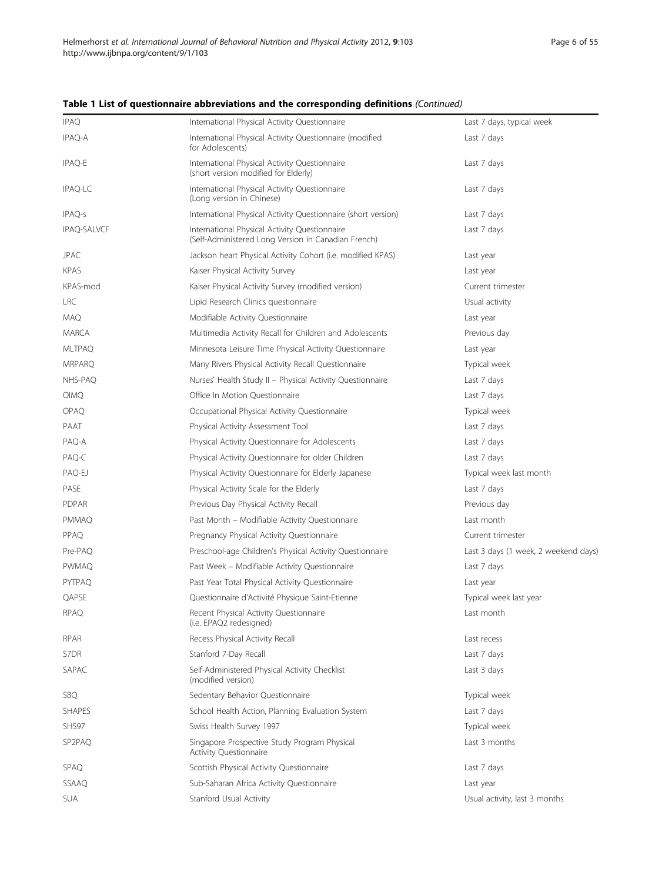**Table 1 List of questionnaire abbreviations and the corresponding definitions** *(Continued)*

| | | |
|---|---|---|
| IPAQ | International Physical Activity Questionnaire | Last 7 days, typical week |
| IPAQ-A | International Physical Activity Questionnaire (modified for Adolescents) | Last 7 days |
| IPAQ-E | International Physical Activity Questionnaire (short version modified for Elderly) | Last 7 days |
| IPAQ-LC | International Physical Activity Questionnaire (Long version in Chinese) | Last 7 days |
| IPAQ-s | International Physical Activity Questionnaire (short version) | Last 7 days |
| IPAQ-SALVCF | International Physical Activity Questionnaire (Self-Administered Long Version in Canadian French) | Last 7 days |
| JPAC | Jackson heart Physical Activity Cohort (i.e. modified KPAS) | Last year |
| KPAS | Kaiser Physical Activity Survey | Last year |
| KPAS-mod | Kaiser Physical Activity Survey (modified version) | Current trimester |
| LRC | Lipid Research Clinics questionnaire | Usual activity |
| MAQ | Modifiable Activity Questionnaire | Last year |
| MARCA | Multimedia Activity Recall for Children and Adolescents | Previous day |
| MLTPAQ | Minnesota Leisure Time Physical Activity Questionnaire | Last year |
| MRPARQ | Many Rivers Physical Activity Recall Questionnaire | Typical week |
| NHS-PAQ | Nurses' Health Study II – Physical Activity Questionnaire | Last 7 days |
| OIMQ | Office In Motion Questionnaire | Last 7 days |
| OPAQ | Occupational Physical Activity Questionnaire | Typical week |
| PAAT | Physical Activity Assessment Tool | Last 7 days |
| PAQ-A | Physical Activity Questionnaire for Adolescents | Last 7 days |
| PAQ-C | Physical Activity Questionnaire for older Children | Last 7 days |
| PAQ-EJ | Physical Activity Questionnaire for Elderly Japanese | Typical week last month |
| PASE | Physical Activity Scale for the Elderly | Last 7 days |
| PDPAR | Previous Day Physical Activity Recall | Previous day |
| PMMAQ | Past Month – Modifiable Activity Questionnaire | Last month |
| PPAQ | Pregnancy Physical Activity Questionnaire | Current trimester |
| Pre-PAQ | Preschool-age Children's Physical Activity Questionnaire | Last 3 days (1 week, 2 weekend days) |
| PWMAQ | Past Week – Modifiable Activity Questionnaire | Last 7 days |
| PYTPAQ | Past Year Total Physical Activity Questionnaire | Last year |
| QAPSE | Questionnaire d'Activité Physique Saint-Etienne | Typical week last year |
| RPAQ | Recent Physical Activity Questionnaire (i.e. EPAQ2 redesigned) | Last month |
| RPAR | Recess Physical Activity Recall | Last recess |
| S7DR | Stanford 7-Day Recall | Last 7 days |
| SAPAC | Self-Administered Physical Activity Checklist (modified version) | Last 3 days |
| SBQ | Sedentary Behavior Questionnaire | Typical week |
| SHAPES | School Health Action, Planning Evaluation System | Last 7 days |
| SHS97 | Swiss Health Survey 1997 | Typical week |
| SP2PAQ | Singapore Prospective Study Program Physical Activity Questionnaire | Last 3 months |
| SPAQ | Scottish Physical Activity Questionnaire | Last 7 days |
| SSAAQ | Sub-Saharan Africa Activity Questionnaire | Last year |
| SUA | Stanford Usual Activity | Usual activity, last 3 months |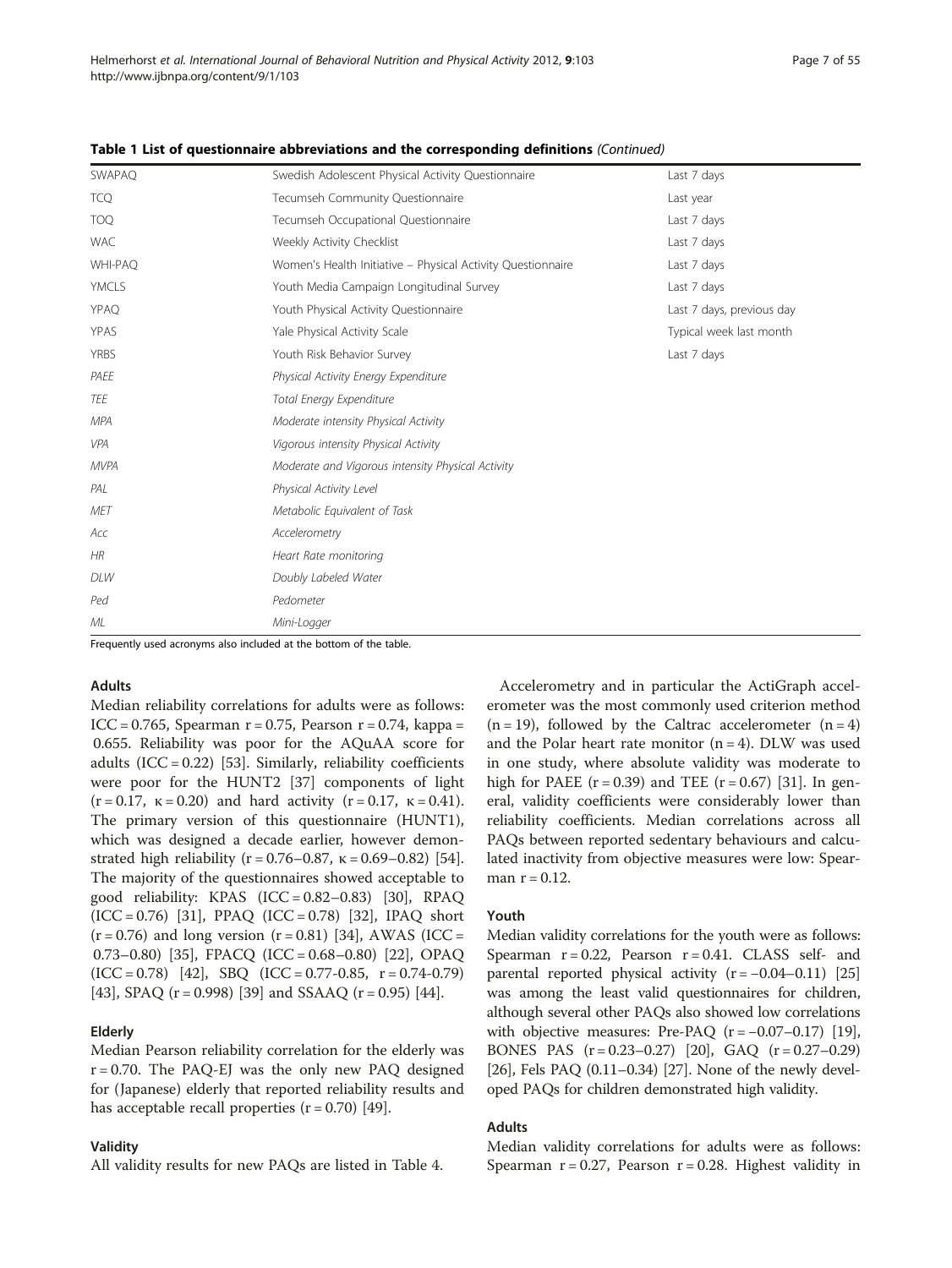**Table 1 List of questionnaire abbreviations and the corresponding definitions** *(Continued)*

| | | |
|---|---|---|
| SWAPAQ | Swedish Adolescent Physical Activity Questionnaire | Last 7 days |
| TCQ | Tecumseh Community Questionnaire | Last year |
| TOQ | Tecumseh Occupational Questionnaire | Last 7 days |
| WAC | Weekly Activity Checklist | Last 7 days |
| WHI-PAQ | Women's Health Initiative – Physical Activity Questionnaire | Last 7 days |
| YMCLS | Youth Media Campaign Longitudinal Survey | Last 7 days |
| YPAQ | Youth Physical Activity Questionnaire | Last 7 days, previous day |
| YPAS | Yale Physical Activity Scale | Typical week last month |
| YRBS | Youth Risk Behavior Survey | Last 7 days |
| *PAEE* | *Physical Activity Energy Expenditure* | |
| *TEE* | *Total Energy Expenditure* | |
| *MPA* | *Moderate intensity Physical Activity* | |
| *VPA* | *Vigorous intensity Physical Activity* | |
| *MVPA* | *Moderate and Vigorous intensity Physical Activity* | |
| *PAL* | *Physical Activity Level* | |
| *MET* | *Metabolic Equivalent of Task* | |
| *Acc* | *Accelerometry* | |
| *HR* | *Heart Rate monitoring* | |
| *DLW* | *Doubly Labeled Water* | |
| *Ped* | *Pedometer* | |
| *ML* | *Mini-Logger* | |

Frequently used acronyms also included at the bottom of the table.

#### Adults

Median reliability correlations for adults were as follows: ICC = 0.765, Spearman r = 0.75, Pearson r = 0.74, kappa = 0.655. Reliability was poor for the AQuAA score for adults (ICC = 0.22) [53]. Similarly, reliability coefficients were poor for the HUNT2 [37] components of light (r = 0.17, κ = 0.20) and hard activity (r = 0.17, κ = 0.41). The primary version of this questionnaire (HUNT1), which was designed a decade earlier, however demonstrated high reliability (r = 0.76–0.87, κ = 0.69–0.82) [54]. The majority of the questionnaires showed acceptable to good reliability: KPAS (ICC = 0.82–0.83) [30], RPAQ (ICC = 0.76) [31], PPAQ (ICC = 0.78) [32], IPAQ short (r = 0.76) and long version (r = 0.81) [34], AWAS (ICC = 0.73–0.80) [35], FPACQ (ICC = 0.68–0.80) [22], OPAQ (ICC = 0.78) [42], SBQ (ICC = 0.77-0.85, r = 0.74-0.79) [43], SPAQ (r = 0.998) [39] and SSAAQ (r = 0.95) [44].

#### Elderly

Median Pearson reliability correlation for the elderly was r = 0.70. The PAQ-EJ was the only new PAQ designed for (Japanese) elderly that reported reliability results and has acceptable recall properties (r = 0.70) [49].

### Validity

All validity results for new PAQs are listed in Table 4.

Accelerometry and in particular the ActiGraph accelerometer was the most commonly used criterion method (n = 19), followed by the Caltrac accelerometer (n = 4) and the Polar heart rate monitor (n = 4). DLW was used in one study, where absolute validity was moderate to high for PAEE (r = 0.39) and TEE (r = 0.67) [31]. In general, validity coefficients were considerably lower than reliability coefficients. Median correlations across all PAQs between reported sedentary behaviours and calculated inactivity from objective measures were low: Spearman r = 0.12.

#### Youth

Median validity correlations for the youth were as follows: Spearman r = 0.22, Pearson r = 0.41. CLASS self- and parental reported physical activity (r = −0.04–0.11) [25] was among the least valid questionnaires for children, although several other PAQs also showed low correlations with objective measures: Pre-PAQ (r = −0.07–0.17) [19], BONES PAS (r = 0.23–0.27) [20], GAQ (r = 0.27–0.29) [26], Fels PAQ (0.11–0.34) [27]. None of the newly developed PAQs for children demonstrated high validity.

#### Adults

Median validity correlations for adults were as follows: Spearman r = 0.27, Pearson r = 0.28. Highest validity in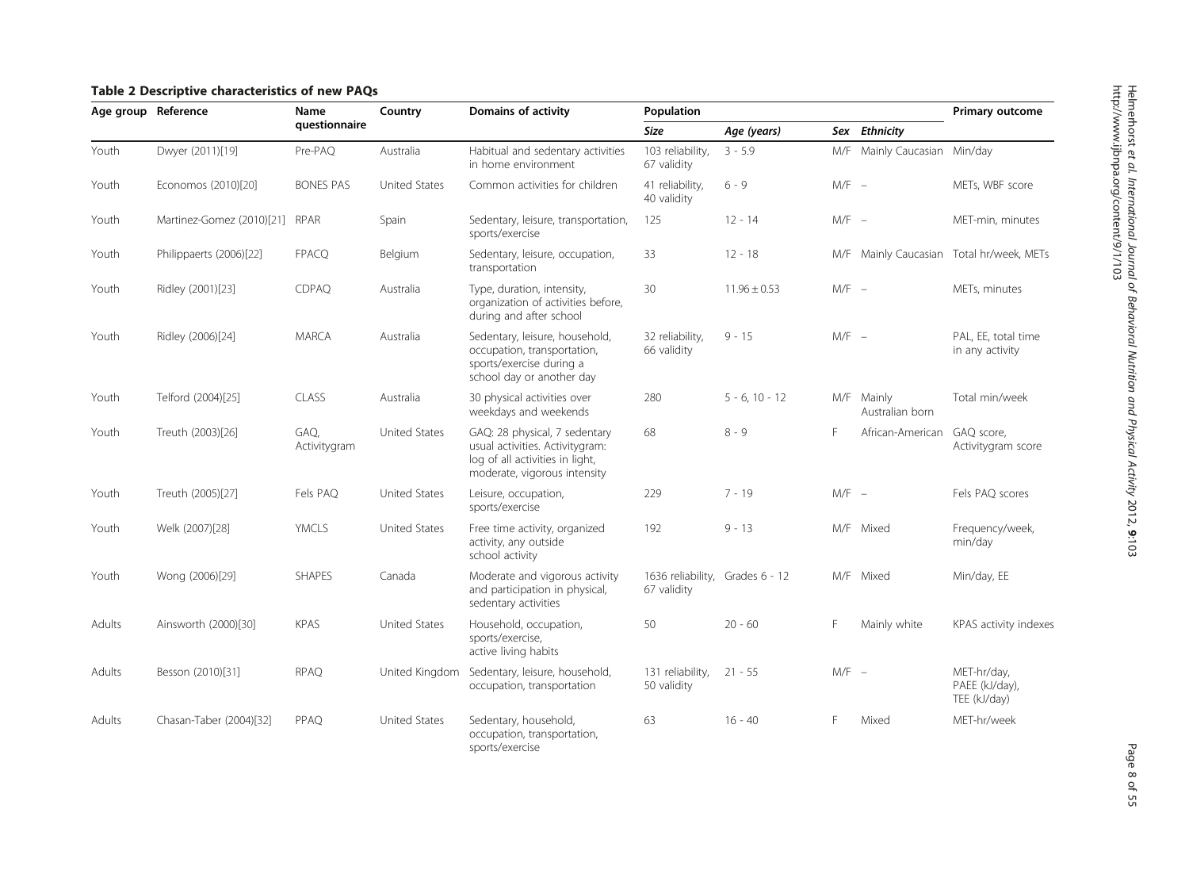**Table 2 Descriptive characteristics of new PAQs**

| Age group | Reference | Name questionnaire | Country | Domains of activity | Population | | | | Primary outcome |
|---|---|---|---|---|---|---|---|---|---|
| | | | | | *Size* | *Age (years)* | *Sex* | *Ethnicity* | |
| Youth | Dwyer (2011)[19] | Pre-PAQ | Australia | Habitual and sedentary activities in home environment | 103 reliability, 67 validity | 3 - 5.9 | M/F | Mainly Caucasian | Min/day |
| Youth | Economos (2010)[20] | BONES PAS | United States | Common activities for children | 41 reliability, 40 validity | 6 - 9 | M/F | – | METs, WBF score |
| Youth | Martinez-Gomez (2010)[21] | RPAR | Spain | Sedentary, leisure, transportation, sports/exercise | 125 | 12 - 14 | M/F | – | MET-min, minutes |
| Youth | Philippaerts (2006)[22] | FPACQ | Belgium | Sedentary, leisure, occupation, transportation | 33 | 12 - 18 | M/F | Mainly Caucasian | Total hr/week, METs |
| Youth | Ridley (2001)[23] | CDPAQ | Australia | Type, duration, intensity, organization of activities before, during and after school | 30 | 11.96 ± 0.53 | M/F | – | METs, minutes |
| Youth | Ridley (2006)[24] | MARCA | Australia | Sedentary, leisure, household, occupation, transportation, sports/exercise during a school day or another day | 32 reliability, 66 validity | 9 - 15 | M/F | – | PAL, EE, total time in any activity |
| Youth | Telford (2004)[25] | CLASS | Australia | 30 physical activities over weekdays and weekends | 280 | 5 - 6, 10 - 12 | M/F | Mainly Australian born | Total min/week |
| Youth | Treuth (2003)[26] | GAQ, Activitygram | United States | GAQ: 28 physical, 7 sedentary usual activities. Activitygram: log of all activities in light, moderate, vigorous intensity | 68 | 8 - 9 | F | African-American | GAQ score, Activitygram score |
| Youth | Treuth (2005)[27] | Fels PAQ | United States | Leisure, occupation, sports/exercise | 229 | 7 - 19 | M/F | – | Fels PAQ scores |
| Youth | Welk (2007)[28] | YMCLS | United States | Free time activity, organized activity, any outside school activity | 192 | 9 - 13 | M/F | Mixed | Frequency/week, min/day |
| Youth | Wong (2006)[29] | SHAPES | Canada | Moderate and vigorous activity and participation in physical, sedentary activities | 1636 reliability, 67 validity | Grades 6 - 12 | M/F | Mixed | Min/day, EE |
| Adults | Ainsworth (2000)[30] | KPAS | United States | Household, occupation, sports/exercise, active living habits | 50 | 20 - 60 | F | Mainly white | KPAS activity indexes |
| Adults | Besson (2010)[31] | RPAQ | United Kingdom | Sedentary, leisure, household, occupation, transportation | 131 reliability, 50 validity | 21 - 55 | M/F | – | MET-hr/day, PAEE (kJ/day), TEE (kJ/day) |
| Adults | Chasan-Taber (2004)[32] | PPAQ | United States | Sedentary, household, occupation, transportation, sports/exercise | 63 | 16 - 40 | F | Mixed | MET-hr/week |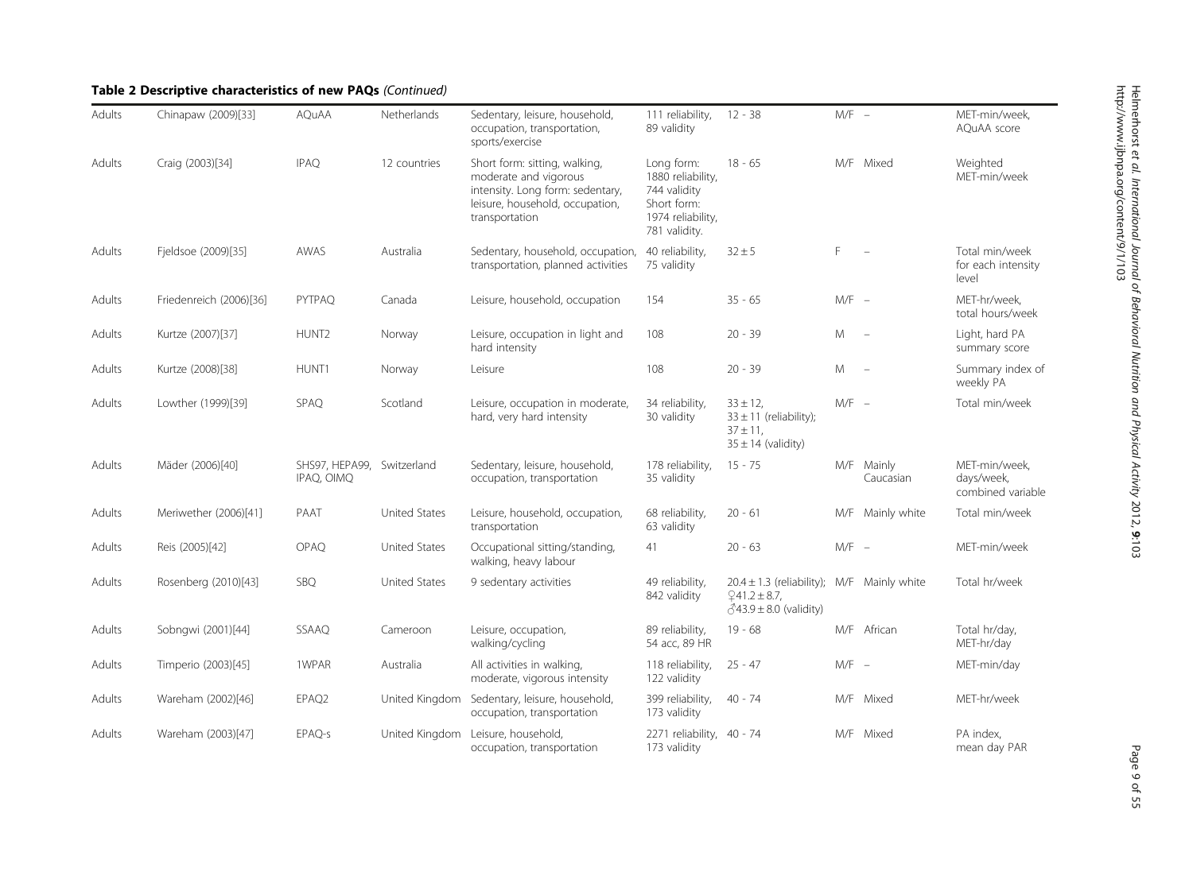**Table 2 Descriptive characteristics of new PAQs** *(Continued)*

| | | | | | | | | | |
|---|---|---|---|---|---|---|---|---|---|
| Adults | Chinapaw (2009)[33] | AQuAA | Netherlands | Sedentary, leisure, household, occupation, transportation, sports/exercise | 111 reliability, 89 validity | 12 - 38 | M/F | – | MET-min/week, AQuAA score |
| Adults | Craig (2003)[34] | IPAQ | 12 countries | Short form: sitting, walking, moderate and vigorous intensity. Long form: sedentary, leisure, household, occupation, transportation | Long form: 1880 reliability, 744 validity Short form: 1974 reliability, 781 validity. | 18 - 65 | M/F | Mixed | Weighted MET-min/week |
| Adults | Fjeldsoe (2009)[35] | AWAS | Australia | Sedentary, household, occupation, transportation, planned activities | 40 reliability, 75 validity | 32 ± 5 | F | – | Total min/week for each intensity level |
| Adults | Friedenreich (2006)[36] | PYTPAQ | Canada | Leisure, household, occupation | 154 | 35 - 65 | M/F | – | MET-hr/week, total hours/week |
| Adults | Kurtze (2007)[37] | HUNT2 | Norway | Leisure, occupation in light and hard intensity | 108 | 20 - 39 | M | – | Light, hard PA summary score |
| Adults | Kurtze (2008)[38] | HUNT1 | Norway | Leisure | 108 | 20 - 39 | M | – | Summary index of weekly PA |
| Adults | Lowther (1999)[39] | SPAQ | Scotland | Leisure, occupation in moderate, hard, very hard intensity | 34 reliability, 30 validity | 33 ± 12, 33 ± 11 (reliability); 37 ± 11, 35 ± 14 (validity) | M/F | – | Total min/week |
| Adults | Mäder (2006)[40] | SHS97, HEPA99, IPAQ, OIMQ | Switzerland | Sedentary, leisure, household, occupation, transportation | 178 reliability, 35 validity | 15 - 75 | M/F | Mainly Caucasian | MET-min/week, days/week, combined variable |
| Adults | Meriwether (2006)[41] | PAAT | United States | Leisure, household, occupation, transportation | 68 reliability, 63 validity | 20 - 61 | M/F | Mainly white | Total min/week |
| Adults | Reis (2005)[42] | OPAQ | United States | Occupational sitting/standing, walking, heavy labour | 41 | 20 - 63 | M/F | – | MET-min/week |
| Adults | Rosenberg (2010)[43] | SBQ | United States | 9 sedentary activities | 49 reliability, 842 validity | 20.4 ± 1.3 (reliability); ♀41.2 ± 8.7, ♂43.9 ± 8.0 (validity) | M/F | Mainly white | Total hr/week |
| Adults | Sobngwi (2001)[44] | SSAAQ | Cameroon | Leisure, occupation, walking/cycling | 89 reliability, 54 acc, 89 HR | 19 - 68 | M/F | African | Total hr/day, MET-hr/day |
| Adults | Timperio (2003)[45] | 1WPAR | Australia | All activities in walking, moderate, vigorous intensity | 118 reliability, 122 validity | 25 - 47 | M/F | – | MET-min/day |
| Adults | Wareham (2002)[46] | EPAQ2 | United Kingdom | Sedentary, leisure, household, occupation, transportation | 399 reliability, 173 validity | 40 - 74 | M/F | Mixed | MET-hr/week |
| Adults | Wareham (2003)[47] | EPAQ-s | United Kingdom | Leisure, household, occupation, transportation | 2271 reliability, 173 validity | 40 - 74 | M/F | Mixed | PA index, mean day PAR |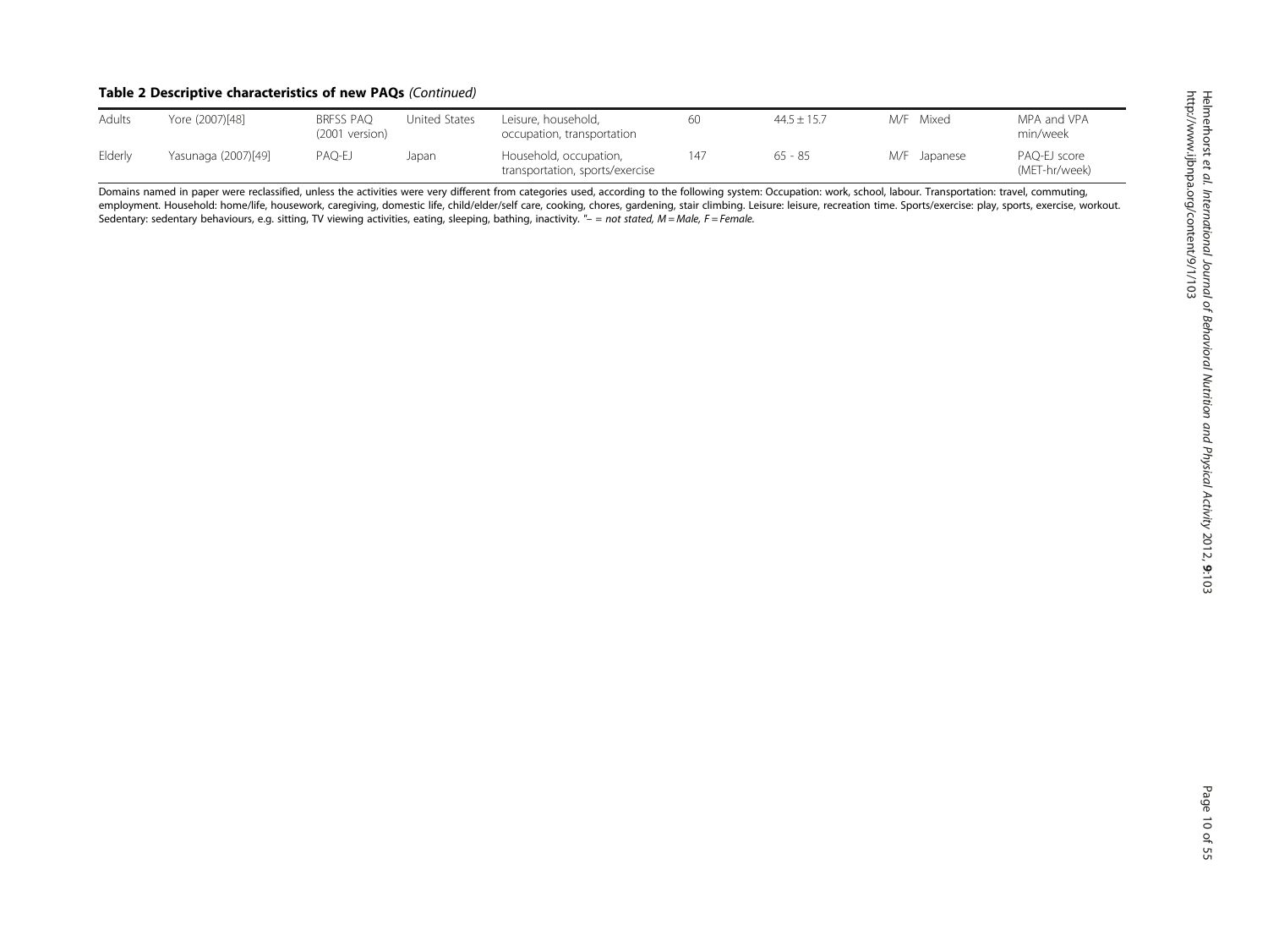**Table 2 Descriptive characteristics of new PAQs** *(Continued)*

| | | | | | | | | |
|---|---|---|---|---|---|---|---|---|
| Adults | Yore (2007)[48] | BRFSS PAQ (2001 version) | United States | Leisure, household, occupation, transportation | 60 | 44.5 ± 15.7 | M/F | Mixed | MPA and VPA min/week |
| Elderly | Yasunaga (2007)[49] | PAQ-EJ | Japan | Household, occupation, transportation, sports/exercise | 147 | 65 - 85 | M/F | Japanese | PAQ-EJ score (MET-hr/week) |

Domains named in paper were reclassified, unless the activities were very different from categories used, according to the following system: Occupation: work, school, labour. Transportation: travel, commuting, employment. Household: home/life, housework, caregiving, domestic life, child/elder/self care, cooking, chores, gardening, stair climbing. Leisure: leisure, recreation time. Sports/exercise: play, sports, exercise, workout. Sedentary: sedentary behaviours, e.g. sitting, TV viewing activities, eating, sleeping, bathing, inactivity. *"– = not stated, M = Male, F = Female.*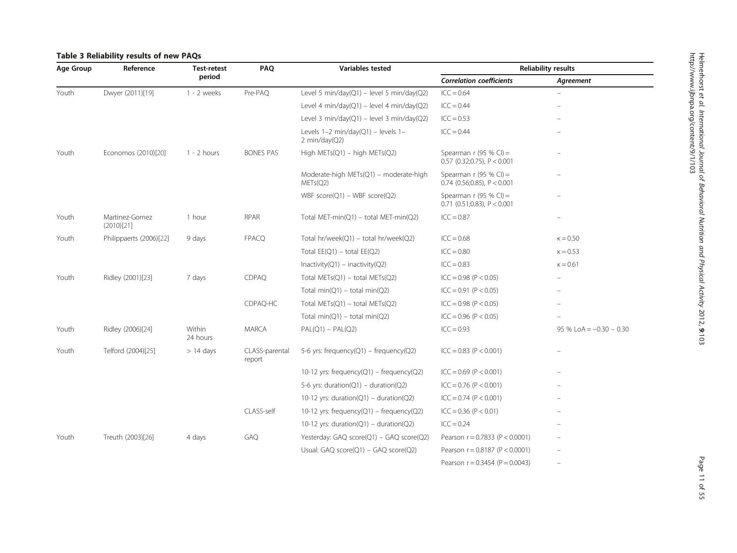**Table 3 Reliability results of new PAQs**

| Age Group | Reference | Test-retest period | PAQ | Variables tested | Reliability results | |
|---|---|---|---|---|---|---|
| | | | | | *Correlation coefficients* | *Agreement* |
| Youth | Dwyer (2011)[19] | 1 - 2 weeks | Pre-PAQ | Level 5 min/day(Q1) – level 5 min/day(Q2) | ICC = 0.64 | – |
| | | | | Level 4 min/day(Q1) – level 4 min/day(Q2) | ICC = 0.44 | – |
| | | | | Level 3 min/day(Q1) – level 3 min/day(Q2) | ICC = 0.53 | – |
| | | | | Levels 1–2 min/day(Q1) – levels 1–2 min/day(Q2) | ICC = 0.44 | – |
| Youth | Economos (2010)[20] | 1 - 2 hours | BONES PAS | High METs(Q1) – high METs(Q2) | Spearman r (95 % CI) = 0.57 (0.32;0.75), P < 0.001 | – |
| | | | | Moderate-high METs(Q1) – moderate-high METs(Q2) | Spearman r (95 % CI) = 0.74 (0.56;0.85), P < 0.001 | – |
| | | | | WBF score(Q1) – WBF score(Q2) | Spearman r (95 % CI) = 0.71 (0.51;0.83), P < 0.001 | – |
| Youth | Martinez-Gomez (2010)[21] | 1 hour | RPAR | Total MET-min(Q1) – total MET-min(Q2) | ICC = 0.87 | – |
| Youth | Philippaerts (2006)[22] | 9 days | FPACQ | Total hr/week(Q1) – total hr/week(Q2) | ICC = 0.68 | κ = 0.50 |
| | | | | Total EE(Q1) – total EE(Q2) | ICC = 0.80 | κ = 0.53 |
| | | | | Inactivity(Q1) – inactivity(Q2) | ICC = 0.83 | κ = 0.61 |
| Youth | Ridley (2001)[23] | 7 days | CDPAQ | Total METs(Q1) – total METs(Q2) | ICC = 0.98 (P < 0.05) | – |
| | | | | Total min(Q1) – total min(Q2) | ICC = 0.91 (P < 0.05) | – |
| | | | CDPAQ-HC | Total METs(Q1) – total METs(Q2) | ICC = 0.98 (P < 0.05) | – |
| | | | | Total min(Q1) – total min(Q2) | ICC = 0.96 (P < 0.05) | – |
| Youth | Ridley (2006)[24] | Within 24 hours | MARCA | PAL(Q1) – PAL(Q2) | ICC = 0.93 | 95 % LoA = −0.30 – 0.30 |
| Youth | Telford (2004)[25] | > 14 days | CLASS-parental report | 5-6 yrs: frequency(Q1) – frequency(Q2) | ICC = 0.83 (P < 0.001) | – |
| | | | | 10-12 yrs: frequency(Q1) – frequency(Q2) | ICC = 0.69 (P < 0.001) | – |
| | | | | 5-6 yrs: duration(Q1) – duration(Q2) | ICC = 0.76 (P < 0.001) | – |
| | | | | 10-12 yrs: duration(Q1) – duration(Q2) | ICC = 0.74 (P < 0.001) | – |
| | | | CLASS-self | 10-12 yrs: frequency(Q1) – frequency(Q2) | ICC = 0.36 (P < 0.01) | – |
| | | | | 10-12 yrs: duration(Q1) – duration(Q2) | ICC = 0.24 | – |
| Youth | Treuth (2003)[26] | 4 days | GAQ | Yesterday: GAQ score(Q1) – GAQ score(Q2) | Pearson r = 0.7833 (P < 0.0001) | – |
| | | | | Usual: GAQ score(Q1) – GAQ score(Q2) | Pearson r = 0.8187 (P < 0.0001) | – |
| | | | | | Pearson r = 0.3454 (P = 0.0043) | – |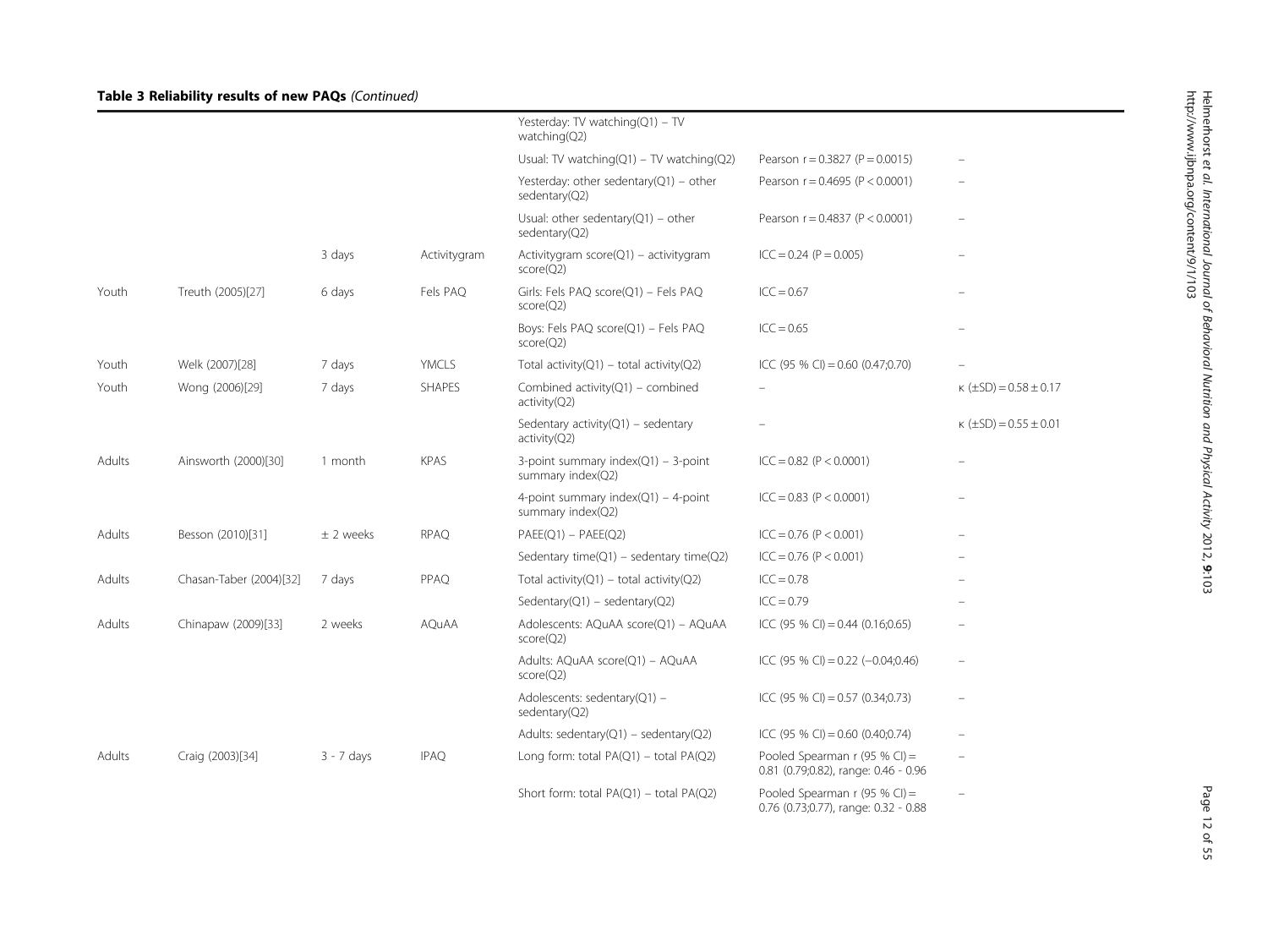**Table 3 Reliability results of new PAQs** *(Continued)*

| | | | | | | |
|---|---|---|---|---|---|---|
| | | | | Yesterday: TV watching(Q1) – TV watching(Q2) | | |
| | | | | Usual: TV watching(Q1) – TV watching(Q2) | Pearson r = 0.3827 (P = 0.0015) | – |
| | | | | Yesterday: other sedentary(Q1) – other sedentary(Q2) | Pearson r = 0.4695 (P < 0.0001) | – |
| | | | | Usual: other sedentary(Q1) – other sedentary(Q2) | Pearson r = 0.4837 (P < 0.0001) | – |
| | | 3 days | Activitygram | Activitygram score(Q1) – activitygram score(Q2) | ICC = 0.24 (P = 0.005) | – |
| Youth | Treuth (2005)[27] | 6 days | Fels PAQ | Girls: Fels PAQ score(Q1) – Fels PAQ score(Q2) | ICC = 0.67 | – |
| | | | | Boys: Fels PAQ score(Q1) – Fels PAQ score(Q2) | ICC = 0.65 | – |
| Youth | Welk (2007)[28] | 7 days | YMCLS | Total activity(Q1) – total activity(Q2) | ICC (95 % CI) = 0.60 (0.47;0.70) | – |
| Youth | Wong (2006)[29] | 7 days | SHAPES | Combined activity(Q1) – combined activity(Q2) | – | κ (±SD) = 0.58 ± 0.17 |
| | | | | Sedentary activity(Q1) – sedentary activity(Q2) | – | κ (±SD) = 0.55 ± 0.01 |
| Adults | Ainsworth (2000)[30] | 1 month | KPAS | 3-point summary index(Q1) – 3-point summary index(Q2) | ICC = 0.82 (P < 0.0001) | – |
| | | | | 4-point summary index(Q1) – 4-point summary index(Q2) | ICC = 0.83 (P < 0.0001) | – |
| Adults | Besson (2010)[31] | ± 2 weeks | RPAQ | PAEE(Q1) – PAEE(Q2) | ICC = 0.76 (P < 0.001) | – |
| | | | | Sedentary time(Q1) – sedentary time(Q2) | ICC = 0.76 (P < 0.001) | – |
| Adults | Chasan-Taber (2004)[32] | 7 days | PPAQ | Total activity(Q1) – total activity(Q2) | ICC = 0.78 | – |
| | | | | Sedentary(Q1) – sedentary(Q2) | ICC = 0.79 | – |
| Adults | Chinapaw (2009)[33] | 2 weeks | AQuAA | Adolescents: AQuAA score(Q1) – AQuAA score(Q2) | ICC (95 % CI) = 0.44 (0.16;0.65) | – |
| | | | | Adults: AQuAA score(Q1) – AQuAA score(Q2) | ICC (95 % CI) = 0.22 (−0.04;0.46) | – |
| | | | | Adolescents: sedentary(Q1) – sedentary(Q2) | ICC (95 % CI) = 0.57 (0.34;0.73) | – |
| | | | | Adults: sedentary(Q1) – sedentary(Q2) | ICC (95 % CI) = 0.60 (0.40;0.74) | – |
| Adults | Craig (2003)[34] | 3 - 7 days | IPAQ | Long form: total PA(Q1) – total PA(Q2) | Pooled Spearman r (95 % CI) = 0.81 (0.79;0.82), range: 0.46 - 0.96 | – |
| | | | | Short form: total PA(Q1) – total PA(Q2) | Pooled Spearman r (95 % CI) = 0.76 (0.73;0.77), range: 0.32 - 0.88 | – |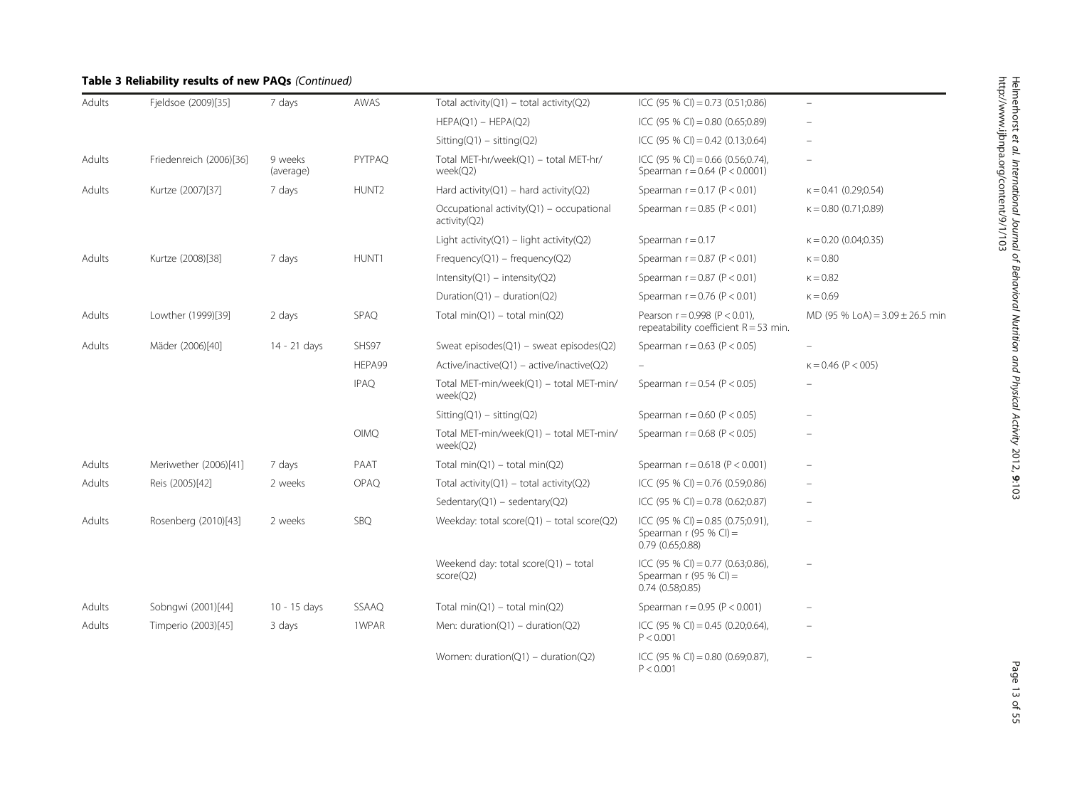**Table 3 Reliability results of new PAQs** *(Continued)*

| | | | | | | |
|---|---|---|---|---|---|---|
| Adults | Fjeldsoe (2009)[35] | 7 days | AWAS | Total activity(Q1) – total activity(Q2) | ICC (95 % CI) = 0.73 (0.51;0.86) | – |
| | | | | HEPA(Q1) – HEPA(Q2) | ICC (95 % CI) = 0.80 (0.65;0.89) | – |
| | | | | Sitting(Q1) – sitting(Q2) | ICC (95 % CI) = 0.42 (0.13;0.64) | – |
| Adults | Friedenreich (2006)[36] | 9 weeks (average) | PYTPAQ | Total MET-hr/week(Q1) – total MET-hr/ week(Q2) | ICC (95 % CI) = 0.66 (0.56;0.74), Spearman r = 0.64 (P < 0.0001) | – |
| Adults | Kurtze (2007)[37] | 7 days | HUNT2 | Hard activity(Q1) – hard activity(Q2) | Spearman r = 0.17 (P < 0.01) | κ = 0.41 (0.29;0.54) |
| | | | | Occupational activity(Q1) – occupational activity(Q2) | Spearman r = 0.85 (P < 0.01) | κ = 0.80 (0.71;0.89) |
| | | | | Light activity(Q1) – light activity(Q2) | Spearman r = 0.17 | κ = 0.20 (0.04;0.35) |
| Adults | Kurtze (2008)[38] | 7 days | HUNT1 | Frequency(Q1) – frequency(Q2) | Spearman r = 0.87 (P < 0.01) | κ = 0.80 |
| | | | | Intensity(Q1) – intensity(Q2) | Spearman r = 0.87 (P < 0.01) | κ = 0.82 |
| | | | | Duration(Q1) – duration(Q2) | Spearman r = 0.76 (P < 0.01) | κ = 0.69 |
| Adults | Lowther (1999)[39] | 2 days | SPAQ | Total min(Q1) – total min(Q2) | Pearson r = 0.998 (P < 0.01), repeatability coefficient R = 53 min. | MD (95 % LoA) = 3.09 ± 26.5 min |
| Adults | Mäder (2006)[40] | 14 - 21 days | SHS97 | Sweat episodes(Q1) – sweat episodes(Q2) | Spearman r = 0.63 (P < 0.05) | – |
| | | | HEPA99 | Active/inactive(Q1) – active/inactive(Q2) | – | κ = 0.46 (P < 005) |
| | | | IPAQ | Total MET-min/week(Q1) – total MET-min/ week(Q2) | Spearman r = 0.54 (P < 0.05) | – |
| | | | | Sitting(Q1) – sitting(Q2) | Spearman r = 0.60 (P < 0.05) | – |
| | | | OIMQ | Total MET-min/week(Q1) – total MET-min/ week(Q2) | Spearman r = 0.68 (P < 0.05) | – |
| Adults | Meriwether (2006)[41] | 7 days | PAAT | Total min(Q1) – total min(Q2) | Spearman r = 0.618 (P < 0.001) | – |
| Adults | Reis (2005)[42] | 2 weeks | OPAQ | Total activity(Q1) – total activity(Q2) | ICC (95 % CI) = 0.76 (0.59;0.86) | – |
| | | | | Sedentary(Q1) – sedentary(Q2) | ICC (95 % CI) = 0.78 (0.62;0.87) | – |
| Adults | Rosenberg (2010)[43] | 2 weeks | SBQ | Weekday: total score(Q1) – total score(Q2) | ICC (95 % CI) = 0.85 (0.75;0.91), Spearman r (95 % CI) = 0.79 (0.65;0.88) | – |
| | | | | Weekend day: total score(Q1) – total score(Q2) | ICC (95 % CI) = 0.77 (0.63;0.86), Spearman r (95 % CI) = 0.74 (0.58;0.85) | – |
| Adults | Sobngwi (2001)[44] | 10 - 15 days | SSAAQ | Total min(Q1) – total min(Q2) | Spearman r = 0.95 (P < 0.001) | – |
| Adults | Timperio (2003)[45] | 3 days | 1WPAR | Men: duration(Q1) – duration(Q2) | ICC (95 % CI) = 0.45 (0.20;0.64), P < 0.001 | – |
| | | | | Women: duration(Q1) – duration(Q2) | ICC (95 % CI) = 0.80 (0.69;0.87), P < 0.001 | – |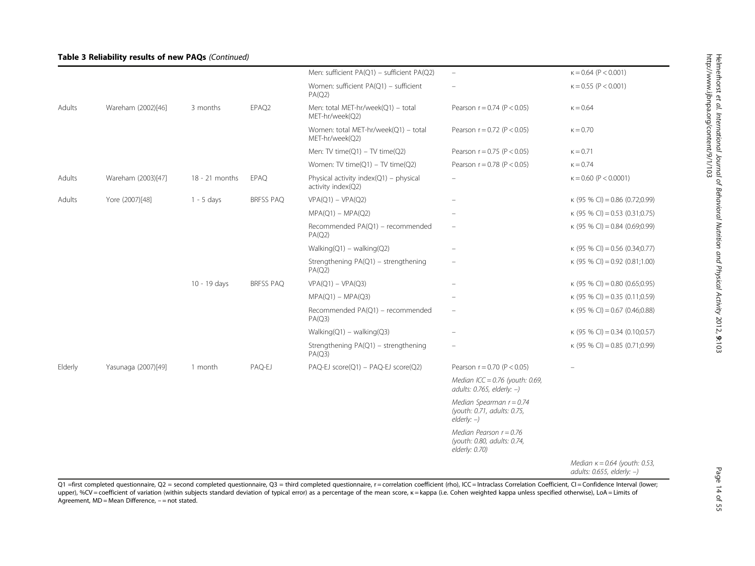**Table 3 Reliability results of new PAQs** *(Continued)*

| | | | | | | |
|---|---|---|---|---|---|---|
| | | | | Men: sufficient PA(Q1) – sufficient PA(Q2) | – | κ = 0.64 (P < 0.001) |
| | | | | Women: sufficient PA(Q1) – sufficient PA(Q2) | – | κ = 0.55 (P < 0.001) |
| Adults | Wareham (2002)[46] | 3 months | EPAQ2 | Men: total MET-hr/week(Q1) – total MET-hr/week(Q2) | Pearson r = 0.74 (P < 0.05) | κ = 0.64 |
| | | | | Women: total MET-hr/week(Q1) – total MET-hr/week(Q2) | Pearson r = 0.72 (P < 0.05) | κ = 0.70 |
| | | | | Men: TV time(Q1) – TV time(Q2) | Pearson r = 0.75 (P < 0.05) | κ = 0.71 |
| | | | | Women: TV time(Q1) – TV time(Q2) | Pearson r = 0.78 (P < 0.05) | κ = 0.74 |
| Adults | Wareham (2003)[47] | 18 - 21 months | EPAQ | Physical activity index(Q1) – physical activity index(Q2) | – | κ = 0.60 (P < 0.0001) |
| Adults | Yore (2007)[48] | 1 - 5 days | BRFSS PAQ | VPA(Q1) – VPA(Q2) | – | κ (95 % CI) = 0.86 (0.72;0.99) |
| | | | | MPA(Q1) – MPA(Q2) | – | κ (95 % CI) = 0.53 (0.31;0.75) |
| | | | | Recommended PA(Q1) – recommended PA(Q2) | – | κ (95 % CI) = 0.84 (0.69;0.99) |
| | | | | Walking(Q1) – walking(Q2) | – | κ (95 % CI) = 0.56 (0.34;0.77) |
| | | | | Strengthening PA(Q1) – strengthening PA(Q2) | – | κ (95 % CI) = 0.92 (0.81;1.00) |
| | | 10 - 19 days | BRFSS PAQ | VPA(Q1) – VPA(Q3) | – | κ (95 % CI) = 0.80 (0.65;0.95) |
| | | | | MPA(Q1) – MPA(Q3) | – | κ (95 % CI) = 0.35 (0.11;0.59) |
| | | | | Recommended PA(Q1) – recommended PA(Q3) | – | κ (95 % CI) = 0.67 (0.46;0.88) |
| | | | | Walking(Q1) – walking(Q3) | – | κ (95 % CI) = 0.34 (0.10;0.57) |
| | | | | Strengthening PA(Q1) – strengthening PA(Q3) | – | κ (95 % CI) = 0.85 (0.71;0.99) |
| Elderly | Yasunaga (2007)[49] | 1 month | PAQ-EJ | PAQ-EJ score(Q1) – PAQ-EJ score(Q2) | Pearson r = 0.70 (P < 0.05) | – |
| | | | | | *Median ICC = 0.76 (youth: 0.69, adults: 0.765, elderly: –)* | |
| | | | | | *Median Spearman r = 0.74 (youth: 0.71, adults: 0.75, elderly: –)* | |
| | | | | | *Median Pearson r = 0.76 (youth: 0.80, adults: 0.74, elderly: 0.70)* | |
| | | | | | | *Median κ = 0.64 (youth: 0.53, adults: 0.655, elderly: –)* |

Q1 = first completed questionnaire, Q2 = second completed questionnaire, Q3 = third completed questionnaire, r = correlation coefficient (rho), ICC = Intraclass Correlation Coefficient, CI = Confidence Interval (lower; upper), %CV = coefficient of variation (within subjects standard deviation of typical error) as a percentage of the mean score, κ = kappa (i.e. Cohen weighted kappa unless specified otherwise), LoA = Limits of Agreement, MD = Mean Difference, – = not stated.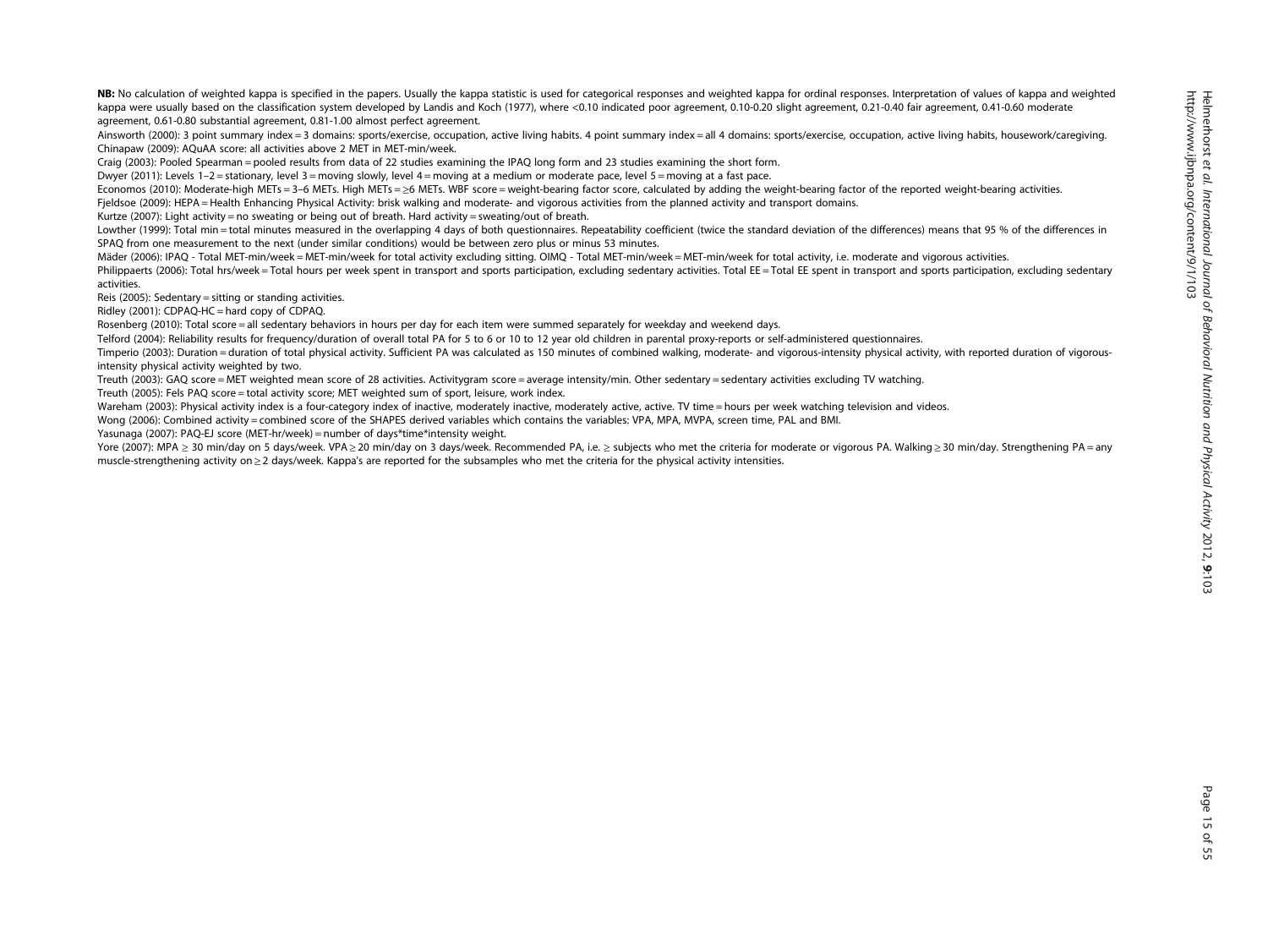**NB:** No calculation of weighted kappa is specified in the papers. Usually the kappa statistic is used for categorical responses and weighted kappa for ordinal responses. Interpretation of values of kappa and weighted kappa were usually based on the classification system developed by Landis and Koch (1977), where <0.10 indicated poor agreement, 0.10-0.20 slight agreement, 0.21-0.40 fair agreement, 0.41-0.60 moderate agreement, 0.61-0.80 substantial agreement, 0.81-1.00 almost perfect agreement.

Ainsworth (2000): 3 point summary index = 3 domains: sports/exercise, occupation, active living habits. 4 point summary index = all 4 domains: sports/exercise, occupation, active living habits, housework/caregiving.

Chinapaw (2009): AQuAA score: all activities above 2 MET in MET-min/week.

Craig (2003): Pooled Spearman = pooled results from data of 22 studies examining the IPAQ long form and 23 studies examining the short form.

Dwyer (2011): Levels 1–2 = stationary, level 3 = moving slowly, level 4 = moving at a medium or moderate pace, level 5 = moving at a fast pace.

Economos (2010): Moderate-high METs = 3–6 METs. High METs = ≥6 METs. WBF score = weight-bearing factor score, calculated by adding the weight-bearing factor of the reported weight-bearing activities.

Fjeldsoe (2009): HEPA = Health Enhancing Physical Activity: brisk walking and moderate- and vigorous activities from the planned activity and transport domains.

Kurtze (2007): Light activity = no sweating or being out of breath. Hard activity = sweating/out of breath.

Lowther (1999): Total min = total minutes measured in the overlapping 4 days of both questionnaires. Repeatability coefficient (twice the standard deviation of the differences) means that 95 % of the differences in SPAQ from one measurement to the next (under similar conditions) would be between zero plus or minus 53 minutes.

Mäder (2006): IPAQ - Total MET-min/week = MET-min/week for total activity excluding sitting. OIMQ - Total MET-min/week = MET-min/week for total activity, i.e. moderate and vigorous activities.

Philippaerts (2006): Total hrs/week = Total hours per week spent in transport and sports participation, excluding sedentary activities. Total EE = Total EE spent in transport and sports participation, excluding sedentary activities.

Reis (2005): Sedentary = sitting or standing activities.

Ridley (2001): CDPAQ-HC = hard copy of CDPAQ.

Rosenberg (2010): Total score = all sedentary behaviors in hours per day for each item were summed separately for weekday and weekend days.

Telford (2004): Reliability results for frequency/duration of overall total PA for 5 to 6 or 10 to 12 year old children in parental proxy-reports or self-administered questionnaires.

Timperio (2003): Duration = duration of total physical activity. Sufficient PA was calculated as 150 minutes of combined walking, moderate- and vigorous-intensity physical activity, with reported duration of vigorous-intensity physical activity weighted by two.

Treuth (2003): GAQ score = MET weighted mean score of 28 activities. Activitygram score = average intensity/min. Other sedentary = sedentary activities excluding TV watching.

Treuth (2005): Fels PAQ score = total activity score; MET weighted sum of sport, leisure, work index.

Wareham (2003): Physical activity index is a four-category index of inactive, moderately inactive, moderately active, active. TV time = hours per week watching television and videos.

Wong (2006): Combined activity = combined score of the SHAPES derived variables which contains the variables: VPA, MPA, MVPA, screen time, PAL and BMI.

Yasunaga (2007): PAQ-EJ score (MET-hr/week) = number of days\*time\*intensity weight.

Yore (2007): MPA ≥ 30 min/day on 5 days/week. VPA ≥ 20 min/day on 3 days/week. Recommended PA, i.e. ≥ subjects who met the criteria for moderate or vigorous PA. Walking ≥ 30 min/day. Strengthening PA = any muscle-strengthening activity on ≥ 2 days/week. Kappa's are reported for the subsamples who met the criteria for the physical activity intensities.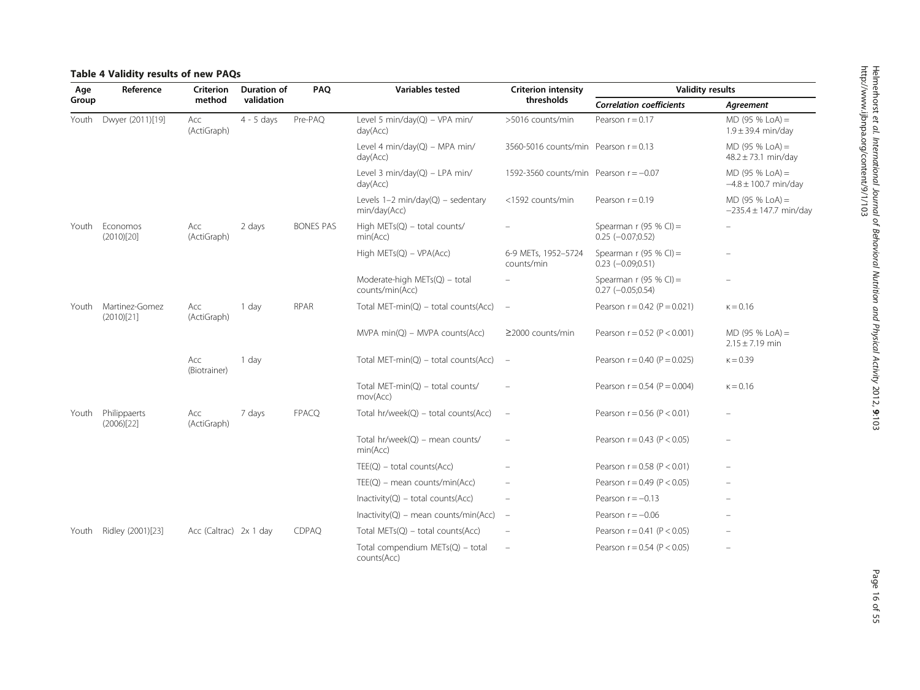**Table 4 Validity results of new PAQs**

| Age Group | Reference | Criterion method | Duration of validation | PAQ | Variables tested | Criterion intensity thresholds | Validity results | |
|---|---|---|---|---|---|---|---|---|
| | | | | | | | *Correlation coefficients* | *Agreement* |
| Youth | Dwyer (2011)[19] | Acc (ActiGraph) | 4 - 5 days | Pre-PAQ | Level 5 min/day(Q) – VPA min/day(Acc) | >5016 counts/min | Pearson r = 0.17 | MD (95 % LoA) = 1.9 ± 39.4 min/day |
| | | | | | Level 4 min/day(Q) – MPA min/day(Acc) | 3560-5016 counts/min | Pearson r = 0.13 | MD (95 % LoA) = 48.2 ± 73.1 min/day |
| | | | | | Level 3 min/day(Q) – LPA min/day(Acc) | 1592-3560 counts/min | Pearson r = −0.07 | MD (95 % LoA) = −4.8 ± 100.7 min/day |
| | | | | | Levels 1–2 min/day(Q) – sedentary min/day(Acc) | <1592 counts/min | Pearson r = 0.19 | MD (95 % LoA) = −235.4 ± 147.7 min/day |
| Youth | Economos (2010)[20] | Acc (ActiGraph) | 2 days | BONES PAS | High METs(Q) – total counts/min(Acc) | – | Spearman r (95 % CI) = 0.25 (−0.07;0.52) | – |
| | | | | | High METs(Q) – VPA(Acc) | 6-9 METs, 1952–5724 counts/min | Spearman r (95 % CI) = 0.23 (−0.09;0.51) | – |
| | | | | | Moderate-high METs(Q) – total counts/min(Acc) | – | Spearman r (95 % CI) = 0.27 (−0.05;0.54) | – |
| Youth | Martinez-Gomez (2010)[21] | Acc (ActiGraph) | 1 day | RPAR | Total MET-min(Q) – total counts(Acc) | – | Pearson r = 0.42 (P = 0.021) | κ = 0.16 |
| | | | | | MVPA min(Q) – MVPA counts(Acc) | ≥2000 counts/min | Pearson r = 0.52 (P < 0.001) | MD (95 % LoA) = 2.15 ± 7.19 min |
| | | Acc (Biotrainer) | 1 day | | Total MET-min(Q) – total counts(Acc) | – | Pearson r = 0.40 (P = 0.025) | κ = 0.39 |
| | | | | | Total MET-min(Q) – total counts/mov(Acc) | – | Pearson r = 0.54 (P = 0.004) | κ = 0.16 |
| Youth | Philippaerts (2006)[22] | Acc (ActiGraph) | 7 days | FPACQ | Total hr/week(Q) – total counts(Acc) | – | Pearson r = 0.56 (P < 0.01) | – |
| | | | | | Total hr/week(Q) – mean counts/min(Acc) | – | Pearson r = 0.43 (P < 0.05) | – |
| | | | | | TEE(Q) – total counts(Acc) | – | Pearson r = 0.58 (P < 0.01) | – |
| | | | | | TEE(Q) – mean counts/min(Acc) | – | Pearson r = 0.49 (P < 0.05) | – |
| | | | | | Inactivity(Q) – total counts(Acc) | – | Pearson r = −0.13 | – |
| | | | | | Inactivity(Q) – mean counts/min(Acc) | – | Pearson r = −0.06 | – |
| Youth | Ridley (2001)[23] | Acc (Caltrac) | 2x 1 day | CDPAQ | Total METs(Q) – total counts(Acc) | – | Pearson r = 0.41 (P < 0.05) | – |
| | | | | | Total compendium METs(Q) – total counts(Acc) | – | Pearson r = 0.54 (P < 0.05) | – |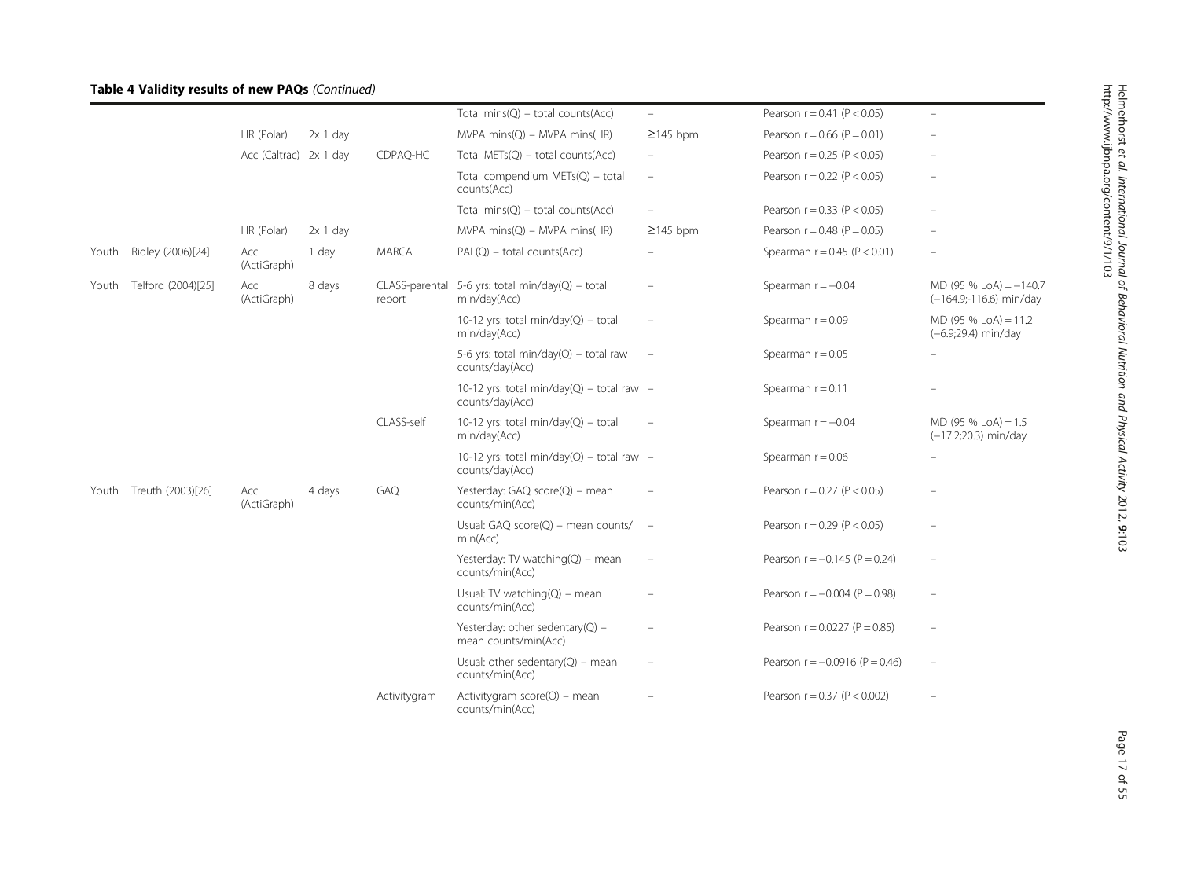**Table 4 Validity results of new PAQs** *(Continued)*

| | | | | | | | | |
|---|---|---|---|---|---|---|---|---|
| | | | | | Total mins(Q) – total counts(Acc) | – | Pearson r = 0.41 (P < 0.05) | – |
| | | HR (Polar) | 2x 1 day | | MVPA mins(Q) – MVPA mins(HR) | ≥145 bpm | Pearson r = 0.66 (P = 0.01) | – |
| | | Acc (Caltrac) | 2x 1 day | CDPAQ-HC | Total METs(Q) – total counts(Acc) | – | Pearson r = 0.25 (P < 0.05) | – |
| | | | | | Total compendium METs(Q) – total counts(Acc) | – | Pearson r = 0.22 (P < 0.05) | – |
| | | | | | Total mins(Q) – total counts(Acc) | – | Pearson r = 0.33 (P < 0.05) | – |
| | | HR (Polar) | 2x 1 day | | MVPA mins(Q) – MVPA mins(HR) | ≥145 bpm | Pearson r = 0.48 (P = 0.05) | – |
| Youth | Ridley (2006)[24] | Acc (ActiGraph) | 1 day | MARCA | PAL(Q) – total counts(Acc) | – | Spearman r = 0.45 (P < 0.01) | – |
| Youth | Telford (2004)[25] | Acc (ActiGraph) | 8 days | CLASS-parental report | 5-6 yrs: total min/day(Q) – total min/day(Acc) | – | Spearman r = −0.04 | MD (95 % LoA) = −140.7 (−164.9;-116.6) min/day |
| | | | | | 10-12 yrs: total min/day(Q) – total min/day(Acc) | – | Spearman r = 0.09 | MD (95 % LoA) = 11.2 (−6.9;29.4) min/day |
| | | | | | 5-6 yrs: total min/day(Q) – total raw counts/day(Acc) | – | Spearman r = 0.05 | – |
| | | | | | 10-12 yrs: total min/day(Q) – total raw counts/day(Acc) | – | Spearman r = 0.11 | – |
| | | | | CLASS-self | 10-12 yrs: total min/day(Q) – total min/day(Acc) | – | Spearman r = −0.04 | MD (95 % LoA) = 1.5 (−17.2;20.3) min/day |
| | | | | | 10-12 yrs: total min/day(Q) – total raw counts/day(Acc) | – | Spearman r = 0.06 | – |
| Youth | Treuth (2003)[26] | Acc (ActiGraph) | 4 days | GAQ | Yesterday: GAQ score(Q) – mean counts/min(Acc) | – | Pearson r = 0.27 (P < 0.05) | – |
| | | | | | Usual: GAQ score(Q) – mean counts/min(Acc) | – | Pearson r = 0.29 (P < 0.05) | – |
| | | | | | Yesterday: TV watching(Q) – mean counts/min(Acc) | – | Pearson r = −0.145 (P = 0.24) | – |
| | | | | | Usual: TV watching(Q) – mean counts/min(Acc) | – | Pearson r = −0.004 (P = 0.98) | – |
| | | | | | Yesterday: other sedentary(Q) – mean counts/min(Acc) | – | Pearson r = 0.0227 (P = 0.85) | – |
| | | | | | Usual: other sedentary(Q) – mean counts/min(Acc) | – | Pearson r = −0.0916 (P = 0.46) | – |
| | | | | Activitygram | Activitygram score(Q) – mean counts/min(Acc) | – | Pearson r = 0.37 (P < 0.002) | – |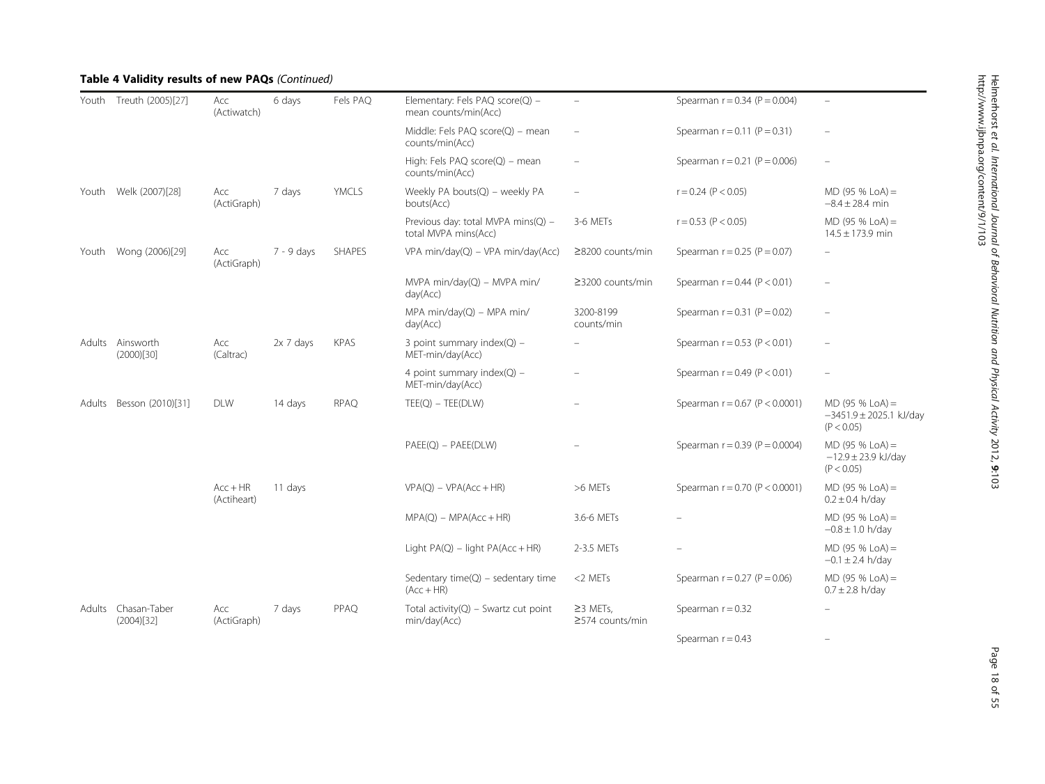**Table 4 Validity results of new PAQs** *(Continued)*

| | | | | | | | | |
|---|---|---|---|---|---|---|---|---|
| Youth | Treuth (2005)[27] | Acc (Actiwatch) | 6 days | Fels PAQ | Elementary: Fels PAQ score(Q) – mean counts/min(Acc) | – | Spearman r = 0.34 (P = 0.004) | – |
| | | | | | Middle: Fels PAQ score(Q) – mean counts/min(Acc) | – | Spearman r = 0.11 (P = 0.31) | – |
| | | | | | High: Fels PAQ score(Q) – mean counts/min(Acc) | – | Spearman r = 0.21 (P = 0.006) | – |
| Youth | Welk (2007)[28] | Acc (ActiGraph) | 7 days | YMCLS | Weekly PA bouts(Q) – weekly PA bouts(Acc) | – | r = 0.24 (P < 0.05) | MD (95 % LoA) = −8.4 ± 28.4 min |
| | | | | | Previous day: total MVPA mins(Q) – total MVPA mins(Acc) | 3-6 METs | r = 0.53 (P < 0.05) | MD (95 % LoA) = 14.5 ± 173.9 min |
| Youth | Wong (2006)[29] | Acc (ActiGraph) | 7 - 9 days | SHAPES | VPA min/day(Q) – VPA min/day(Acc) | ≥8200 counts/min | Spearman r = 0.25 (P = 0.07) | – |
| | | | | | MVPA min/day(Q) – MVPA min/day(Acc) | ≥3200 counts/min | Spearman r = 0.44 (P < 0.01) | – |
| | | | | | MPA min/day(Q) – MPA min/day(Acc) | 3200-8199 counts/min | Spearman r = 0.31 (P = 0.02) | – |
| Adults | Ainsworth (2000)[30] | Acc (Caltrac) | 2x 7 days | KPAS | 3 point summary index(Q) – MET-min/day(Acc) | – | Spearman r = 0.53 (P < 0.01) | – |
| | | | | | 4 point summary index(Q) – MET-min/day(Acc) | – | Spearman r = 0.49 (P < 0.01) | – |
| Adults | Besson (2010)[31] | DLW | 14 days | RPAQ | TEE(Q) – TEE(DLW) | – | Spearman r = 0.67 (P < 0.0001) | MD (95 % LoA) = −3451.9 ± 2025.1 kJ/day (P < 0.05) |
| | | | | | PAEE(Q) – PAEE(DLW) | – | Spearman r = 0.39 (P = 0.0004) | MD (95 % LoA) = −12.9 ± 23.9 kJ/day (P < 0.05) |
| | | Acc + HR (Actiheart) | 11 days | | VPA(Q) – VPA(Acc + HR) | >6 METs | Spearman r = 0.70 (P < 0.0001) | MD (95 % LoA) = 0.2 ± 0.4 h/day |
| | | | | | MPA(Q) – MPA(Acc + HR) | 3.6-6 METs | – | MD (95 % LoA) = −0.8 ± 1.0 h/day |
| | | | | | Light PA(Q) – light PA(Acc + HR) | 2-3.5 METs | – | MD (95 % LoA) = −0.1 ± 2.4 h/day |
| | | | | | Sedentary time(Q) – sedentary time (Acc + HR) | <2 METs | Spearman r = 0.27 (P = 0.06) | MD (95 % LoA) = 0.7 ± 2.8 h/day |
| Adults | Chasan-Taber (2004)[32] | Acc (ActiGraph) | 7 days | PPAQ | Total activity(Q) – Swartz cut point min/day(Acc) | ≥3 METs, ≥574 counts/min | Spearman r = 0.32 | – |
| | | | | | | | Spearman r = 0.43 | – |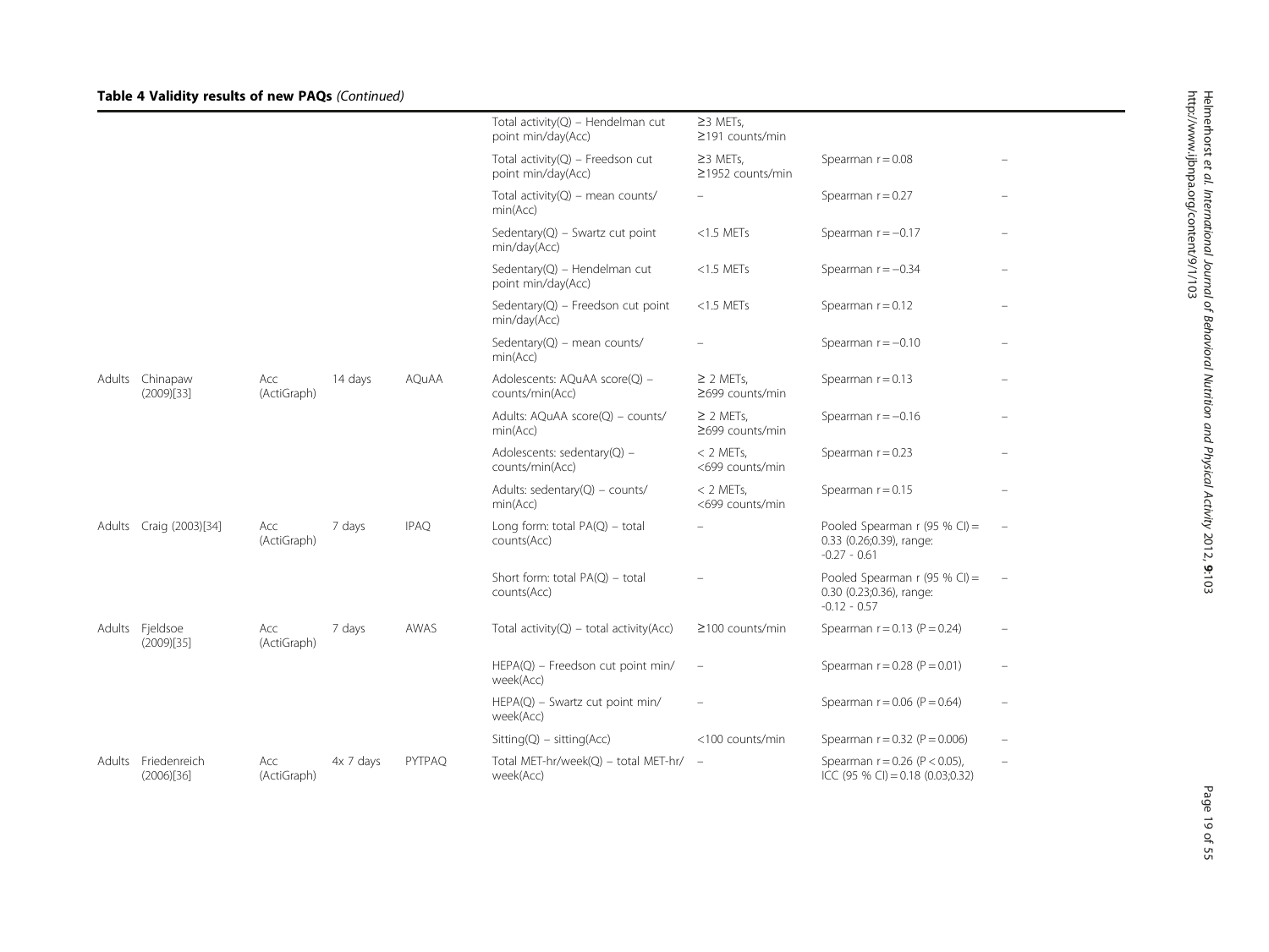**Table 4 Validity results of new PAQs** *(Continued)*

| | | | | | | | | |
|---|---|---|---|---|---|---|---|---|
| | | | | | Total activity(Q) – Hendelman cut point min/day(Acc) | ≥3 METs, ≥191 counts/min | | |
| | | | | | Total activity(Q) – Freedson cut point min/day(Acc) | ≥3 METs, ≥1952 counts/min | Spearman r = 0.08 | – |
| | | | | | Total activity(Q) – mean counts/min(Acc) | – | Spearman r = 0.27 | – |
| | | | | | Sedentary(Q) – Swartz cut point min/day(Acc) | <1.5 METs | Spearman r = −0.17 | – |
| | | | | | Sedentary(Q) – Hendelman cut point min/day(Acc) | <1.5 METs | Spearman r = −0.34 | – |
| | | | | | Sedentary(Q) – Freedson cut point min/day(Acc) | <1.5 METs | Spearman r = 0.12 | – |
| | | | | | Sedentary(Q) – mean counts/min(Acc) | – | Spearman r = −0.10 | – |
| Adults | Chinapaw (2009)[33] | Acc (ActiGraph) | 14 days | AQuAA | Adolescents: AQuAA score(Q) – counts/min(Acc) | ≥ 2 METs, ≥699 counts/min | Spearman r = 0.13 | – |
| | | | | | Adults: AQuAA score(Q) – counts/min(Acc) | ≥ 2 METs, ≥699 counts/min | Spearman r = −0.16 | – |
| | | | | | Adolescents: sedentary(Q) – counts/min(Acc) | < 2 METs, <699 counts/min | Spearman r = 0.23 | – |
| | | | | | Adults: sedentary(Q) – counts/min(Acc) | < 2 METs, <699 counts/min | Spearman r = 0.15 | – |
| Adults | Craig (2003)[34] | Acc (ActiGraph) | 7 days | IPAQ | Long form: total PA(Q) – total counts(Acc) | – | Pooled Spearman r (95 % CI) = 0.33 (0.26;0.39), range: -0.27 - 0.61 | – |
| | | | | | Short form: total PA(Q) – total counts(Acc) | – | Pooled Spearman r (95 % CI) = 0.30 (0.23;0.36), range: -0.12 - 0.57 | – |
| Adults | Fjeldsoe (2009)[35] | Acc (ActiGraph) | 7 days | AWAS | Total activity(Q) – total activity(Acc) | ≥100 counts/min | Spearman r = 0.13 (P = 0.24) | – |
| | | | | | HEPA(Q) – Freedson cut point min/week(Acc) | – | Spearman r = 0.28 (P = 0.01) | – |
| | | | | | HEPA(Q) – Swartz cut point min/week(Acc) | – | Spearman r = 0.06 (P = 0.64) | – |
| | | | | | Sitting(Q) – sitting(Acc) | <100 counts/min | Spearman r = 0.32 (P = 0.006) | – |
| Adults | Friedenreich (2006)[36] | Acc (ActiGraph) | 4x 7 days | PYTPAQ | Total MET-hr/week(Q) – total MET-hr/week(Acc) | – | Spearman r = 0.26 (P < 0.05), ICC (95 % CI) = 0.18 (0.03;0.32) | – |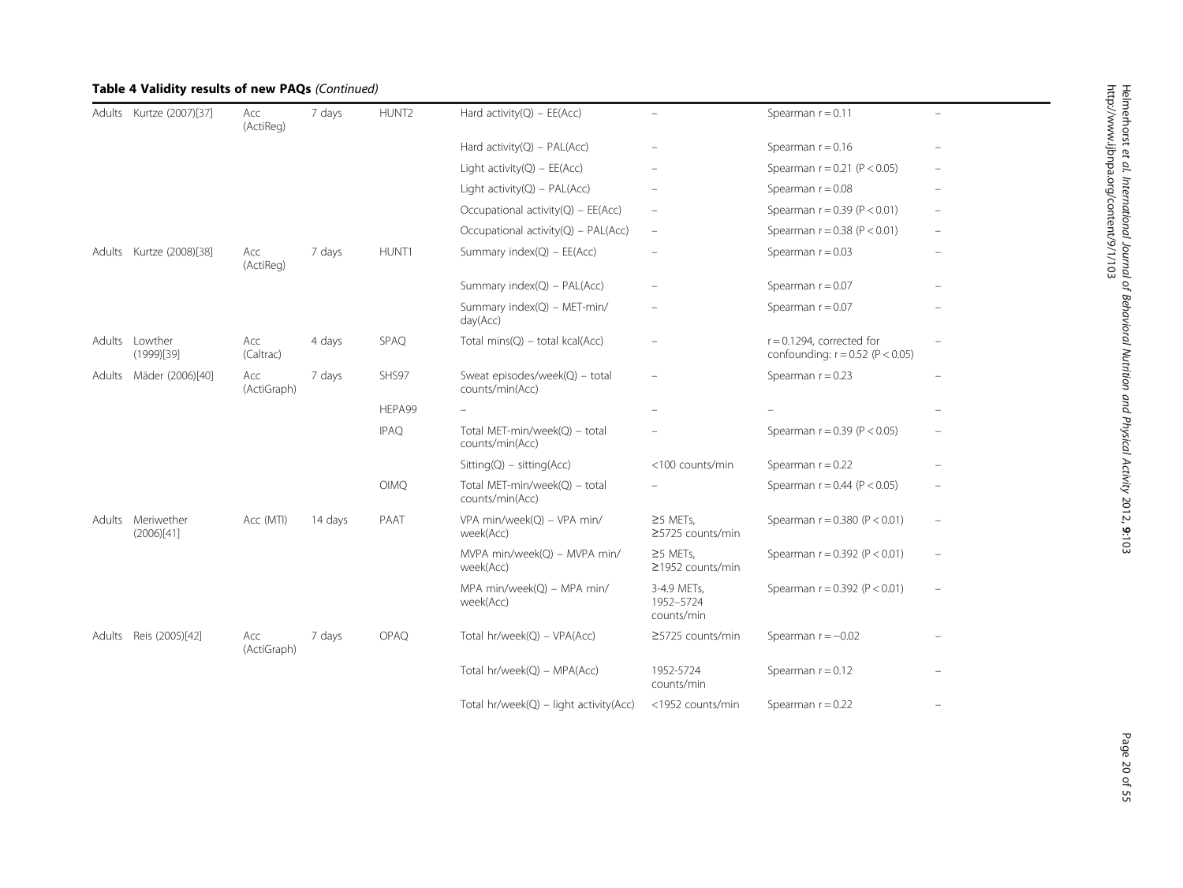**Table 4 Validity results of new PAQs** *(Continued)*

| | | | | | | | | |
|---|---|---|---|---|---|---|---|---|
| Adults | Kurtze (2007)[37] | Acc (ActiReg) | 7 days | HUNT2 | Hard activity(Q) – EE(Acc) | – | Spearman r = 0.11 | – |
| | | | | | Hard activity(Q) – PAL(Acc) | – | Spearman r = 0.16 | – |
| | | | | | Light activity(Q) – EE(Acc) | – | Spearman r = 0.21 (P < 0.05) | – |
| | | | | | Light activity(Q) – PAL(Acc) | – | Spearman r = 0.08 | – |
| | | | | | Occupational activity(Q) – EE(Acc) | – | Spearman r = 0.39 (P < 0.01) | – |
| | | | | | Occupational activity(Q) – PAL(Acc) | – | Spearman r = 0.38 (P < 0.01) | – |
| Adults | Kurtze (2008)[38] | Acc (ActiReg) | 7 days | HUNT1 | Summary index(Q) – EE(Acc) | – | Spearman r = 0.03 | – |
| | | | | | Summary index(Q) – PAL(Acc) | – | Spearman r = 0.07 | – |
| | | | | | Summary index(Q) – MET-min/day(Acc) | – | Spearman r = 0.07 | – |
| Adults | Lowther (1999)[39] | Acc (Caltrac) | 4 days | SPAQ | Total mins(Q) – total kcal(Acc) | – | r = 0.1294, corrected for confounding: r = 0.52 (P < 0.05) | – |
| Adults | Mäder (2006)[40] | Acc (ActiGraph) | 7 days | SHS97 | Sweat episodes/week(Q) – total counts/min(Acc) | – | Spearman r = 0.23 | – |
| | | | | HEPA99 | – | – | – | – |
| | | | | IPAQ | Total MET-min/week(Q) – total counts/min(Acc) | – | Spearman r = 0.39 (P < 0.05) | – |
| | | | | | Sitting(Q) – sitting(Acc) | <100 counts/min | Spearman r = 0.22 | – |
| | | | | OIMQ | Total MET-min/week(Q) – total counts/min(Acc) | – | Spearman r = 0.44 (P < 0.05) | – |
| Adults | Meriwether (2006)[41] | Acc (MTI) | 14 days | PAAT | VPA min/week(Q) – VPA min/week(Acc) | ≥5 METs, ≥5725 counts/min | Spearman r = 0.380 (P < 0.01) | – |
| | | | | | MVPA min/week(Q) – MVPA min/week(Acc) | ≥5 METs, ≥1952 counts/min | Spearman r = 0.392 (P < 0.01) | – |
| | | | | | MPA min/week(Q) – MPA min/week(Acc) | 3-4.9 METs, 1952–5724 counts/min | Spearman r = 0.392 (P < 0.01) | – |
| Adults | Reis (2005)[42] | Acc (ActiGraph) | 7 days | OPAQ | Total hr/week(Q) – VPA(Acc) | ≥5725 counts/min | Spearman r = −0.02 | – |
| | | | | | Total hr/week(Q) – MPA(Acc) | 1952-5724 counts/min | Spearman r = 0.12 | – |
| | | | | | Total hr/week(Q) – light activity(Acc) | <1952 counts/min | Spearman r = 0.22 | – |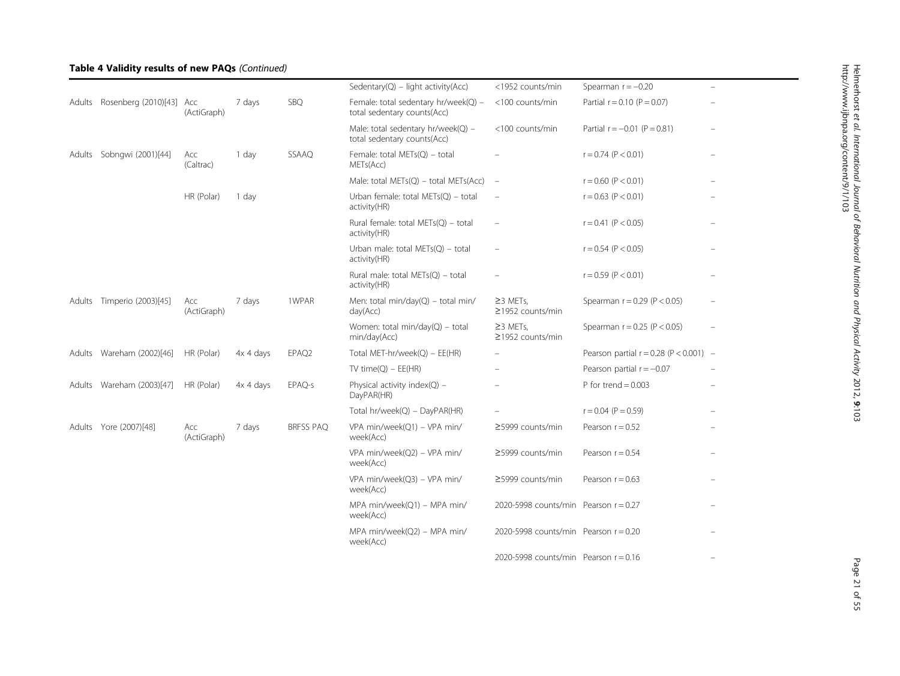**Table 4 Validity results of new PAQs** *(Continued)*

| | | | | | | | | |
|---|---|---|---|---|---|---|---|---|
| | | | | | Sedentary(Q) – light activity(Acc) | <1952 counts/min | Spearman r = −0.20 | – |
| Adults | Rosenberg (2010)[43] | Acc (ActiGraph) | 7 days | SBQ | Female: total sedentary hr/week(Q) – total sedentary counts(Acc) | <100 counts/min | Partial r = 0.10 (P = 0.07) | – |
| | | | | | Male: total sedentary hr/week(Q) – total sedentary counts(Acc) | <100 counts/min | Partial r = −0.01 (P = 0.81) | – |
| Adults | Sobngwi (2001)[44] | Acc (Caltrac) | 1 day | SSAAQ | Female: total METs(Q) – total METs(Acc) | – | r = 0.74 (P < 0.01) | – |
| | | | | | Male: total METs(Q) – total METs(Acc) | – | r = 0.60 (P < 0.01) | – |
| | | HR (Polar) | 1 day | | Urban female: total METs(Q) – total activity(HR) | – | r = 0.63 (P < 0.01) | – |
| | | | | | Rural female: total METs(Q) – total activity(HR) | – | r = 0.41 (P < 0.05) | – |
| | | | | | Urban male: total METs(Q) – total activity(HR) | – | r = 0.54 (P < 0.05) | – |
| | | | | | Rural male: total METs(Q) – total activity(HR) | – | r = 0.59 (P < 0.01) | – |
| Adults | Timperio (2003)[45] | Acc (ActiGraph) | 7 days | 1WPAR | Men: total min/day(Q) – total min/day(Acc) | ≥3 METs, ≥1952 counts/min | Spearman r = 0.29 (P < 0.05) | – |
| | | | | | Women: total min/day(Q) – total min/day(Acc) | ≥3 METs, ≥1952 counts/min | Spearman r = 0.25 (P < 0.05) | – |
| Adults | Wareham (2002)[46] | HR (Polar) | 4x 4 days | EPAQ2 | Total MET-hr/week(Q) – EE(HR) | – | Pearson partial r = 0.28 (P < 0.001) | – |
| | | | | | TV time(Q) – EE(HR) | – | Pearson partial r = −0.07 | – |
| Adults | Wareham (2003)[47] | HR (Polar) | 4x 4 days | EPAQ-s | Physical activity index(Q) – DayPAR(HR) | – | P for trend = 0.003 | – |
| | | | | | Total hr/week(Q) – DayPAR(HR) | – | r = 0.04 (P = 0.59) | – |
| Adults | Yore (2007)[48] | Acc (ActiGraph) | 7 days | BRFSS PAQ | VPA min/week(Q1) – VPA min/week(Acc) | ≥5999 counts/min | Pearson r = 0.52 | – |
| | | | | | VPA min/week(Q2) – VPA min/week(Acc) | ≥5999 counts/min | Pearson r = 0.54 | – |
| | | | | | VPA min/week(Q3) – VPA min/week(Acc) | ≥5999 counts/min | Pearson r = 0.63 | – |
| | | | | | MPA min/week(Q1) – MPA min/week(Acc) | 2020-5998 counts/min | Pearson r = 0.27 | – |
| | | | | | MPA min/week(Q2) – MPA min/week(Acc) | 2020-5998 counts/min | Pearson r = 0.20 | – |
| | | | | | | 2020-5998 counts/min | Pearson r = 0.16 | – |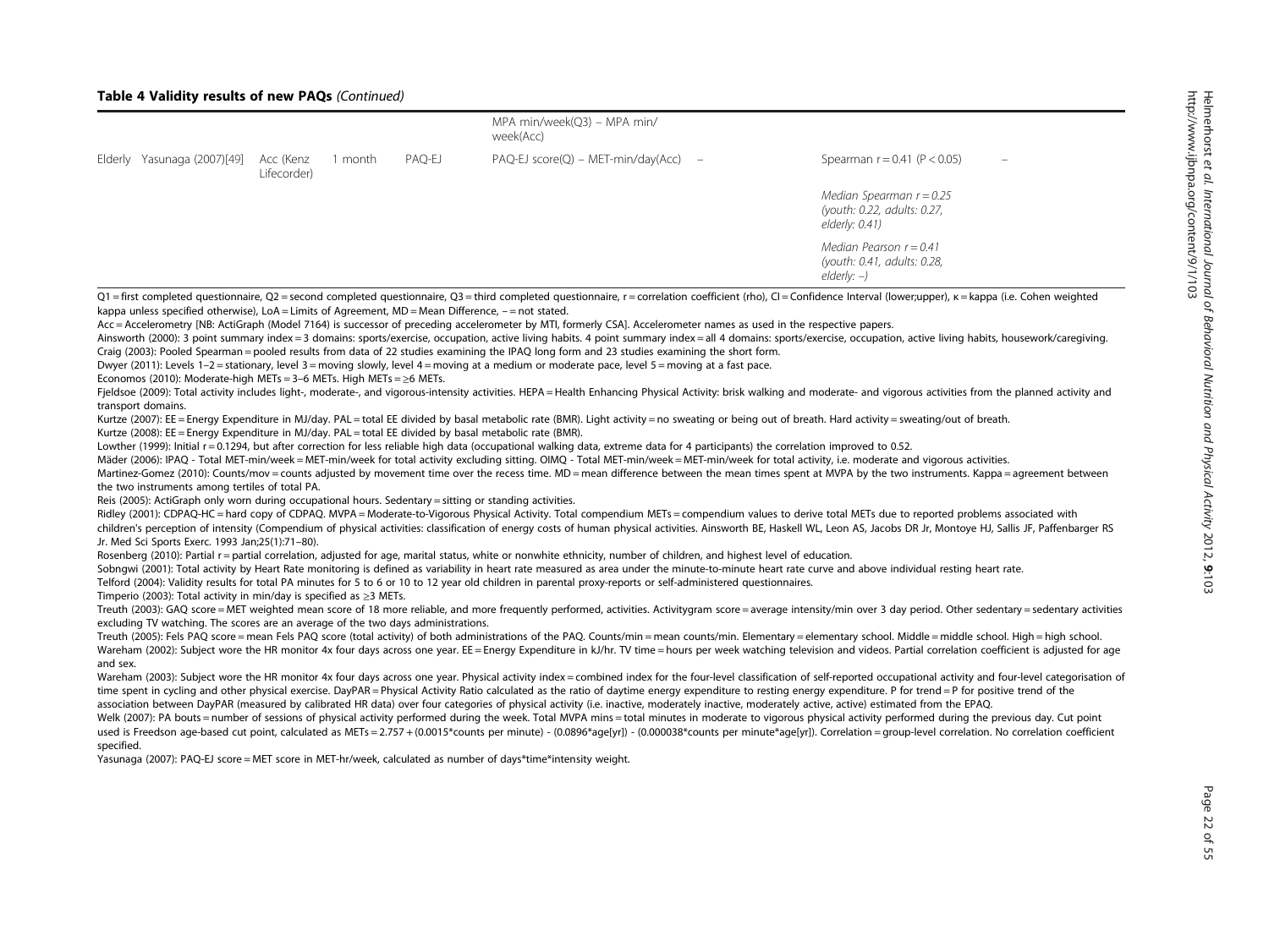**Table 4 Validity results of new PAQs** *(Continued)*

| | | | | | | | | |
|---|---|---|---|---|---|---|---|---|
| | | | | | MPA min/week(Q3) – MPA min/ week(Acc) | | | |
| Elderly | Yasunaga (2007)[49] | Acc (Kenz Lifecorder) | 1 month | PAQ-EJ | PAQ-EJ score(Q) – MET-min/day(Acc) | – | Spearman r = 0.41 (P < 0.05) | – |
| | | | | | | | *Median Spearman r = 0.25 (youth: 0.22, adults: 0.27, elderly: 0.41)* | |
| | | | | | | | *Median Pearson r = 0.41 (youth: 0.41, adults: 0.28, elderly: –)* | |

Q1 = first completed questionnaire, Q2 = second completed questionnaire, Q3 = third completed questionnaire, r = correlation coefficient (rho), CI = Confidence Interval (lower;upper), κ = kappa (i.e. Cohen weighted kappa unless specified otherwise), LoA = Limits of Agreement, MD = Mean Difference, – = not stated.

Acc = Accelerometry [NB: ActiGraph (Model 7164) is successor of preceding accelerometer by MTI, formerly CSA]. Accelerometer names as used in the respective papers.

Ainsworth (2000): 3 point summary index = 3 domains: sports/exercise, occupation, active living habits. 4 point summary index = all 4 domains: sports/exercise, occupation, active living habits, housework/caregiving.

Craig (2003): Pooled Spearman = pooled results from data of 22 studies examining the IPAQ long form and 23 studies examining the short form.

Dwyer (2011): Levels 1–2 = stationary, level 3 = moving slowly, level 4 = moving at a medium or moderate pace, level 5 = moving at a fast pace.

Economos (2010): Moderate-high METs = 3–6 METs. High METs = ≥6 METs.

Fjeldsoe (2009): Total activity includes light-, moderate-, and vigorous-intensity activities. HEPA = Health Enhancing Physical Activity: brisk walking and moderate- and vigorous activities from the planned activity and transport domains.

Kurtze (2007): EE = Energy Expenditure in MJ/day. PAL = total EE divided by basal metabolic rate (BMR). Light activity = no sweating or being out of breath. Hard activity = sweating/out of breath.

Kurtze (2008): EE = Energy Expenditure in MJ/day. PAL = total EE divided by basal metabolic rate (BMR).

Lowther (1999): Initial r = 0.1294, but after correction for less reliable high data (occupational walking data, extreme data for 4 participants) the correlation improved to 0.52.

Mäder (2006): IPAQ - Total MET-min/week = MET-min/week for total activity excluding sitting. OIMQ - Total MET-min/week = MET-min/week for total activity, i.e. moderate and vigorous activities.

Martinez-Gomez (2010): Counts/mov = counts adjusted by movement time over the recess time. MD = mean difference between the mean times spent at MVPA by the two instruments. Kappa = agreement between the two instruments among tertiles of total PA.

Reis (2005): ActiGraph only worn during occupational hours. Sedentary = sitting or standing activities.

Ridley (2001): CDPAQ-HC = hard copy of CDPAQ. MVPA = Moderate-to-Vigorous Physical Activity. Total compendium METs = compendium values to derive total METs due to reported problems associated with children's perception of intensity (Compendium of physical activities: classification of energy costs of human physical activities. Ainsworth BE, Haskell WL, Leon AS, Jacobs DR Jr, Montoye HJ, Sallis JF, Paffenbarger RS Jr. Med Sci Sports Exerc. 1993 Jan;25(1):71–80).

Rosenberg (2010): Partial r = partial correlation, adjusted for age, marital status, white or nonwhite ethnicity, number of children, and highest level of education.

Sobngwi (2001): Total activity by Heart Rate monitoring is defined as variability in heart rate measured as area under the minute-to-minute heart rate curve and above individual resting heart rate.

Telford (2004): Validity results for total PA minutes for 5 to 6 or 10 to 12 year old children in parental proxy-reports or self-administered questionnaires.

Timperio (2003): Total activity in min/day is specified as ≥3 METs.

Treuth (2003): GAQ score = MET weighted mean score of 18 more reliable, and more frequently performed, activities. Activitygram score = average intensity/min over 3 day period. Other sedentary = sedentary activities excluding TV watching. The scores are an average of the two days administrations.

Treuth (2005): Fels PAQ score = mean Fels PAQ score (total activity) of both administrations of the PAQ. Counts/min = mean counts/min. Elementary = elementary school. Middle = middle school. High = high school.

Wareham (2002): Subject wore the HR monitor 4x four days across one year. EE = Energy Expenditure in kJ/hr. TV time = hours per week watching television and videos. Partial correlation coefficient is adjusted for age and sex.

Wareham (2003): Subject wore the HR monitor 4x four days across one year. Physical activity index = combined index for the four-level classification of self-reported occupational activity and four-level categorisation of time spent in cycling and other physical exercise. DayPAR = Physical Activity Ratio calculated as the ratio of daytime energy expenditure to resting energy expenditure. P for trend = P for positive trend of the association between DayPAR (measured by calibrated HR data) over four categories of physical activity (i.e. inactive, moderately inactive, moderately active, active) estimated from the EPAQ.

Welk (2007): PA bouts = number of sessions of physical activity performed during the week. Total MVPA mins = total minutes in moderate to vigorous physical activity performed during the previous day. Cut point used is Freedson age-based cut point, calculated as METs = 2.757 + (0.0015\*counts per minute) - (0.0896\*age[yr]) - (0.000038\*counts per minute\*age[yr]). Correlation = group-level correlation. No correlation coefficient specified.

Yasunaga (2007): PAQ-EJ score = MET score in MET-hr/week, calculated as number of days\*time\*intensity weight.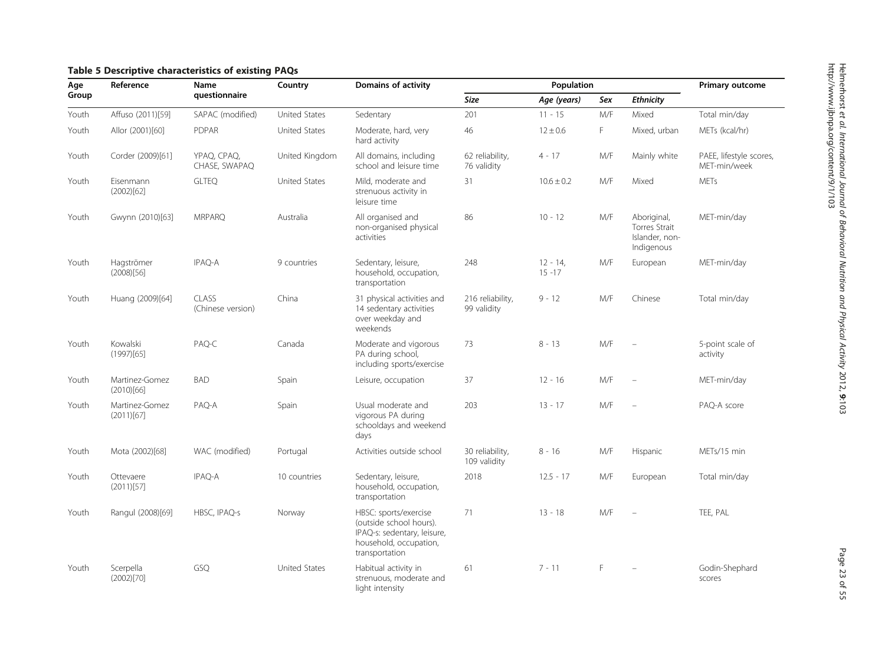**Table 5 Descriptive characteristics of existing PAQs**

| Age Group | Reference | Name questionnaire | Country | Domains of activity | Population | | | | Primary outcome |
|---|---|---|---|---|---|---|---|---|---|
| | | | | | *Size* | *Age (years)* | *Sex* | *Ethnicity* | |
| Youth | Affuso (2011)[59] | SAPAC (modified) | United States | Sedentary | 201 | 11 - 15 | M/F | Mixed | Total min/day |
| Youth | Allor (2001)[60] | PDPAR | United States | Moderate, hard, very hard activity | 46 | 12 ± 0.6 | F | Mixed, urban | METs (kcal/hr) |
| Youth | Corder (2009)[61] | YPAQ, CPAQ, CHASE, SWAPAQ | United Kingdom | All domains, including school and leisure time | 62 reliability, 76 validity | 4 - 17 | M/F | Mainly white | PAEE, lifestyle scores, MET-min/week |
| Youth | Eisenmann (2002)[62] | GLTEQ | United States | Mild, moderate and strenuous activity in leisure time | 31 | 10.6 ± 0.2 | M/F | Mixed | METs |
| Youth | Gwynn (2010)[63] | MRPARQ | Australia | All organised and non-organised physical activities | 86 | 10 - 12 | M/F | Aboriginal, Torres Strait Islander, non-Indigenous | MET-min/day |
| Youth | Hagströmer (2008)[56] | IPAQ-A | 9 countries | Sedentary, leisure, household, occupation, transportation | 248 | 12 - 14, 15 -17 | M/F | European | MET-min/day |
| Youth | Huang (2009)[64] | CLASS (Chinese version) | China | 31 physical activities and 14 sedentary activities over weekday and weekends | 216 reliability, 99 validity | 9 - 12 | M/F | Chinese | Total min/day |
| Youth | Kowalski (1997)[65] | PAQ-C | Canada | Moderate and vigorous PA during school, including sports/exercise | 73 | 8 - 13 | M/F | – | 5-point scale of activity |
| Youth | Martinez-Gomez (2010)[66] | BAD | Spain | Leisure, occupation | 37 | 12 - 16 | M/F | – | MET-min/day |
| Youth | Martinez-Gomez (2011)[67] | PAQ-A | Spain | Usual moderate and vigorous PA during schooldays and weekend days | 203 | 13 - 17 | M/F | – | PAQ-A score |
| Youth | Mota (2002)[68] | WAC (modified) | Portugal | Activities outside school | 30 reliability, 109 validity | 8 - 16 | M/F | Hispanic | METs/15 min |
| Youth | Ottevaere (2011)[57] | IPAQ-A | 10 countries | Sedentary, leisure, household, occupation, transportation | 2018 | 12.5 - 17 | M/F | European | Total min/day |
| Youth | Rangul (2008)[69] | HBSC, IPAQ-s | Norway | HBSC: sports/exercise (outside school hours). IPAQ-s: sedentary, leisure, household, occupation, transportation | 71 | 13 - 18 | M/F | – | TEE, PAL |
| Youth | Scerpella (2002)[70] | GSQ | United States | Habitual activity in strenuous, moderate and light intensity | 61 | 7 - 11 | F | – | Godin-Shephard scores |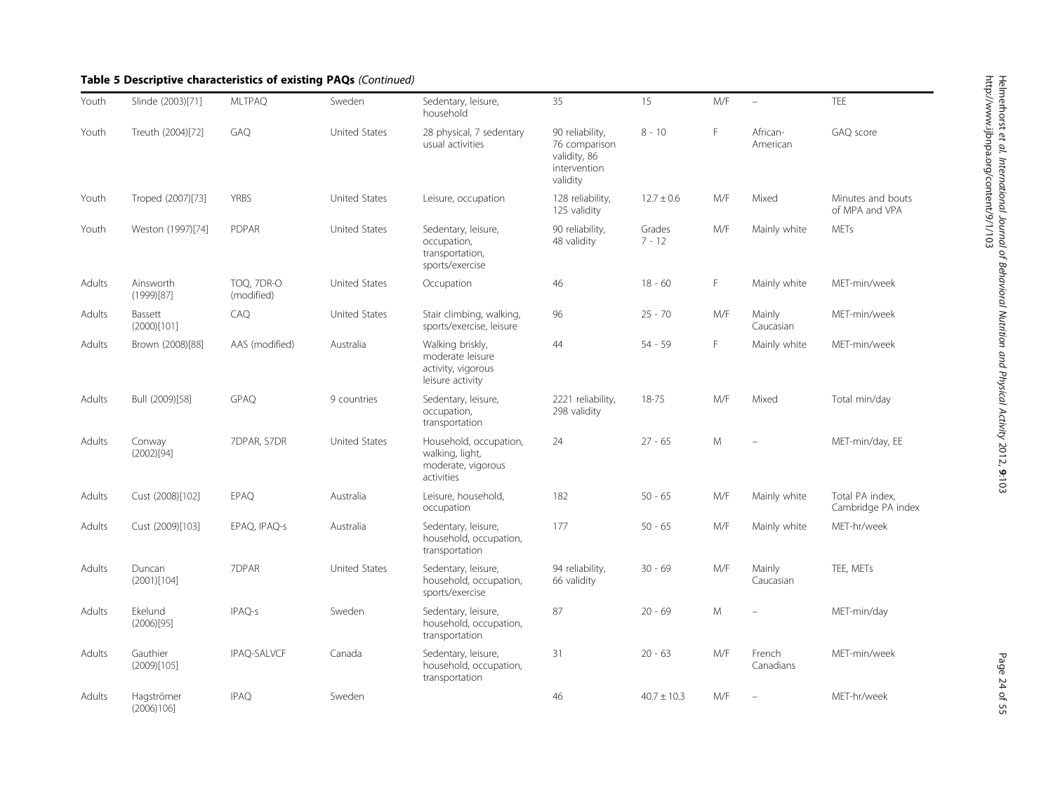**Table 5 Descriptive characteristics of existing PAQs** *(Continued)*

| | | | | | | | | | |
|---|---|---|---|---|---|---|---|---|---|
| Youth | Slinde (2003)[71] | MLTPAQ | Sweden | Sedentary, leisure, household | 35 | 15 | M/F | – | TEE |
| Youth | Treuth (2004)[72] | GAQ | United States | 28 physical, 7 sedentary usual activities | 90 reliability, 76 comparison validity, 86 intervention validity | 8 - 10 | F | African-American | GAQ score |
| Youth | Troped (2007)[73] | YRBS | United States | Leisure, occupation | 128 reliability, 125 validity | 12.7 ± 0.6 | M/F | Mixed | Minutes and bouts of MPA and VPA |
| Youth | Weston (1997)[74] | PDPAR | United States | Sedentary, leisure, occupation, transportation, sports/exercise | 90 reliability, 48 validity | Grades 7 - 12 | M/F | Mainly white | METs |
| Adults | Ainsworth (1999)[87] | TOQ, 7DR-O (modified) | United States | Occupation | 46 | 18 - 60 | F | Mainly white | MET-min/week |
| Adults | Bassett (2000)[101] | CAQ | United States | Stair climbing, walking, sports/exercise, leisure | 96 | 25 - 70 | M/F | Mainly Caucasian | MET-min/week |
| Adults | Brown (2008)[88] | AAS (modified) | Australia | Walking briskly, moderate leisure activity, vigorous leisure activity | 44 | 54 - 59 | F | Mainly white | MET-min/week |
| Adults | Bull (2009)[58] | GPAQ | 9 countries | Sedentary, leisure, occupation, transportation | 2221 reliability, 298 validity | 18-75 | M/F | Mixed | Total min/day |
| Adults | Conway (2002)[94] | 7DPAR, S7DR | United States | Household, occupation, walking, light, moderate, vigorous activities | 24 | 27 - 65 | M | – | MET-min/day, EE |
| Adults | Cust (2008)[102] | EPAQ | Australia | Leisure, household, occupation | 182 | 50 - 65 | M/F | Mainly white | Total PA index, Cambridge PA index |
| Adults | Cust (2009)[103] | EPAQ, IPAQ-s | Australia | Sedentary, leisure, household, occupation, transportation | 177 | 50 - 65 | M/F | Mainly white | MET-hr/week |
| Adults | Duncan (2001)[104] | 7DPAR | United States | Sedentary, leisure, household, occupation, sports/exercise | 94 reliability, 66 validity | 30 - 69 | M/F | Mainly Caucasian | TEE, METs |
| Adults | Ekelund (2006)[95] | IPAQ-s | Sweden | Sedentary, leisure, household, occupation, transportation | 87 | 20 - 69 | M | – | MET-min/day |
| Adults | Gauthier (2009)[105] | IPAQ-SALVCF | Canada | Sedentary, leisure, household, occupation, transportation | 31 | 20 - 63 | M/F | French Canadians | MET-min/week |
| Adults | Hagströmer (2006)106] | IPAQ | Sweden | | 46 | 40.7 ± 10.3 | M/F | – | MET-hr/week |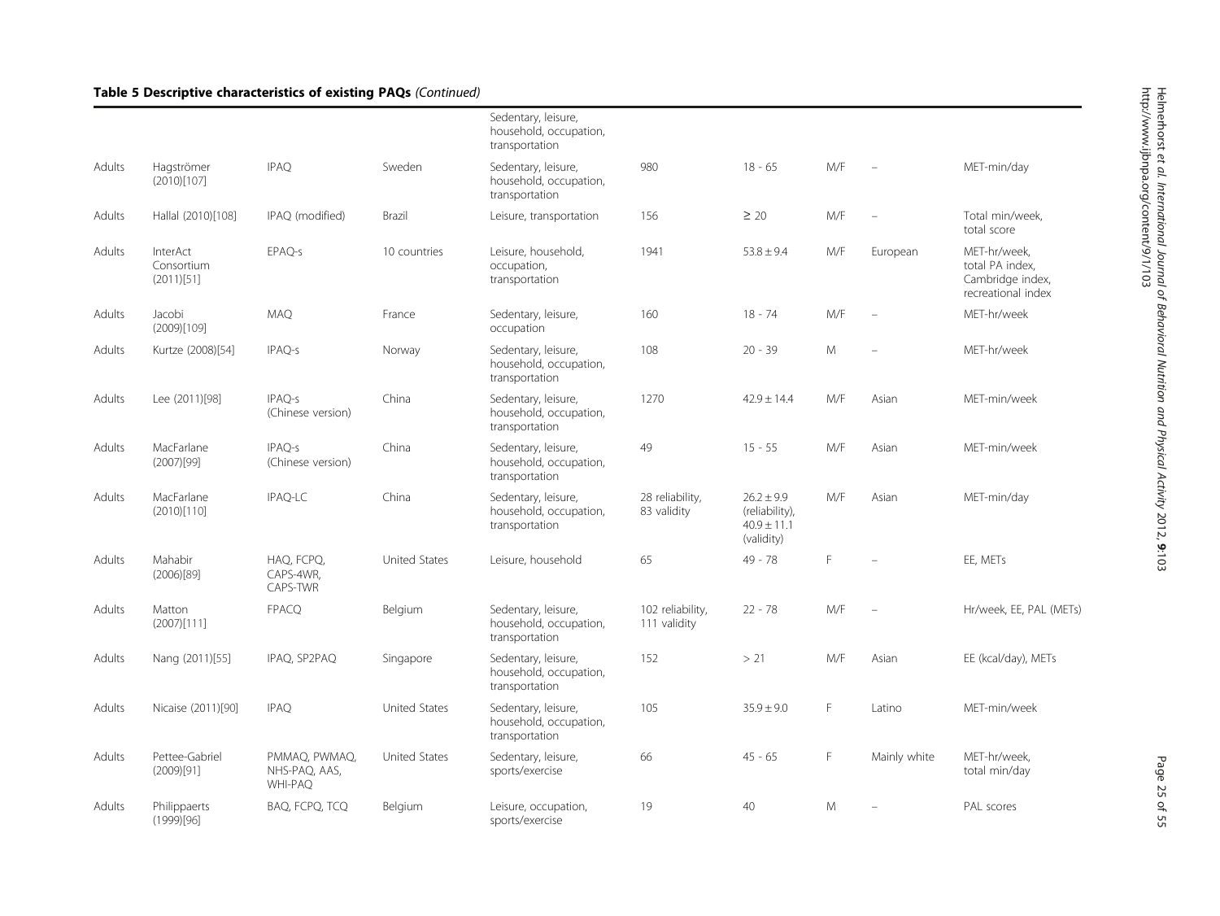**Table 5 Descriptive characteristics of existing PAQs** *(Continued)*

| | | | | | | | | | |
|---|---|---|---|---|---|---|---|---|---|
| | | | | Sedentary, leisure, household, occupation, transportation | | | | | |
| Adults | Hagströmer (2010)[107] | IPAQ | Sweden | Sedentary, leisure, household, occupation, transportation | 980 | 18 - 65 | M/F | – | MET-min/day |
| Adults | Hallal (2010)[108] | IPAQ (modified) | Brazil | Leisure, transportation | 156 | ≥ 20 | M/F | – | Total min/week, total score |
| Adults | InterAct Consortium (2011)[51] | EPAQ-s | 10 countries | Leisure, household, occupation, transportation | 1941 | 53.8 ± 9.4 | M/F | European | MET-hr/week, total PA index, Cambridge index, recreational index |
| Adults | Jacobi (2009)[109] | MAQ | France | Sedentary, leisure, occupation | 160 | 18 - 74 | M/F | – | MET-hr/week |
| Adults | Kurtze (2008)[54] | IPAQ-s | Norway | Sedentary, leisure, household, occupation, transportation | 108 | 20 - 39 | M | – | MET-hr/week |
| Adults | Lee (2011)[98] | IPAQ-s (Chinese version) | China | Sedentary, leisure, household, occupation, transportation | 1270 | 42.9 ± 14.4 | M/F | Asian | MET-min/week |
| Adults | MacFarlane (2007)[99] | IPAQ-s (Chinese version) | China | Sedentary, leisure, household, occupation, transportation | 49 | 15 - 55 | M/F | Asian | MET-min/week |
| Adults | MacFarlane (2010)[110] | IPAQ-LC | China | Sedentary, leisure, household, occupation, transportation | 28 reliability, 83 validity | 26.2 ± 9.9 (reliability), 40.9 ± 11.1 (validity) | M/F | Asian | MET-min/day |
| Adults | Mahabir (2006)[89] | HAQ, FCPQ, CAPS-4WR, CAPS-TWR | United States | Leisure, household | 65 | 49 - 78 | F | – | EE, METs |
| Adults | Matton (2007)[111] | FPACQ | Belgium | Sedentary, leisure, household, occupation, transportation | 102 reliability, 111 validity | 22 - 78 | M/F | – | Hr/week, EE, PAL (METs) |
| Adults | Nang (2011)[55] | IPAQ, SP2PAQ | Singapore | Sedentary, leisure, household, occupation, transportation | 152 | > 21 | M/F | Asian | EE (kcal/day), METs |
| Adults | Nicaise (2011)[90] | IPAQ | United States | Sedentary, leisure, household, occupation, transportation | 105 | 35.9 ± 9.0 | F | Latino | MET-min/week |
| Adults | Pettee-Gabriel (2009)[91] | PMMAQ, PWMAQ, NHS-PAQ, AAS, WHI-PAQ | United States | Sedentary, leisure, sports/exercise | 66 | 45 - 65 | F | Mainly white | MET-hr/week, total min/day |
| Adults | Philippaerts (1999)[96] | BAQ, FCPQ, TCQ | Belgium | Leisure, occupation, sports/exercise | 19 | 40 | M | – | PAL scores |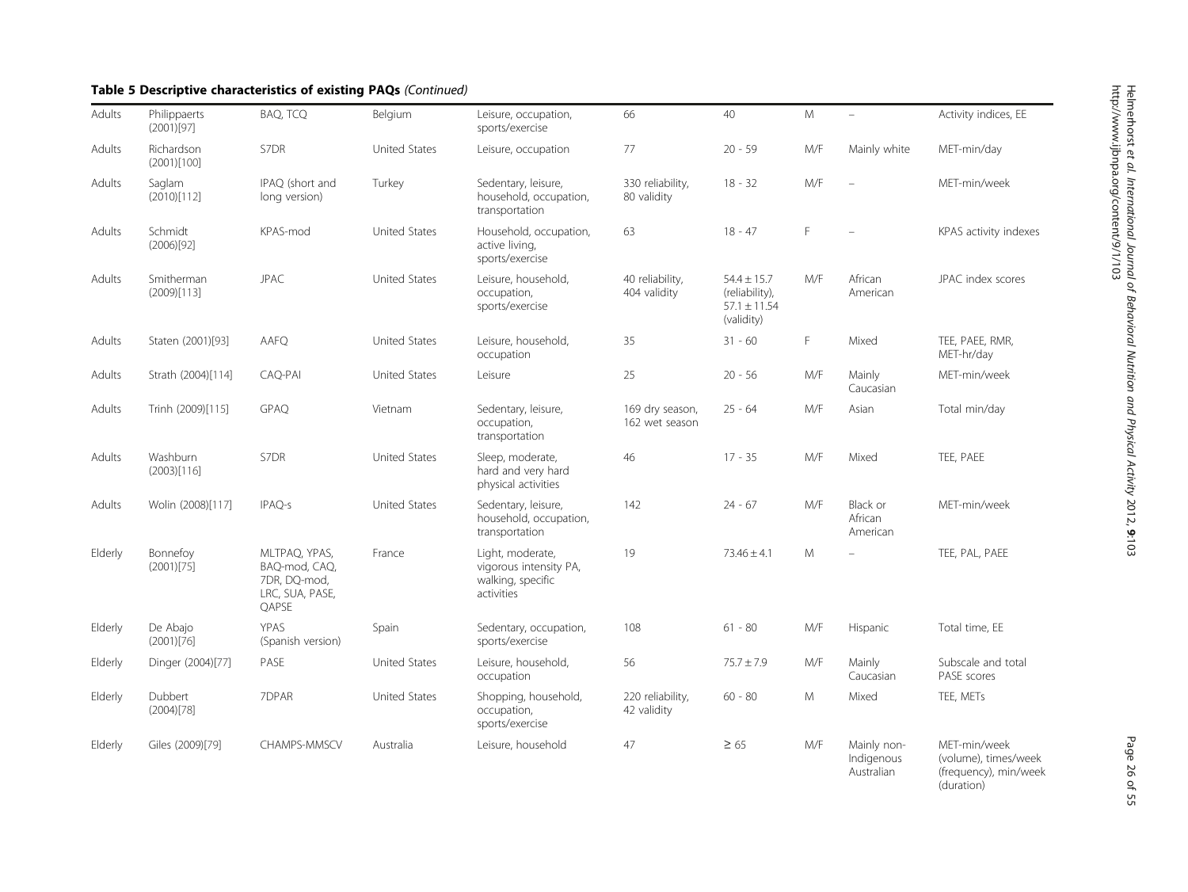**Table 5 Descriptive characteristics of existing PAQs** *(Continued)*

| | | | | | | | | | |
|---|---|---|---|---|---|---|---|---|---|
| Adults | Philippaerts (2001)[97] | BAQ, TCQ | Belgium | Leisure, occupation, sports/exercise | 66 | 40 | M | – | Activity indices, EE |
| Adults | Richardson (2001)[100] | S7DR | United States | Leisure, occupation | 77 | 20 - 59 | M/F | Mainly white | MET-min/day |
| Adults | Saglam (2010)[112] | IPAQ (short and long version) | Turkey | Sedentary, leisure, household, occupation, transportation | 330 reliability, 80 validity | 18 - 32 | M/F | – | MET-min/week |
| Adults | Schmidt (2006)[92] | KPAS-mod | United States | Household, occupation, active living, sports/exercise | 63 | 18 - 47 | F | – | KPAS activity indexes |
| Adults | Smitherman (2009)[113] | JPAC | United States | Leisure, household, occupation, sports/exercise | 40 reliability, 404 validity | 54.4 ± 15.7 (reliability), 57.1 ± 11.54 (validity) | M/F | African American | JPAC index scores |
| Adults | Staten (2001)[93] | AAFQ | United States | Leisure, household, occupation | 35 | 31 - 60 | F | Mixed | TEE, PAEE, RMR, MET-hr/day |
| Adults | Strath (2004)[114] | CAQ-PAI | United States | Leisure | 25 | 20 - 56 | M/F | Mainly Caucasian | MET-min/week |
| Adults | Trinh (2009)[115] | GPAQ | Vietnam | Sedentary, leisure, occupation, transportation | 169 dry season, 162 wet season | 25 - 64 | M/F | Asian | Total min/day |
| Adults | Washburn (2003)[116] | S7DR | United States | Sleep, moderate, hard and very hard physical activities | 46 | 17 - 35 | M/F | Mixed | TEE, PAEE |
| Adults | Wolin (2008)[117] | IPAQ-s | United States | Sedentary, leisure, household, occupation, transportation | 142 | 24 - 67 | M/F | Black or African American | MET-min/week |
| Elderly | Bonnefoy (2001)[75] | MLTPAQ, YPAS, BAQ-mod, CAQ, 7DR, DQ-mod, LRC, SUA, PASE, QAPSE | France | Light, moderate, vigorous intensity PA, walking, specific activities | 19 | 73.46 ± 4.1 | M | – | TEE, PAL, PAEE |
| Elderly | De Abajo (2001)[76] | YPAS (Spanish version) | Spain | Sedentary, occupation, sports/exercise | 108 | 61 - 80 | M/F | Hispanic | Total time, EE |
| Elderly | Dinger (2004)[77] | PASE | United States | Leisure, household, occupation | 56 | 75.7 ± 7.9 | M/F | Mainly Caucasian | Subscale and total PASE scores |
| Elderly | Dubbert (2004)[78] | 7DPAR | United States | Shopping, household, occupation, sports/exercise | 220 reliability, 42 validity | 60 - 80 | M | Mixed | TEE, METs |
| Elderly | Giles (2009)[79] | CHAMPS-MMSCV | Australia | Leisure, household | 47 | ≥ 65 | M/F | Mainly non-Indigenous Australian | MET-min/week (volume), times/week (frequency), min/week (duration) |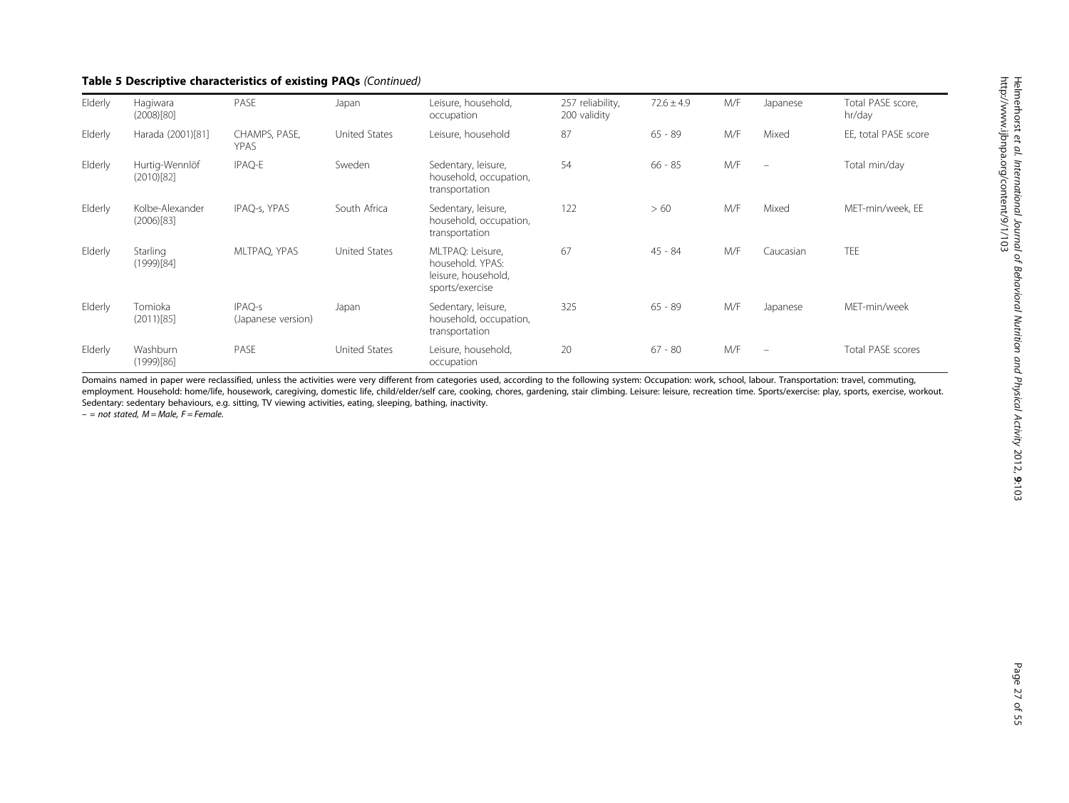**Table 5 Descriptive characteristics of existing PAQs** *(Continued)*

| | | | | | | | | | |
|---|---|---|---|---|---|---|---|---|---|
| Elderly | Hagiwara (2008)[80] | PASE | Japan | Leisure, household, occupation | 257 reliability, 200 validity | 72.6 ± 4.9 | M/F | Japanese | Total PASE score, hr/day |
| Elderly | Harada (2001)[81] | CHAMPS, PASE, YPAS | United States | Leisure, household | 87 | 65 - 89 | M/F | Mixed | EE, total PASE score |
| Elderly | Hurtig-Wennlöf (2010)[82] | IPAQ-E | Sweden | Sedentary, leisure, household, occupation, transportation | 54 | 66 - 85 | M/F | – | Total min/day |
| Elderly | Kolbe-Alexander (2006)[83] | IPAQ-s, YPAS | South Africa | Sedentary, leisure, household, occupation, transportation | 122 | > 60 | M/F | Mixed | MET-min/week, EE |
| Elderly | Starling (1999)[84] | MLTPAQ, YPAS | United States | MLTPAQ: Leisure, household. YPAS: leisure, household, sports/exercise | 67 | 45 - 84 | M/F | Caucasian | TEE |
| Elderly | Tomioka (2011)[85] | IPAQ-s (Japanese version) | Japan | Sedentary, leisure, household, occupation, transportation | 325 | 65 - 89 | M/F | Japanese | MET-min/week |
| Elderly | Washburn (1999)[86] | PASE | United States | Leisure, household, occupation | 20 | 67 - 80 | M/F | – | Total PASE scores |

Domains named in paper were reclassified, unless the activities were very different from categories used, according to the following system: Occupation: work, school, labour. Transportation: travel, commuting, employment. Household: home/life, housework, caregiving, domestic life, child/elder/self care, cooking, chores, gardening, stair climbing. Leisure: leisure, recreation time. Sports/exercise: play, sports, exercise, workout. Sedentary: sedentary behaviours, e.g. sitting, TV viewing activities, eating, sleeping, bathing, inactivity.

*– = not stated, M = Male, F = Female.*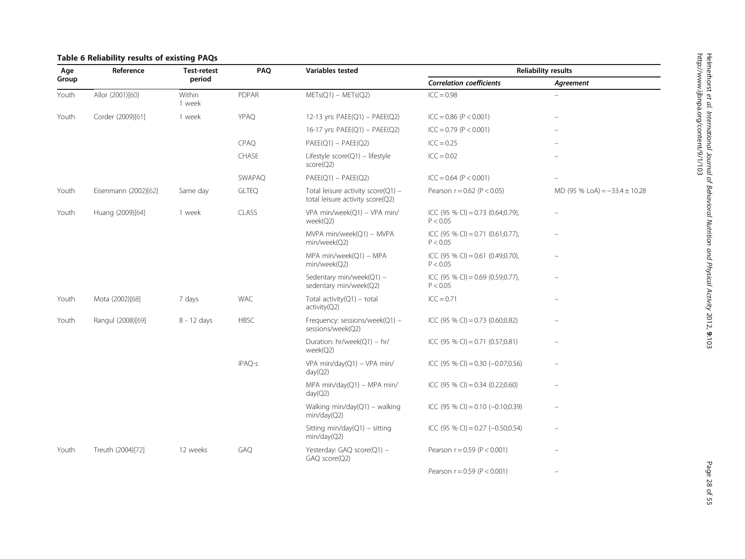**Table 6 Reliability results of existing PAQs**

| Age Group | Reference | Test-retest period | PAQ | Variables tested | Reliability results | |
|---|---|---|---|---|---|---|
| | | | | | ***Correlation coefficients*** | ***Agreement*** |
| Youth | Allor (2001)[60] | Within 1 week | PDPAR | METs(Q1) – METs(Q2) | ICC = 0.98 | – |
| Youth | Corder (2009)[61] | 1 week | YPAQ | 12-13 yrs: PAEE(Q1) – PAEE(Q2) | ICC = 0.86 (P < 0.001) | – |
| | | | | 16-17 yrs: PAEE(Q1) – PAEE(Q2) | ICC = 0.79 (P < 0.001) | – |
| | | | CPAQ | PAEE(Q1) – PAEE(Q2) | ICC = 0.25 | – |
| | | | CHASE | Lifestyle score(Q1) – lifestyle score(Q2) | ICC = 0.02 | – |
| | | | SWAPAQ | PAEE(Q1) – PAEE(Q2) | ICC = 0.64 (P < 0.001) | – |
| Youth | Eisenmann (2002)[62] | Same day | GLTEQ | Total leisure activity score(Q1) – total leisure activity score(Q2) | Pearson r = 0.62 (P < 0.05) | MD (95 % LoA) = −33.4 ± 10.28 |
| Youth | Huang (2009)[64] | 1 week | CLASS | VPA min/week(Q1) – VPA min/week(Q2) | ICC (95 % CI) = 0.73 (0.64;0.79), P < 0.05 | – |
| | | | | MVPA min/week(Q1) – MVPA min/week(Q2) | ICC (95 % CI) = 0.71 (0.61;0.77), P < 0.05 | – |
| | | | | MPA min/week(Q1) – MPA min/week(Q2) | ICC (95 % CI) = 0.61 (0.49;0.70), P < 0.05 | – |
| | | | | Sedentary min/week(Q1) – sedentary min/week(Q2) | ICC (95 % CI) = 0.69 (0.59;0.77), P < 0.05 | – |
| Youth | Mota (2002)[68] | 7 days | WAC | Total activity(Q1) – total activity(Q2) | ICC = 0.71 | – |
| Youth | Rangul (2008)[69] | 8 - 12 days | HBSC | Frequency: sessions/week(Q1) – sessions/week(Q2) | ICC (95 % CI) = 0.73 (0.60;0.82) | – |
| | | | | Duration: hr/week(Q1) – hr/week(Q2) | ICC (95 % CI) = 0.71 (0.57;0.81) | – |
| | | | IPAQ-s | VPA min/day(Q1) – VPA min/day(Q2) | ICC (95 % CI) = 0.30 (−0.07;0.56) | – |
| | | | | MPA min/day(Q1) – MPA min/day(Q2) | ICC (95 % CI) = 0.34 (0.22;0.60) | – |
| | | | | Walking min/day(Q1) – walking min/day(Q2) | ICC (95 % CI) = 0.10 (−0.10;0.39) | – |
| | | | | Sitting min/day(Q1) – sitting min/day(Q2) | ICC (95 % CI) = 0.27 (−0.50;0.54) | – |
| Youth | Treuth (2004)[72] | 12 weeks | GAQ | Yesterday: GAQ score(Q1) – GAQ score(Q2) | Pearson r = 0.59 (P < 0.001) | – |
| | | | | | Pearson r = 0.59 (P < 0.001) | – |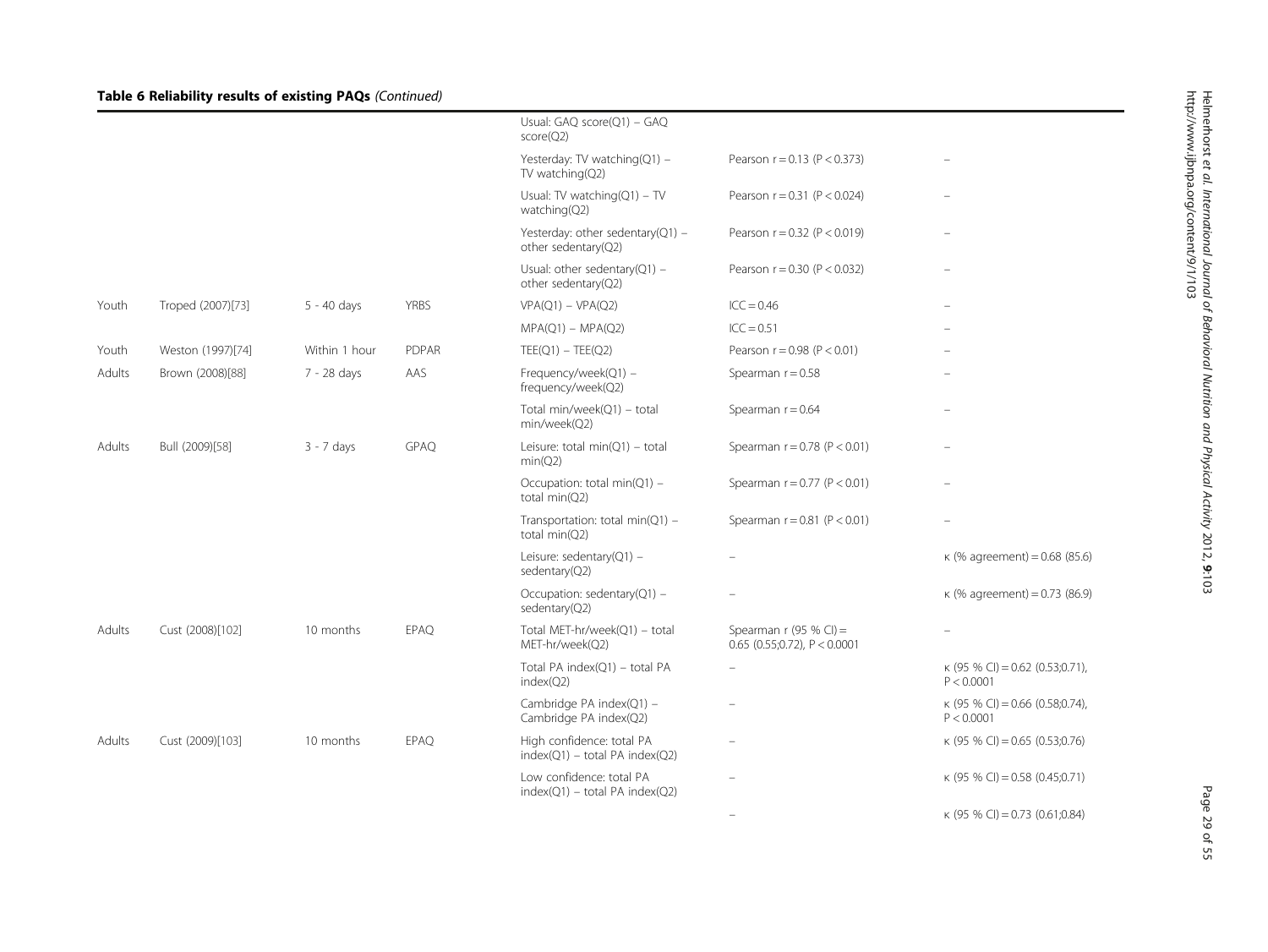**Table 6 Reliability results of existing PAQs** *(Continued)*

| | | | | Usual: GAQ score(Q1) – GAQ score(Q2) | | |
|---|---|---|---|---|---|---|
| | | | | Yesterday: TV watching(Q1) – TV watching(Q2) | Pearson r = 0.13 (P < 0.373) | – |
| | | | | Usual: TV watching(Q1) – TV watching(Q2) | Pearson r = 0.31 (P < 0.024) | – |
| | | | | Yesterday: other sedentary(Q1) – other sedentary(Q2) | Pearson r = 0.32 (P < 0.019) | – |
| | | | | Usual: other sedentary(Q1) – other sedentary(Q2) | Pearson r = 0.30 (P < 0.032) | – |
| Youth | Troped (2007)[73] | 5 - 40 days | YRBS | VPA(Q1) – VPA(Q2) | ICC = 0.46 | – |
| | | | | MPA(Q1) – MPA(Q2) | ICC = 0.51 | – |
| Youth | Weston (1997)[74] | Within 1 hour | PDPAR | TEE(Q1) – TEE(Q2) | Pearson r = 0.98 (P < 0.01) | – |
| Adults | Brown (2008)[88] | 7 - 28 days | AAS | Frequency/week(Q1) – frequency/week(Q2) | Spearman r = 0.58 | – |
| | | | | Total min/week(Q1) – total min/week(Q2) | Spearman r = 0.64 | – |
| Adults | Bull (2009)[58] | 3 - 7 days | GPAQ | Leisure: total min(Q1) – total min(Q2) | Spearman r = 0.78 (P < 0.01) | – |
| | | | | Occupation: total min(Q1) – total min(Q2) | Spearman r = 0.77 (P < 0.01) | – |
| | | | | Transportation: total min(Q1) – total min(Q2) | Spearman r = 0.81 (P < 0.01) | – |
| | | | | Leisure: sedentary(Q1) – sedentary(Q2) | – | κ (% agreement) = 0.68 (85.6) |
| | | | | Occupation: sedentary(Q1) – sedentary(Q2) | – | κ (% agreement) = 0.73 (86.9) |
| Adults | Cust (2008)[102] | 10 months | EPAQ | Total MET-hr/week(Q1) – total MET-hr/week(Q2) | Spearman r (95 % CI) = 0.65 (0.55;0.72), P < 0.0001 | – |
| | | | | Total PA index(Q1) – total PA index(Q2) | – | κ (95 % CI) = 0.62 (0.53;0.71), P < 0.0001 |
| | | | | Cambridge PA index(Q1) – Cambridge PA index(Q2) | – | κ (95 % CI) = 0.66 (0.58;0.74), P < 0.0001 |
| Adults | Cust (2009)[103] | 10 months | EPAQ | High confidence: total PA index(Q1) – total PA index(Q2) | – | κ (95 % CI) = 0.65 (0.53;0.76) |
| | | | | Low confidence: total PA index(Q1) – total PA index(Q2) | – | κ (95 % CI) = 0.58 (0.45;0.71) |
| | | | | | – | κ (95 % CI) = 0.73 (0.61;0.84) |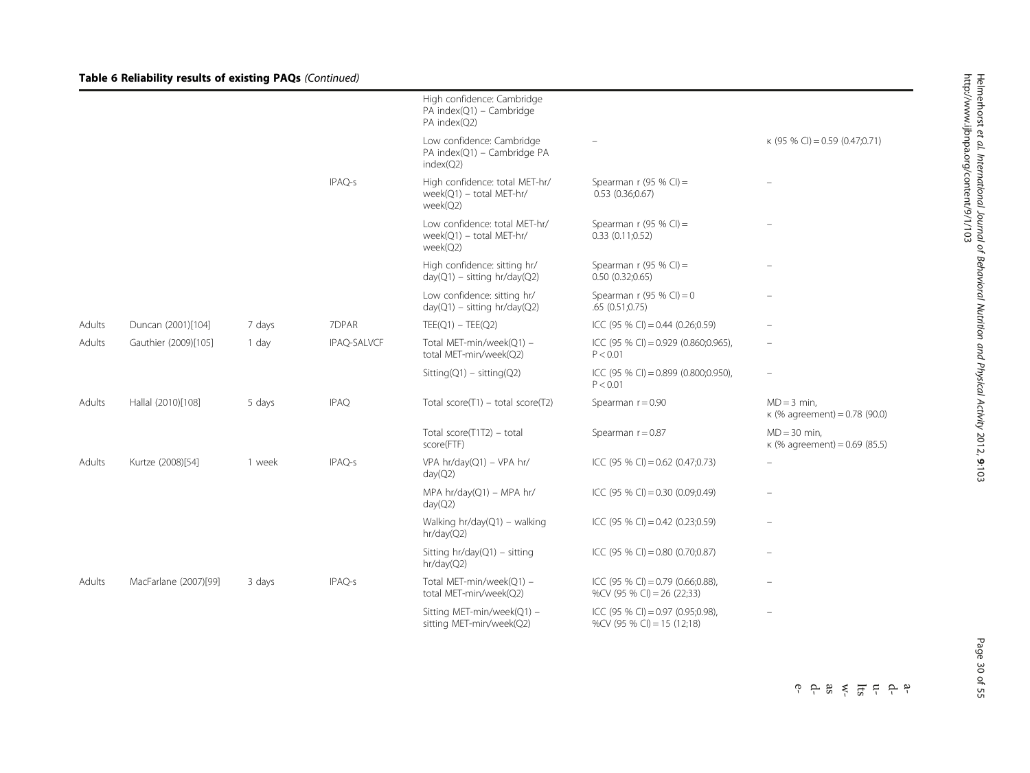**Table 6 Reliability results of existing PAQs** *(Continued)*

| | | | | | | |
|---|---|---|---|---|---|---|
| | | | | High confidence: Cambridge PA index(Q1) – Cambridge PA index(Q2) | | |
| | | | | Low confidence: Cambridge PA index(Q1) – Cambridge PA index(Q2) | – | κ (95 % CI) = 0.59 (0.47;0.71) |
| | | | IPAQ-s | High confidence: total MET-hr/week(Q1) – total MET-hr/week(Q2) | Spearman r (95 % CI) = 0.53 (0.36;0.67) | – |
| | | | | Low confidence: total MET-hr/week(Q1) – total MET-hr/week(Q2) | Spearman r (95 % CI) = 0.33 (0.11;0.52) | – |
| | | | | High confidence: sitting hr/day(Q1) – sitting hr/day(Q2) | Spearman r (95 % CI) = 0.50 (0.32;0.65) | – |
| | | | | Low confidence: sitting hr/day(Q1) – sitting hr/day(Q2) | Spearman r (95 % CI) = 0 .65 (0.51;0.75) | – |
| Adults | Duncan (2001)[104] | 7 days | 7DPAR | TEE(Q1) – TEE(Q2) | ICC (95 % CI) = 0.44 (0.26;0.59) | – |
| Adults | Gauthier (2009)[105] | 1 day | IPAQ-SALVCF | Total MET-min/week(Q1) – total MET-min/week(Q2) | ICC (95 % CI) = 0.929 (0.860;0.965), P < 0.01 | – |
| | | | | Sitting(Q1) – sitting(Q2) | ICC (95 % CI) = 0.899 (0.800;0.950), P < 0.01 | – |
| Adults | Hallal (2010)[108] | 5 days | IPAQ | Total score(T1) – total score(T2) | Spearman r = 0.90 | MD = 3 min, κ (% agreement) = 0.78 (90.0) |
| | | | | Total score(T1T2) – total score(FTF) | Spearman r = 0.87 | MD = 30 min, κ (% agreement) = 0.69 (85.5) |
| Adults | Kurtze (2008)[54] | 1 week | IPAQ-s | VPA hr/day(Q1) – VPA hr/day(Q2) | ICC (95 % CI) = 0.62 (0.47;0.73) | – |
| | | | | MPA hr/day(Q1) – MPA hr/day(Q2) | ICC (95 % CI) = 0.30 (0.09;0.49) | – |
| | | | | Walking hr/day(Q1) – walking hr/day(Q2) | ICC (95 % CI) = 0.42 (0.23;0.59) | – |
| | | | | Sitting hr/day(Q1) – sitting hr/day(Q2) | ICC (95 % CI) = 0.80 (0.70;0.87) | – |
| Adults | MacFarlane (2007)[99] | 3 days | IPAQ-s | Total MET-min/week(Q1) – total MET-min/week(Q2) | ICC (95 % CI) = 0.79 (0.66;0.88), %CV (95 % CI) = 26 (22;33) | – |
| | | | | Sitting MET-min/week(Q1) – sitting MET-min/week(Q2) | ICC (95 % CI) = 0.97 (0.95;0.98), %CV (95 % CI) = 15 (12;18) | – |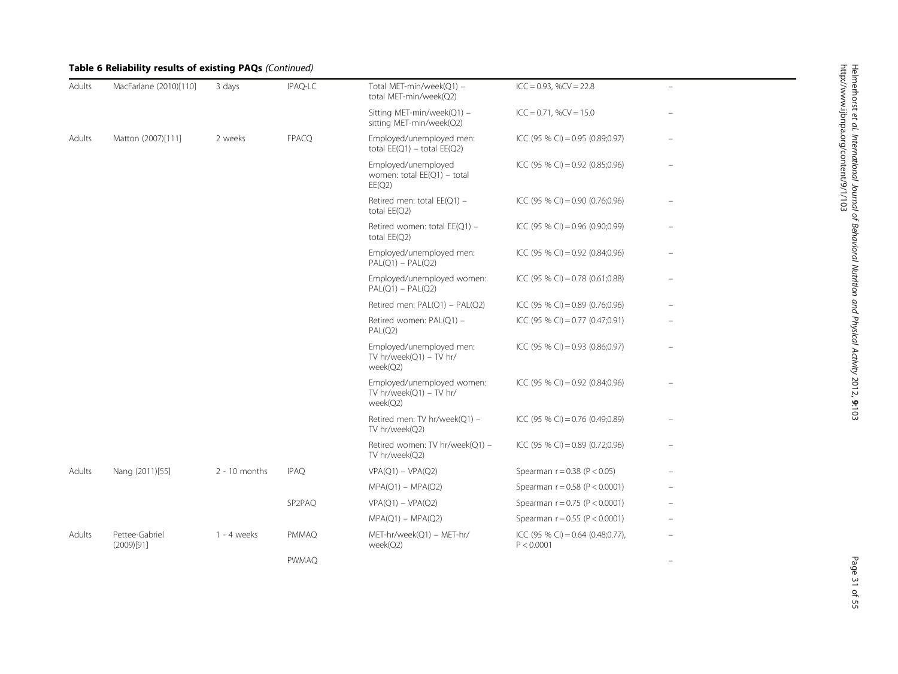**Table 6 Reliability results of existing PAQs** *(Continued)*

| | | | | | | |
|---|---|---|---|---|---|---|
| Adults | MacFarlane (2010)[110] | 3 days | IPAQ-LC | Total MET-min/week(Q1) – total MET-min/week(Q2) | ICC = 0.93, %CV = 22.8 | – |
| | | | | Sitting MET-min/week(Q1) – sitting MET-min/week(Q2) | ICC = 0.71, %CV = 15.0 | – |
| Adults | Matton (2007)[111] | 2 weeks | FPACQ | Employed/unemployed men: total EE(Q1) – total EE(Q2) | ICC (95 % CI) = 0.95 (0.89;0.97) | – |
| | | | | Employed/unemployed women: total EE(Q1) – total EE(Q2) | ICC (95 % CI) = 0.92 (0.85;0.96) | – |
| | | | | Retired men: total EE(Q1) – total EE(Q2) | ICC (95 % CI) = 0.90 (0.76;0.96) | – |
| | | | | Retired women: total EE(Q1) – total EE(Q2) | ICC (95 % CI) = 0.96 (0.90;0.99) | – |
| | | | | Employed/unemployed men: PAL(Q1) – PAL(Q2) | ICC (95 % CI) = 0.92 (0.84;0.96) | – |
| | | | | Employed/unemployed women: PAL(Q1) – PAL(Q2) | ICC (95 % CI) = 0.78 (0.61;0.88) | – |
| | | | | Retired men: PAL(Q1) – PAL(Q2) | ICC (95 % CI) = 0.89 (0.76;0.96) | – |
| | | | | Retired women: PAL(Q1) – PAL(Q2) | ICC (95 % CI) = 0.77 (0.47;0.91) | – |
| | | | | Employed/unemployed men: TV hr/week(Q1) – TV hr/week(Q2) | ICC (95 % CI) = 0.93 (0.86;0.97) | – |
| | | | | Employed/unemployed women: TV hr/week(Q1) – TV hr/week(Q2) | ICC (95 % CI) = 0.92 (0.84;0.96) | – |
| | | | | Retired men: TV hr/week(Q1) – TV hr/week(Q2) | ICC (95 % CI) = 0.76 (0.49;0.89) | – |
| | | | | Retired women: TV hr/week(Q1) – TV hr/week(Q2) | ICC (95 % CI) = 0.89 (0.72;0.96) | – |
| Adults | Nang (2011)[55] | 2 - 10 months | IPAQ | VPA(Q1) – VPA(Q2) | Spearman r = 0.38 (P < 0.05) | – |
| | | | | MPA(Q1) – MPA(Q2) | Spearman r = 0.58 (P < 0.0001) | – |
| | | | SP2PAQ | VPA(Q1) – VPA(Q2) | Spearman r = 0.75 (P < 0.0001) | – |
| | | | | MPA(Q1) – MPA(Q2) | Spearman r = 0.55 (P < 0.0001) | – |
| Adults | Pettee-Gabriel (2009)[91] | 1 - 4 weeks | PMMAQ | MET-hr/week(Q1) – MET-hr/week(Q2) | ICC (95 % CI) = 0.64 (0.48;0.77), P < 0.0001 | – |
| | | | PWMAQ | | | – |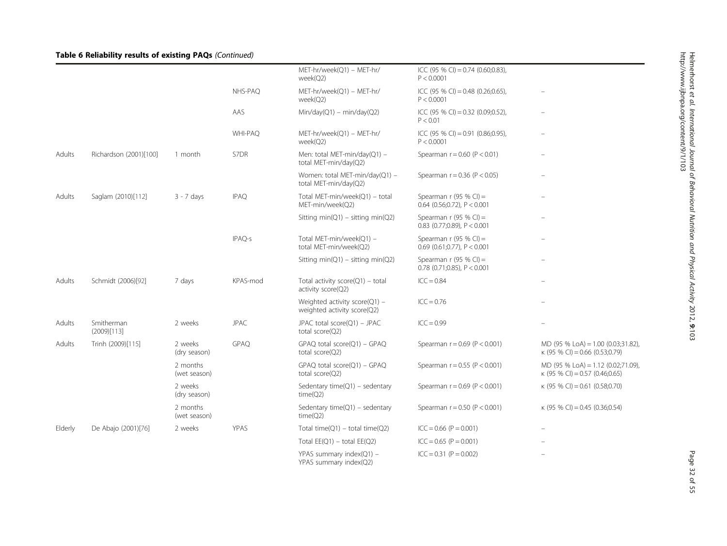**Table 6 Reliability results of existing PAQs** *(Continued)*

| | | | | | | |
|---|---|---|---|---|---|---|
| | | | | MET-hr/week(Q1) – MET-hr/week(Q2) | ICC (95 % CI) = 0.74 (0.60;0.83), P < 0.0001 | |
| | | | NHS-PAQ | MET-hr/week(Q1) – MET-hr/week(Q2) | ICC (95 % CI) = 0.48 (0.26;0.65), P < 0.0001 | – |
| | | | AAS | Min/day(Q1) – min/day(Q2) | ICC (95 % CI) = 0.32 (0.09;0.52), P < 0.01 | – |
| | | | WHI-PAQ | MET-hr/week(Q1) – MET-hr/week(Q2) | ICC (95 % CI) = 0.91 (0.86;0.95), P < 0.0001 | – |
| Adults | Richardson (2001)[100] | 1 month | S7DR | Men: total MET-min/day(Q1) – total MET-min/day(Q2) | Spearman r = 0.60 (P < 0.01) | – |
| | | | | Women: total MET-min/day(Q1) – total MET-min/day(Q2) | Spearman r = 0.36 (P < 0.05) | – |
| Adults | Saglam (2010)[112] | 3 - 7 days | IPAQ | Total MET-min/week(Q1) – total MET-min/week(Q2) | Spearman r (95 % CI) = 0.64 (0.56;0.72), P < 0.001 | – |
| | | | | Sitting min(Q1) – sitting min(Q2) | Spearman r (95 % CI) = 0.83 (0.77;0.89), P < 0.001 | – |
| | | | IPAQ-s | Total MET-min/week(Q1) – total MET-min/week(Q2) | Spearman r (95 % CI) = 0.69 (0.61;0.77), P < 0.001 | – |
| | | | | Sitting min(Q1) – sitting min(Q2) | Spearman r (95 % CI) = 0.78 (0.71;0.85), P < 0.001 | – |
| Adults | Schmidt (2006)[92] | 7 days | KPAS-mod | Total activity score(Q1) – total activity score(Q2) | ICC = 0.84 | – |
| | | | | Weighted activity score(Q1) – weighted activity score(Q2) | ICC = 0.76 | – |
| Adults | Smitherman (2009)[113] | 2 weeks | JPAC | JPAC total score(Q1) – JPAC total score(Q2) | ICC = 0.99 | – |
| Adults | Trinh (2009)[115] | 2 weeks (dry season) | GPAQ | GPAQ total score(Q1) – GPAQ total score(Q2) | Spearman r = 0.69 (P < 0.001) | MD (95 % LoA) = 1.00 (0.03;31.82), κ (95 % CI) = 0.66 (0.53;0.79) |
| | | 2 months (wet season) | | GPAQ total score(Q1) – GPAQ total score(Q2) | Spearman r = 0.55 (P < 0.001) | MD (95 % LoA) = 1.12 (0.02;71.09), κ (95 % CI) = 0.57 (0.46;0.65) |
| | | 2 weeks (dry season) | | Sedentary time(Q1) – sedentary time(Q2) | Spearman r = 0.69 (P < 0.001) | κ (95 % CI) = 0.61 (0.58;0.70) |
| | | 2 months (wet season) | | Sedentary time(Q1) – sedentary time(Q2) | Spearman r = 0.50 (P < 0.001) | κ (95 % CI) = 0.45 (0.36;0.54) |
| Elderly | De Abajo (2001)[76] | 2 weeks | YPAS | Total time(Q1) – total time(Q2) | ICC = 0.66 (P = 0.001) | – |
| | | | | Total EE(Q1) – total EE(Q2) | ICC = 0.65 (P = 0.001) | – |
| | | | | YPAS summary index(Q1) – YPAS summary index(Q2) | ICC = 0.31 (P = 0.002) | – |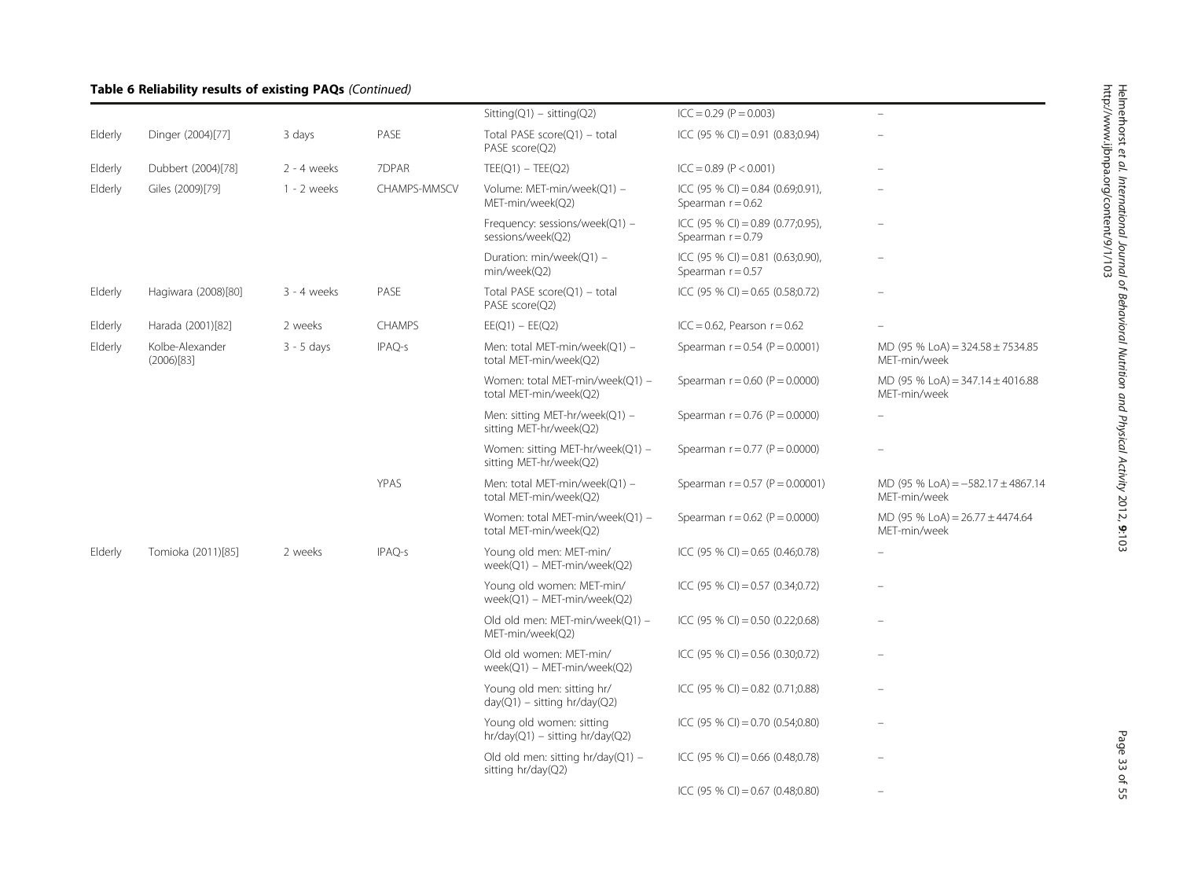**Table 6 Reliability results of existing PAQs** *(Continued)*

| | | | | | | |
|---|---|---|---|---|---|---|
| | | | | Sitting(Q1) – sitting(Q2) | ICC = 0.29 (P = 0.003) | – |
| Elderly | Dinger (2004)[77] | 3 days | PASE | Total PASE score(Q1) – total PASE score(Q2) | ICC (95 % CI) = 0.91 (0.83;0.94) | – |
| Elderly | Dubbert (2004)[78] | 2 - 4 weeks | 7DPAR | TEE(Q1) – TEE(Q2) | ICC = 0.89 (P < 0.001) | – |
| Elderly | Giles (2009)[79] | 1 - 2 weeks | CHAMPS-MMSCV | Volume: MET-min/week(Q1) – MET-min/week(Q2) | ICC (95 % CI) = 0.84 (0.69;0.91), Spearman r = 0.62 | – |
| | | | | Frequency: sessions/week(Q1) – sessions/week(Q2) | ICC (95 % CI) = 0.89 (0.77;0.95), Spearman r = 0.79 | – |
| | | | | Duration: min/week(Q1) – min/week(Q2) | ICC (95 % CI) = 0.81 (0.63;0.90), Spearman r = 0.57 | – |
| Elderly | Hagiwara (2008)[80] | 3 - 4 weeks | PASE | Total PASE score(Q1) – total PASE score(Q2) | ICC (95 % CI) = 0.65 (0.58;0.72) | – |
| Elderly | Harada (2001)[82] | 2 weeks | CHAMPS | EE(Q1) – EE(Q2) | ICC = 0.62, Pearson r = 0.62 | – |
| Elderly | Kolbe-Alexander (2006)[83] | 3 - 5 days | IPAQ-s | Men: total MET-min/week(Q1) – total MET-min/week(Q2) | Spearman r = 0.54 (P = 0.0001) | MD (95 % LoA) = 324.58 ± 7534.85 MET-min/week |
| | | | | Women: total MET-min/week(Q1) – total MET-min/week(Q2) | Spearman r = 0.60 (P = 0.0000) | MD (95 % LoA) = 347.14 ± 4016.88 MET-min/week |
| | | | | Men: sitting MET-hr/week(Q1) – sitting MET-hr/week(Q2) | Spearman r = 0.76 (P = 0.0000) | – |
| | | | | Women: sitting MET-hr/week(Q1) – sitting MET-hr/week(Q2) | Spearman r = 0.77 (P = 0.0000) | – |
| | | | YPAS | Men: total MET-min/week(Q1) – total MET-min/week(Q2) | Spearman r = 0.57 (P = 0.00001) | MD (95 % LoA) = −582.17 ± 4867.14 MET-min/week |
| | | | | Women: total MET-min/week(Q1) – total MET-min/week(Q2) | Spearman r = 0.62 (P = 0.0000) | MD (95 % LoA) = 26.77 ± 4474.64 MET-min/week |
| Elderly | Tomioka (2011)[85] | 2 weeks | IPAQ-s | Young old men: MET-min/week(Q1) – MET-min/week(Q2) | ICC (95 % CI) = 0.65 (0.46;0.78) | – |
| | | | | Young old women: MET-min/week(Q1) – MET-min/week(Q2) | ICC (95 % CI) = 0.57 (0.34;0.72) | – |
| | | | | Old old men: MET-min/week(Q1) – MET-min/week(Q2) | ICC (95 % CI) = 0.50 (0.22;0.68) | – |
| | | | | Old old women: MET-min/week(Q1) – MET-min/week(Q2) | ICC (95 % CI) = 0.56 (0.30;0.72) | – |
| | | | | Young old men: sitting hr/day(Q1) – sitting hr/day(Q2) | ICC (95 % CI) = 0.82 (0.71;0.88) | – |
| | | | | Young old women: sitting hr/day(Q1) – sitting hr/day(Q2) | ICC (95 % CI) = 0.70 (0.54;0.80) | – |
| | | | | Old old men: sitting hr/day(Q1) – sitting hr/day(Q2) | ICC (95 % CI) = 0.66 (0.48;0.78) | – |
| | | | | | ICC (95 % CI) = 0.67 (0.48;0.80) | – |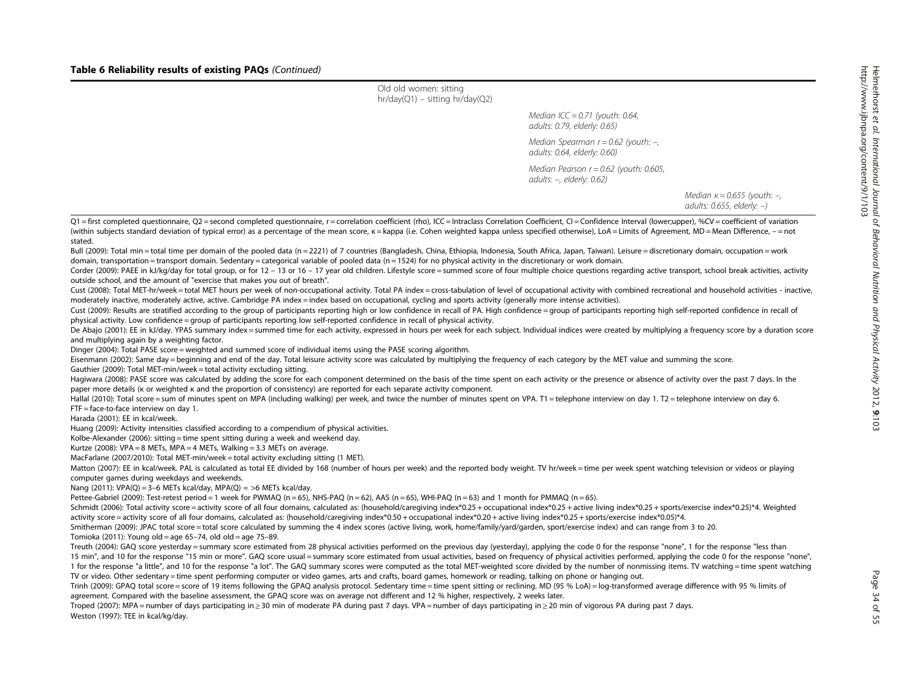**Table 6 Reliability results of existing PAQs** *(Continued)*

| | | | |
|---|---|---|---|
| Old old women: sitting hr/day(Q1) – sitting hr/day(Q2) | | | |
| | *Median ICC = 0.71 (youth: 0.64, adults: 0.79, elderly: 0.65)* | | |
| | *Median Spearman r = 0.62 (youth: –, adults: 0.64, elderly: 0.60)* | | |
| | *Median Pearson r = 0.62 (youth: 0.605, adults: –, elderly: 0.62)* | | |
| | | *Median κ = 0.655 (youth: –, adults: 0.655, elderly: –)* | |

Q1 = first completed questionnaire, Q2 = second completed questionnaire, r = correlation coefficient (rho), ICC = Intraclass Correlation Coefficient, CI = Confidence Interval (lower;upper), %CV = coefficient of variation (within subjects standard deviation of typical error) as a percentage of the mean score, κ = kappa (i.e. Cohen weighted kappa unless specified otherwise), LoA = Limits of Agreement, MD = Mean Difference, – = not stated.

Bull (2009): Total min = total time per domain of the pooled data (n = 2221) of 7 countries (Bangladesh, China, Ethiopia, Indonesia, South Africa, Japan, Taiwan). Leisure = discretionary domain, occupation = work domain, transportation = transport domain. Sedentary = categorical variable of pooled data (n = 1524) for no physical activity in the discretionary or work domain.

Corder (2009): PAEE in kJ/kg/day for total group, or for 12 – 13 or 16 – 17 year old children. Lifestyle score = summed score of four multiple choice questions regarding active transport, school break activities, activity outside school, and the amount of "exercise that makes you out of breath".

Cust (2008): Total MET-hr/week = total MET hours per week of non-occupational activity. Total PA index = cross-tabulation of level of occupational activity with combined recreational and household activities - inactive, moderately inactive, moderately active, active. Cambridge PA index = index based on occupational, cycling and sports activity (generally more intense activities).

Cust (2009): Results are stratified according to the group of participants reporting high or low confidence in recall of PA. High confidence = group of participants reporting high self-reported confidence in recall of physical activity. Low confidence = group of participants reporting low self-reported confidence in recall of physical activity.

De Abajo (2001): EE in kJ/day. YPAS summary index = summed time for each activity, expressed in hours per week for each subject. Individual indices were created by multiplying a frequency score by a duration score and multiplying again by a weighting factor.

Dinger (2004): Total PASE score = weighted and summed score of individual items using the PASE scoring algorithm.

Eisenmann (2002): Same day = beginning and end of the day. Total leisure activity score was calculated by multiplying the frequency of each category by the MET value and summing the score.

Gauthier (2009): Total MET-min/week = total activity excluding sitting.

Hagiwara (2008): PASE score was calculated by adding the score for each component determined on the basis of the time spent on each activity or the presence or absence of activity over the past 7 days. In the paper more details (κ or weighted κ and the proportion of consistency) are reported for each separate activity component.

Hallal (2010): Total score = sum of minutes spent on MPA (including walking) per week, and twice the number of minutes spent on VPA. T1 = telephone interview on day 1. T2 = telephone interview on day 6. FTF = face-to-face interview on day 1.

Harada (2001): EE in kcal/week.

Huang (2009): Activity intensities classified according to a compendium of physical activities.

Kolbe-Alexander (2006): sitting = time spent sitting during a week and weekend day.

Kurtze (2008): VPA = 8 METs, MPA = 4 METs, Walking = 3.3 METs on average.

MacFarlane (2007/2010): Total MET-min/week = total activity excluding sitting (1 MET).

Matton (2007): EE in kcal/week. PAL is calculated as total EE divided by 168 (number of hours per week) and the reported body weight. TV hr/week = time per week spent watching television or videos or playing computer games during weekdays and weekends.

Nang (2011): VPA(Q) = 3–6 METs kcal/day, MPA(Q) = >6 METs kcal/day.

Pettee-Gabriel (2009): Test-retest period = 1 week for PWMAQ (n = 65), NHS-PAQ (n = 62), AAS (n = 65), WHI-PAQ (n = 63) and 1 month for PMMAQ (n = 65).

Schmidt (2006): Total activity score = activity score of all four domains, calculated as: (household/caregiving index*0.25 + occupational index*0.25 + active living index*0.25 + sports/exercise index*0.25)*4. Weighted activity score = activity score of all four domains, calculated as: (household/caregiving index*0.50 + occupational index*0.20 + active living index*0.25 + sports/exercise index*0.05)*4.

Smitherman (2009): JPAC total score = total score calculated by summing the 4 index scores (active living, work, home/family/yard/garden, sport/exercise index) and can range from 3 to 20.

Tomioka (2011): Young old = age 65–74, old old = age 75–89.

Treuth (2004): GAQ score yesterday = summary score estimated from 28 physical activities performed on the previous day (yesterday), applying the code 0 for the response "none", 1 for the response "less than 15 min", and 10 for the response "15 min or more". GAQ score usual = summary score estimated from usual activities, based on frequency of physical activities performed, applying the code 0 for the response "none", 1 for the response "a little", and 10 for the response "a lot". The GAQ summary scores were computed as the total MET-weighted score divided by the number of nonmissing items. TV watching = time spent watching TV or video. Other sedentary = time spent performing computer or video games, arts and crafts, board games, homework or reading, talking on phone or hanging out.

Trinh (2009): GPAQ total score = score of 19 items following the GPAQ analysis protocol. Sedentary time = time spent sitting or reclining. MD (95 % LoA) = log-transformed average difference with 95 % limits of agreement. Compared with the baseline assessment, the GPAQ score was on average not different and 12 % higher, respectively, 2 weeks later.

Troped (2007): MPA = number of days participating in ≥ 30 min of moderate PA during past 7 days. VPA = number of days participating in ≥ 20 min of vigorous PA during past 7 days.

Weston (1997): TEE in kcal/kg/day.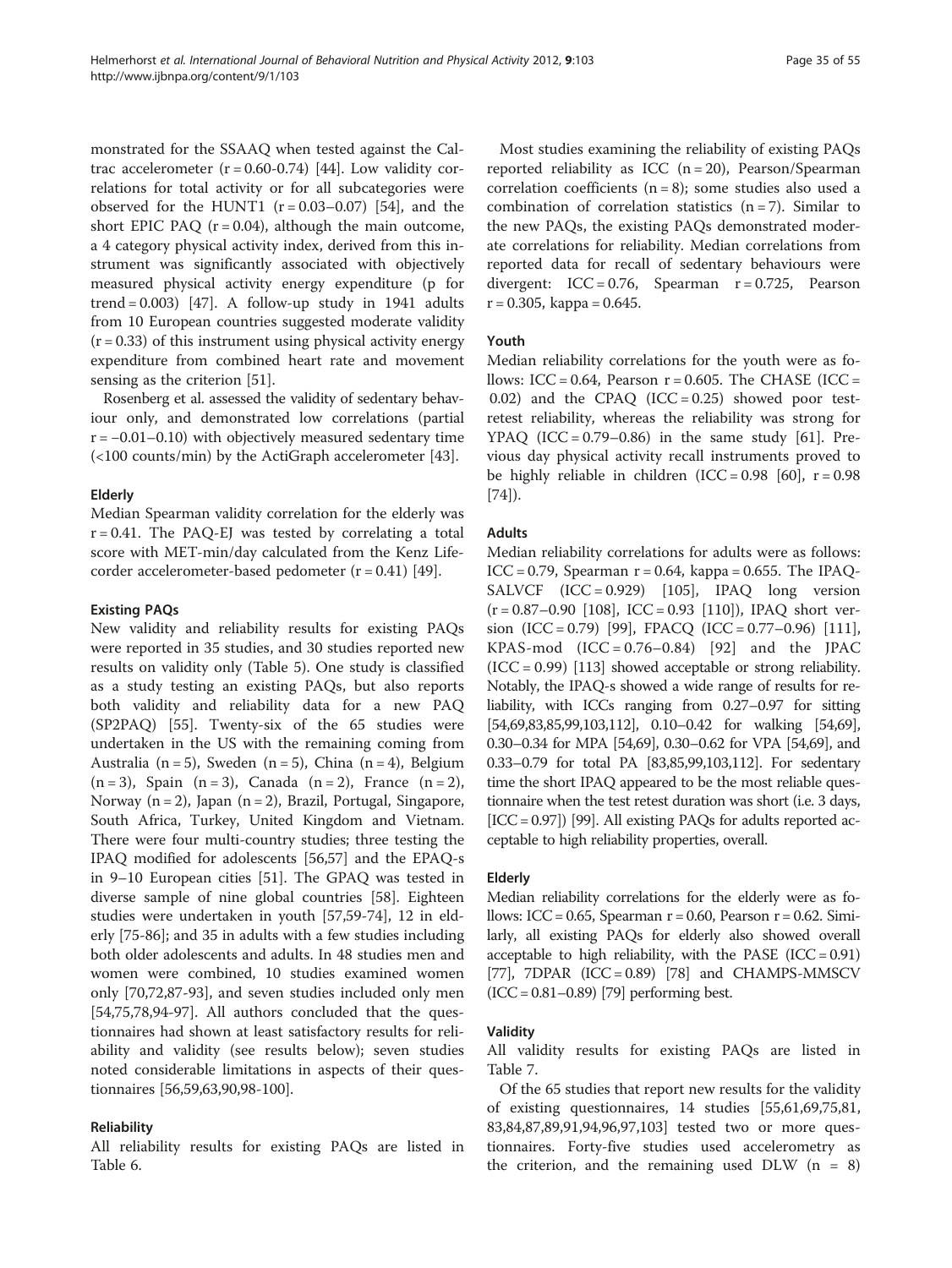monstrated for the SSAAQ when tested against the Caltrac accelerometer (r = 0.60-0.74) [44]. Low validity correlations for total activity or for all subcategories were observed for the HUNT1 (r = 0.03–0.07) [54], and the short EPIC PAQ (r = 0.04), although the main outcome, a 4 category physical activity index, derived from this instrument was significantly associated with objectively measured physical activity energy expenditure (p for trend = 0.003) [47]. A follow-up study in 1941 adults from 10 European countries suggested moderate validity (r = 0.33) of this instrument using physical activity energy expenditure from combined heart rate and movement sensing as the criterion [51].

Rosenberg et al. assessed the validity of sedentary behaviour only, and demonstrated low correlations (partial r = −0.01–0.10) with objectively measured sedentary time (<100 counts/min) by the ActiGraph accelerometer [43].

#### Elderly

Median Spearman validity correlation for the elderly was r = 0.41. The PAQ-EJ was tested by correlating a total score with MET-min/day calculated from the Kenz Lifecorder accelerometer-based pedometer (r = 0.41) [49].

### Existing PAQs

New validity and reliability results for existing PAQs were reported in 35 studies, and 30 studies reported new results on validity only (Table 5). One study is classified as a study testing an existing PAQs, but also reports both validity and reliability data for a new PAQ (SP2PAQ) [55]. Twenty-six of the 65 studies were undertaken in the US with the remaining coming from Australia (n = 5), Sweden (n = 5), China (n = 4), Belgium (n = 3), Spain (n = 3), Canada (n = 2), France (n = 2), Norway (n = 2), Japan (n = 2), Brazil, Portugal, Singapore, South Africa, Turkey, United Kingdom and Vietnam. There were four multi-country studies; three testing the IPAQ modified for adolescents [56,57] and the EPAQ-s in 9–10 European cities [51]. The GPAQ was tested in diverse sample of nine global countries [58]. Eighteen studies were undertaken in youth [57,59-74], 12 in elderly [75-86]; and 35 in adults with a few studies including both older adolescents and adults. In 48 studies men and women were combined, 10 studies examined women only [70,72,87-93], and seven studies included only men [54,75,78,94-97]. All authors concluded that the questionnaires had shown at least satisfactory results for reliability and validity (see results below); seven studies noted considerable limitations in aspects of their questionnaires [56,59,63,90,98-100].

#### Reliability

All reliability results for existing PAQs are listed in Table 6.

Most studies examining the reliability of existing PAQs reported reliability as ICC (n = 20), Pearson/Spearman correlation coefficients (n = 8); some studies also used a combination of correlation statistics (n = 7). Similar to the new PAQs, the existing PAQs demonstrated moderate correlations for reliability. Median correlations from reported data for recall of sedentary behaviours were divergent: ICC = 0.76, Spearman r = 0.725, Pearson r = 0.305, kappa = 0.645.

#### Youth

Median reliability correlations for the youth were as follows: ICC = 0.64, Pearson r = 0.605. The CHASE (ICC = 0.02) and the CPAQ (ICC = 0.25) showed poor test-retest reliability, whereas the reliability was strong for YPAQ (ICC = 0.79–0.86) in the same study [61]. Previous day physical activity recall instruments proved to be highly reliable in children (ICC = 0.98 [60], r = 0.98 [74]).

#### Adults

Median reliability correlations for adults were as follows: ICC = 0.79, Spearman r = 0.64, kappa = 0.655. The IPAQ-SALVCF (ICC = 0.929) [105], IPAQ long version (r = 0.87–0.90 [108], ICC = 0.93 [110]), IPAQ short version (ICC = 0.79) [99], FPACQ (ICC = 0.77–0.96) [111], KPAS-mod (ICC = 0.76–0.84) [92] and the JPAC (ICC = 0.99) [113] showed acceptable or strong reliability. Notably, the IPAQ-s showed a wide range of results for reliability, with ICCs ranging from 0.27–0.97 for sitting [54,69,83,85,99,103,112], 0.10–0.42 for walking [54,69], 0.30–0.34 for MPA [54,69], 0.30–0.62 for VPA [54,69], and 0.33–0.79 for total PA [83,85,99,103,112]. For sedentary time the short IPAQ appeared to be the most reliable questionnaire when the test retest duration was short (i.e. 3 days, [ICC = 0.97]) [99]. All existing PAQs for adults reported acceptable to high reliability properties, overall.

#### Elderly

Median reliability correlations for the elderly were as follows: ICC = 0.65, Spearman r = 0.60, Pearson r = 0.62. Similarly, all existing PAQs for elderly also showed overall acceptable to high reliability, with the PASE (ICC = 0.91) [77], 7DPAR (ICC = 0.89) [78] and CHAMPS-MMSCV (ICC = 0.81–0.89) [79] performing best.

#### Validity

All validity results for existing PAQs are listed in Table 7.

Of the 65 studies that report new results for the validity of existing questionnaires, 14 studies [55,61,69,75,81,83,84,87,89,91,94,96,97,103] tested two or more questionnaires. Forty-five studies used accelerometry as the criterion, and the remaining used DLW (n = 8)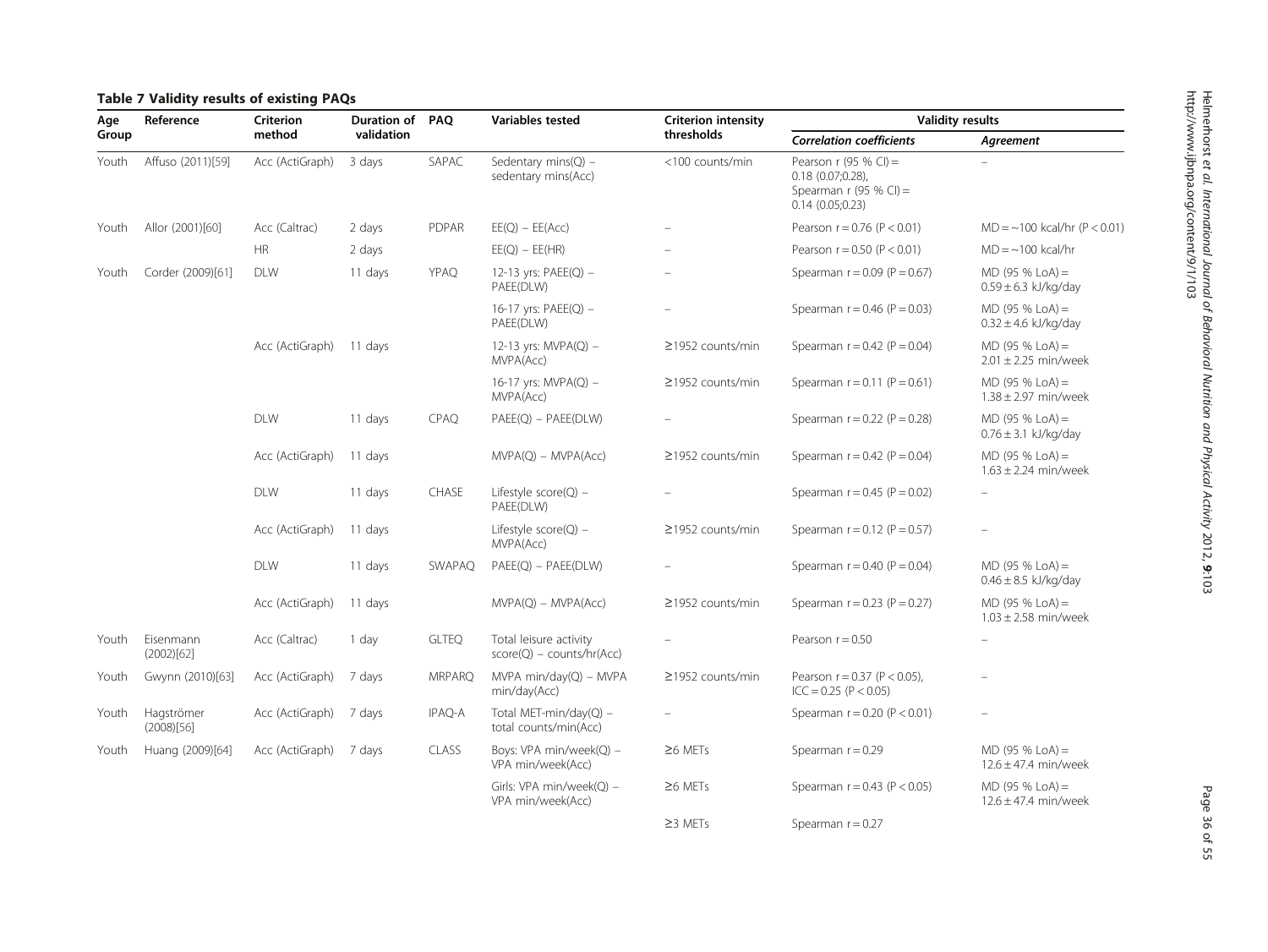**Table 7 Validity results of existing PAQs**

| Age Group | Reference | Criterion method | Duration of validation | PAQ | Variables tested | Criterion intensity thresholds | Validity results | |
|---|---|---|---|---|---|---|---|---|
| | | | | | | | *Correlation coefficients* | *Agreement* |
| Youth | Affuso (2011)[59] | Acc (ActiGraph) | 3 days | SAPAC | Sedentary mins(Q) – sedentary mins(Acc) | <100 counts/min | Pearson r (95 % CI) = 0.18 (0.07;0.28), Spearman r (95 % CI) = 0.14 (0.05;0.23) | – |
| Youth | Allor (2001)[60] | Acc (Caltrac) | 2 days | PDPAR | EE(Q) – EE(Acc) | – | Pearson r = 0.76 (P < 0.01) | MD = ~100 kcal/hr (P < 0.01) |
| | | HR | 2 days | | EE(Q) – EE(HR) | – | Pearson r = 0.50 (P < 0.01) | MD = ~100 kcal/hr |
| Youth | Corder (2009)[61] | DLW | 11 days | YPAQ | 12-13 yrs: PAEE(Q) – PAEE(DLW) | – | Spearman r = 0.09 (P = 0.67) | MD (95 % LoA) = 0.59 ± 6.3 kJ/kg/day |
| | | | | | 16-17 yrs: PAEE(Q) – PAEE(DLW) | – | Spearman r = 0.46 (P = 0.03) | MD (95 % LoA) = 0.32 ± 4.6 kJ/kg/day |
| | | Acc (ActiGraph) | 11 days | | 12-13 yrs: MVPA(Q) – MVPA(Acc) | ≥1952 counts/min | Spearman r = 0.42 (P = 0.04) | MD (95 % LoA) = 2.01 ± 2.25 min/week |
| | | | | | 16-17 yrs: MVPA(Q) – MVPA(Acc) | ≥1952 counts/min | Spearman r = 0.11 (P = 0.61) | MD (95 % LoA) = 1.38 ± 2.97 min/week |
| | | DLW | 11 days | CPAQ | PAEE(Q) – PAEE(DLW) | – | Spearman r = 0.22 (P = 0.28) | MD (95 % LoA) = 0.76 ± 3.1 kJ/kg/day |
| | | Acc (ActiGraph) | 11 days | | MVPA(Q) – MVPA(Acc) | ≥1952 counts/min | Spearman r = 0.42 (P = 0.04) | MD (95 % LoA) = 1.63 ± 2.24 min/week |
| | | DLW | 11 days | CHASE | Lifestyle score(Q) – PAEE(DLW) | – | Spearman r = 0.45 (P = 0.02) | – |
| | | Acc (ActiGraph) | 11 days | | Lifestyle score(Q) – MVPA(Acc) | ≥1952 counts/min | Spearman r = 0.12 (P = 0.57) | – |
| | | DLW | 11 days | SWAPAQ | PAEE(Q) – PAEE(DLW) | – | Spearman r = 0.40 (P = 0.04) | MD (95 % LoA) = 0.46 ± 8.5 kJ/kg/day |
| | | Acc (ActiGraph) | 11 days | | MVPA(Q) – MVPA(Acc) | ≥1952 counts/min | Spearman r = 0.23 (P = 0.27) | MD (95 % LoA) = 1.03 ± 2.58 min/week |
| Youth | Eisenmann (2002)[62] | Acc (Caltrac) | 1 day | GLTEQ | Total leisure activity score(Q) – counts/hr(Acc) | – | Pearson r = 0.50 | – |
| Youth | Gwynn (2010)[63] | Acc (ActiGraph) | 7 days | MRPARQ | MVPA min/day(Q) – MVPA min/day(Acc) | ≥1952 counts/min | Pearson r = 0.37 (P < 0.05), ICC = 0.25 (P < 0.05) | – |
| Youth | Hagströmer (2008)[56] | Acc (ActiGraph) | 7 days | IPAQ-A | Total MET-min/day(Q) – total counts/min(Acc) | – | Spearman r = 0.20 (P < 0.01) | – |
| Youth | Huang (2009)[64] | Acc (ActiGraph) | 7 days | CLASS | Boys: VPA min/week(Q) – VPA min/week(Acc) | ≥6 METs | Spearman r = 0.29 | MD (95 % LoA) = 12.6 ± 47.4 min/week |
| | | | | | Girls: VPA min/week(Q) – VPA min/week(Acc) | ≥6 METs | Spearman r = 0.43 (P < 0.05) | MD (95 % LoA) = 12.6 ± 47.4 min/week |
| | | | | | | ≥3 METs | Spearman r = 0.27 | |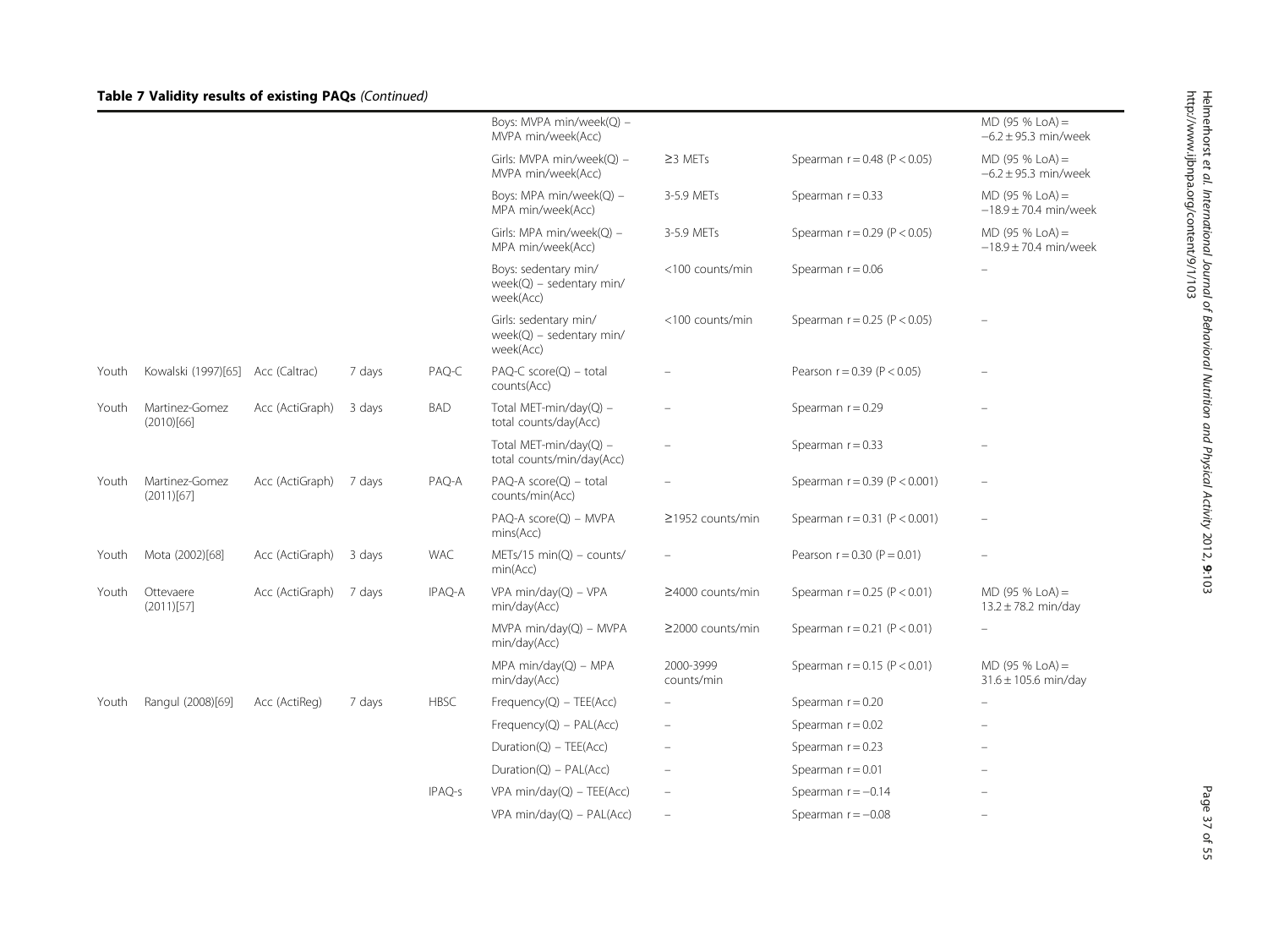**Table 7 Validity results of existing PAQs** *(Continued)*

| | | | | | | | | |
|---|---|---|---|---|---|---|---|---|
| | | | | | Boys: MVPA min/week(Q) – MVPA min/week(Acc) | | | MD (95 % LoA) = −6.2 ± 95.3 min/week |
| | | | | | Girls: MVPA min/week(Q) – MVPA min/week(Acc) | ≥3 METs | Spearman r = 0.48 (P < 0.05) | MD (95 % LoA) = −6.2 ± 95.3 min/week |
| | | | | | Boys: MPA min/week(Q) – MPA min/week(Acc) | 3-5.9 METs | Spearman r = 0.33 | MD (95 % LoA) = −18.9 ± 70.4 min/week |
| | | | | | Girls: MPA min/week(Q) – MPA min/week(Acc) | 3-5.9 METs | Spearman r = 0.29 (P < 0.05) | MD (95 % LoA) = −18.9 ± 70.4 min/week |
| | | | | | Boys: sedentary min/ week(Q) – sedentary min/ week(Acc) | <100 counts/min | Spearman r = 0.06 | – |
| | | | | | Girls: sedentary min/ week(Q) – sedentary min/ week(Acc) | <100 counts/min | Spearman r = 0.25 (P < 0.05) | – |
| Youth | Kowalski (1997)[65] | Acc (Caltrac) | 7 days | PAQ-C | PAQ-C score(Q) – total counts(Acc) | – | Pearson r = 0.39 (P < 0.05) | – |
| Youth | Martinez-Gomez (2010)[66] | Acc (ActiGraph) | 3 days | BAD | Total MET-min/day(Q) – total counts/day(Acc) | – | Spearman r = 0.29 | – |
| | | | | | Total MET-min/day(Q) – total counts/min/day(Acc) | – | Spearman r = 0.33 | – |
| Youth | Martinez-Gomez (2011)[67] | Acc (ActiGraph) | 7 days | PAQ-A | PAQ-A score(Q) – total counts/min(Acc) | – | Spearman r = 0.39 (P < 0.001) | – |
| | | | | | PAQ-A score(Q) – MVPA mins(Acc) | ≥1952 counts/min | Spearman r = 0.31 (P < 0.001) | – |
| Youth | Mota (2002)[68] | Acc (ActiGraph) | 3 days | WAC | METs/15 min(Q) – counts/ min(Acc) | – | Pearson r = 0.30 (P = 0.01) | – |
| Youth | Ottevaere (2011)[57] | Acc (ActiGraph) | 7 days | IPAQ-A | VPA min/day(Q) – VPA min/day(Acc) | ≥4000 counts/min | Spearman r = 0.25 (P < 0.01) | MD (95 % LoA) = 13.2 ± 78.2 min/day |
| | | | | | MVPA min/day(Q) – MVPA min/day(Acc) | ≥2000 counts/min | Spearman r = 0.21 (P < 0.01) | – |
| | | | | | MPA min/day(Q) – MPA min/day(Acc) | 2000-3999 counts/min | Spearman r = 0.15 (P < 0.01) | MD (95 % LoA) = 31.6 ± 105.6 min/day |
| Youth | Rangul (2008)[69] | Acc (ActiReg) | 7 days | HBSC | Frequency(Q) – TEE(Acc) | – | Spearman r = 0.20 | – |
| | | | | | Frequency(Q) – PAL(Acc) | – | Spearman r = 0.02 | – |
| | | | | | Duration(Q) – TEE(Acc) | – | Spearman r = 0.23 | – |
| | | | | | Duration(Q) – PAL(Acc) | – | Spearman r = 0.01 | – |
| | | | | IPAQ-s | VPA min/day(Q) – TEE(Acc) | – | Spearman r = −0.14 | – |
| | | | | | VPA min/day(Q) – PAL(Acc) | – | Spearman r = −0.08 | – |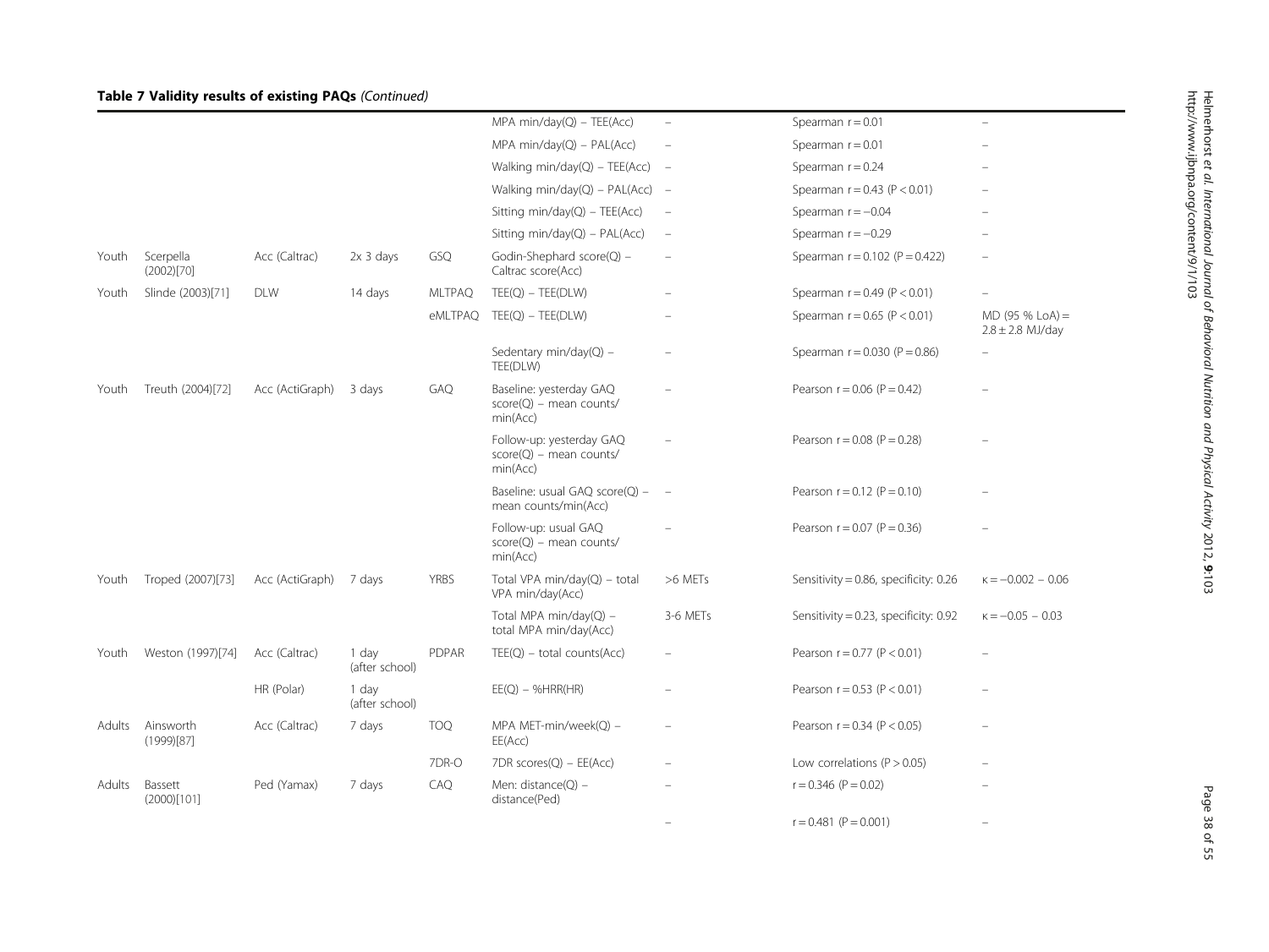**Table 7 Validity results of existing PAQs** *(Continued)*

| | | | | | | | | |
|---|---|---|---|---|---|---|---|---|
| | | | | | MPA min/day(Q) – TEE(Acc) | – | Spearman r = 0.01 | – |
| | | | | | MPA min/day(Q) – PAL(Acc) | – | Spearman r = 0.01 | – |
| | | | | | Walking min/day(Q) – TEE(Acc) | – | Spearman r = 0.24 | – |
| | | | | | Walking min/day(Q) – PAL(Acc) | – | Spearman r = 0.43 (P < 0.01) | – |
| | | | | | Sitting min/day(Q) – TEE(Acc) | – | Spearman r = −0.04 | – |
| | | | | | Sitting min/day(Q) – PAL(Acc) | – | Spearman r = −0.29 | – |
| Youth | Scerpella (2002)[70] | Acc (Caltrac) | 2x 3 days | GSQ | Godin-Shephard score(Q) – Caltrac score(Acc) | – | Spearman r = 0.102 (P = 0.422) | – |
| Youth | Slinde (2003)[71] | DLW | 14 days | MLTPAQ | TEE(Q) – TEE(DLW) | – | Spearman r = 0.49 (P < 0.01) | – |
| | | | | eMLTPAQ | TEE(Q) – TEE(DLW) | – | Spearman r = 0.65 (P < 0.01) | MD (95 % LoA) = 2.8 ± 2.8 MJ/day |
| | | | | | Sedentary min/day(Q) – TEE(DLW) | – | Spearman r = 0.030 (P = 0.86) | – |
| Youth | Treuth (2004)[72] | Acc (ActiGraph) | 3 days | GAQ | Baseline: yesterday GAQ score(Q) – mean counts/min(Acc) | – | Pearson r = 0.06 (P = 0.42) | – |
| | | | | | Follow-up: yesterday GAQ score(Q) – mean counts/min(Acc) | – | Pearson r = 0.08 (P = 0.28) | – |
| | | | | | Baseline: usual GAQ score(Q) – mean counts/min(Acc) | – | Pearson r = 0.12 (P = 0.10) | – |
| | | | | | Follow-up: usual GAQ score(Q) – mean counts/min(Acc) | – | Pearson r = 0.07 (P = 0.36) | – |
| Youth | Troped (2007)[73] | Acc (ActiGraph) | 7 days | YRBS | Total VPA min/day(Q) – total VPA min/day(Acc) | >6 METs | Sensitivity = 0.86, specificity: 0.26 | κ = −0.002 – 0.06 |
| | | | | | Total MPA min/day(Q) – total MPA min/day(Acc) | 3-6 METs | Sensitivity = 0.23, specificity: 0.92 | κ = −0.05 – 0.03 |
| Youth | Weston (1997)[74] | Acc (Caltrac) | 1 day (after school) | PDPAR | TEE(Q) – total counts(Acc) | – | Pearson r = 0.77 (P < 0.01) | – |
| | | HR (Polar) | 1 day (after school) | | EE(Q) – %HRR(HR) | – | Pearson r = 0.53 (P < 0.01) | – |
| Adults | Ainsworth (1999)[87] | Acc (Caltrac) | 7 days | TOQ | MPA MET-min/week(Q) – EE(Acc) | – | Pearson r = 0.34 (P < 0.05) | – |
| | | | | 7DR-O | 7DR scores(Q) – EE(Acc) | – | Low correlations (P > 0.05) | – |
| Adults | Bassett (2000)[101] | Ped (Yamax) | 7 days | CAQ | Men: distance(Q) – distance(Ped) | – | r = 0.346 (P = 0.02) | – |
| | | | | | | – | r = 0.481 (P = 0.001) | – |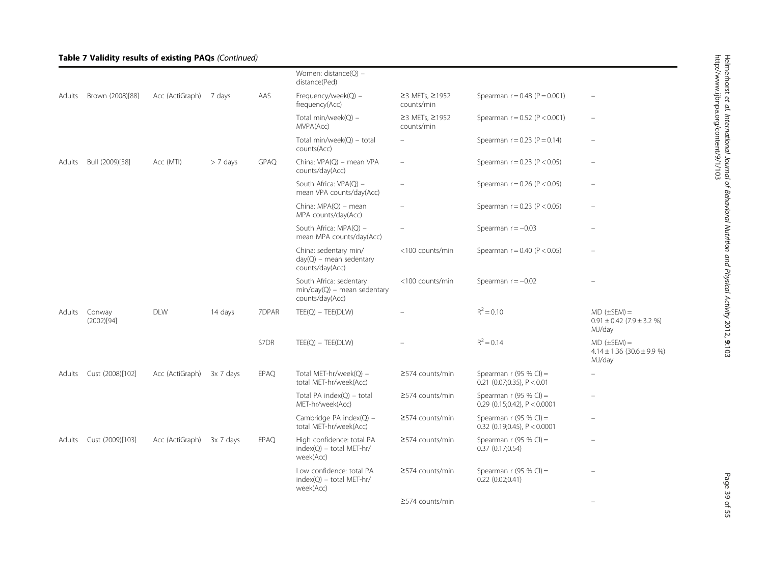**Table 7 Validity results of existing PAQs** *(Continued)*

| | | | | | | | | |
|---|---|---|---|---|---|---|---|---|
| | | | | | Women: distance(Q) – distance(Ped) | | | |
| Adults | Brown (2008)[88] | Acc (ActiGraph) | 7 days | AAS | Frequency/week(Q) – frequency(Acc) | ≥3 METs, ≥1952 counts/min | Spearman r = 0.48 (P = 0.001) | – |
| | | | | | Total min/week(Q) – MVPA(Acc) | ≥3 METs, ≥1952 counts/min | Spearman r = 0.52 (P < 0.001) | – |
| | | | | | Total min/week(Q) – total counts(Acc) | – | Spearman r = 0.23 (P = 0.14) | – |
| Adults | Bull (2009)[58] | Acc (MTI) | > 7 days | GPAQ | China: VPA(Q) – mean VPA counts/day(Acc) | – | Spearman r = 0.23 (P < 0.05) | – |
| | | | | | South Africa: VPA(Q) – mean VPA counts/day(Acc) | – | Spearman r = 0.26 (P < 0.05) | – |
| | | | | | China: MPA(Q) – mean MPA counts/day(Acc) | – | Spearman r = 0.23 (P < 0.05) | – |
| | | | | | South Africa: MPA(Q) – mean MPA counts/day(Acc) | – | Spearman r = −0.03 | – |
| | | | | | China: sedentary min/day(Q) – mean sedentary counts/day(Acc) | <100 counts/min | Spearman r = 0.40 (P < 0.05) | – |
| | | | | | South Africa: sedentary min/day(Q) – mean sedentary counts/day(Acc) | <100 counts/min | Spearman r = −0.02 | – |
| Adults | Conway (2002)[94] | DLW | 14 days | 7DPAR | TEE(Q) – TEE(DLW) | – | $R^2 = 0.10$ | MD (±SEM) = 0.91 ± 0.42 (7.9 ± 3.2 %) MJ/day |
| | | | | S7DR | TEE(Q) – TEE(DLW) | – | $R^2 = 0.14$ | MD (±SEM) = 4.14 ± 1.36 (30.6 ± 9.9 %) MJ/day |
| Adults | Cust (2008)[102] | Acc (ActiGraph) | 3x 7 days | EPAQ | Total MET-hr/week(Q) – total MET-hr/week(Acc) | ≥574 counts/min | Spearman r (95 % CI) = 0.21 (0.07;0.35), P < 0.01 | – |
| | | | | | Total PA index(Q) – total MET-hr/week(Acc) | ≥574 counts/min | Spearman r (95 % CI) = 0.29 (0.15;0.42), P < 0.0001 | – |
| | | | | | Cambridge PA index(Q) – total MET-hr/week(Acc) | ≥574 counts/min | Spearman r (95 % CI) = 0.32 (0.19;0.45), P < 0.0001 | – |
| Adults | Cust (2009)[103] | Acc (ActiGraph) | 3x 7 days | EPAQ | High confidence: total PA index(Q) – total MET-hr/week(Acc) | ≥574 counts/min | Spearman r (95 % CI) = 0.37 (0.17;0.54) | – |
| | | | | | Low confidence: total PA index(Q) – total MET-hr/week(Acc) | ≥574 counts/min | Spearman r (95 % CI) = 0.22 (0.02;0.41) | – |
| | | | | | | ≥574 counts/min | | – |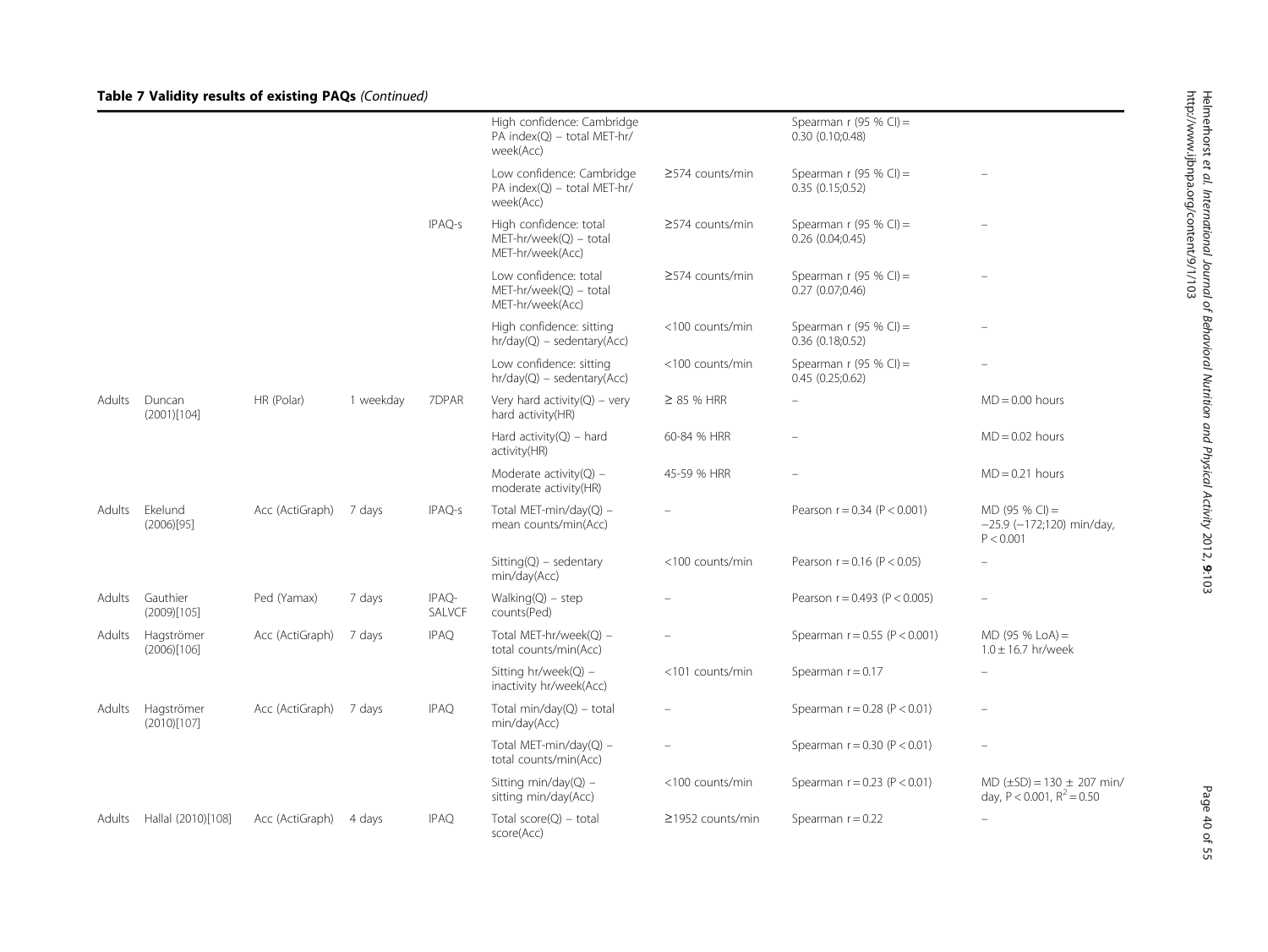**Table 7 Validity results of existing PAQs** *(Continued)*

| | | | | | | | | |
|---|---|---|---|---|---|---|---|---|
| | | | | | High confidence: Cambridge PA index(Q) – total MET-hr/week(Acc) | | Spearman r (95 % CI) = 0.30 (0.10;0.48) | |
| | | | | | Low confidence: Cambridge PA index(Q) – total MET-hr/week(Acc) | ≥574 counts/min | Spearman r (95 % CI) = 0.35 (0.15;0.52) | – |
| | | | | IPAQ-s | High confidence: total MET-hr/week(Q) – total MET-hr/week(Acc) | ≥574 counts/min | Spearman r (95 % CI) = 0.26 (0.04;0.45) | – |
| | | | | | Low confidence: total MET-hr/week(Q) – total MET-hr/week(Acc) | ≥574 counts/min | Spearman r (95 % CI) = 0.27 (0.07;0.46) | – |
| | | | | | High confidence: sitting hr/day(Q) – sedentary(Acc) | <100 counts/min | Spearman r (95 % CI) = 0.36 (0.18;0.52) | – |
| | | | | | Low confidence: sitting hr/day(Q) – sedentary(Acc) | <100 counts/min | Spearman r (95 % CI) = 0.45 (0.25;0.62) | – |
| Adults | Duncan (2001)[104] | HR (Polar) | 1 weekday | 7DPAR | Very hard activity(Q) – very hard activity(HR) | ≥ 85 % HRR | – | MD = 0.00 hours |
| | | | | | Hard activity(Q) – hard activity(HR) | 60-84 % HRR | – | MD = 0.02 hours |
| | | | | | Moderate activity(Q) – moderate activity(HR) | 45-59 % HRR | – | MD = 0.21 hours |
| Adults | Ekelund (2006)[95] | Acc (ActiGraph) | 7 days | IPAQ-s | Total MET-min/day(Q) – mean counts/min(Acc) | – | Pearson r = 0.34 (P < 0.001) | MD (95 % CI) = −25.9 (−172;120) min/day, P < 0.001 |
| | | | | | Sitting(Q) – sedentary min/day(Acc) | <100 counts/min | Pearson r = 0.16 (P < 0.05) | – |
| Adults | Gauthier (2009)[105] | Ped (Yamax) | 7 days | IPAQ-SALVCF | Walking(Q) – step counts(Ped) | – | Pearson r = 0.493 (P < 0.005) | – |
| Adults | Hagströmer (2006)[106] | Acc (ActiGraph) | 7 days | IPAQ | Total MET-hr/week(Q) – total counts/min(Acc) | – | Spearman r = 0.55 (P < 0.001) | MD (95 % LoA) = 1.0 ± 16.7 hr/week |
| | | | | | Sitting hr/week(Q) – inactivity hr/week(Acc) | <101 counts/min | Spearman r = 0.17 | – |
| Adults | Hagströmer (2010)[107] | Acc (ActiGraph) | 7 days | IPAQ | Total min/day(Q) – total min/day(Acc) | – | Spearman r = 0.28 (P < 0.01) | – |
| | | | | | Total MET-min/day(Q) – total counts/min(Acc) | – | Spearman r = 0.30 (P < 0.01) | – |
| | | | | | Sitting min/day(Q) – sitting min/day(Acc) | <100 counts/min | Spearman r = 0.23 (P < 0.01) | MD (±SD) = 130 ± 207 min/day, P < 0.001, $R^2 = 0.50$ |
| Adults | Hallal (2010)[108] | Acc (ActiGraph) | 4 days | IPAQ | Total score(Q) – total score(Acc) | ≥1952 counts/min | Spearman r = 0.22 | – |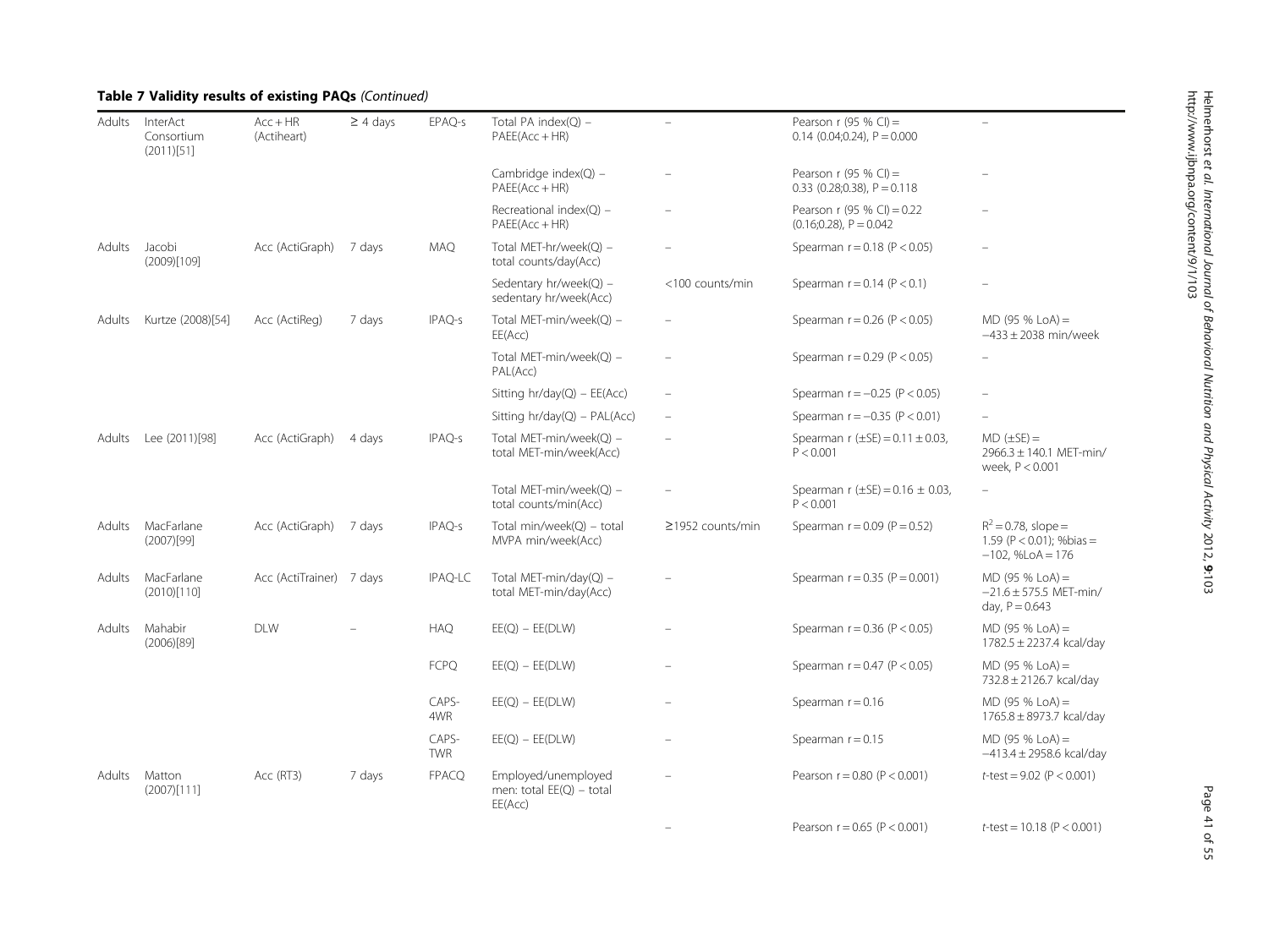**Table 7 Validity results of existing PAQs** *(Continued)*

| | | | | | | | | |
|---|---|---|---|---|---|---|---|---|
| Adults | InterAct Consortium (2011)[51] | Acc + HR (Actiheart) | ≥ 4 days | EPAQ-s | Total PA index(Q) – PAEE(Acc + HR) | – | Pearson r (95 % CI) = 0.14 (0.04;0.24), P = 0.000 | – |
| | | | | | Cambridge index(Q) – PAEE(Acc + HR) | – | Pearson r (95 % CI) = 0.33 (0.28;0.38), P = 0.118 | – |
| | | | | | Recreational index(Q) – PAEE(Acc + HR) | – | Pearson r (95 % CI) = 0.22 (0.16;0.28), P = 0.042 | – |
| Adults | Jacobi (2009)[109] | Acc (ActiGraph) | 7 days | MAQ | Total MET-hr/week(Q) – total counts/day(Acc) | – | Spearman r = 0.18 (P < 0.05) | – |
| | | | | | Sedentary hr/week(Q) – sedentary hr/week(Acc) | <100 counts/min | Spearman r = 0.14 (P < 0.1) | – |
| Adults | Kurtze (2008)[54] | Acc (ActiReg) | 7 days | IPAQ-s | Total MET-min/week(Q) – EE(Acc) | – | Spearman r = 0.26 (P < 0.05) | MD (95 % LoA) = −433 ± 2038 min/week |
| | | | | | Total MET-min/week(Q) – PAL(Acc) | – | Spearman r = 0.29 (P < 0.05) | – |
| | | | | | Sitting hr/day(Q) – EE(Acc) | – | Spearman r = −0.25 (P < 0.05) | – |
| | | | | | Sitting hr/day(Q) – PAL(Acc) | – | Spearman r = −0.35 (P < 0.01) | – |
| Adults | Lee (2011)[98] | Acc (ActiGraph) | 4 days | IPAQ-s | Total MET-min/week(Q) – total MET-min/week(Acc) | – | Spearman r (±SE) = 0.11 ± 0.03, P < 0.001 | MD (±SE) = 2966.3 ± 140.1 MET-min/ week, P < 0.001 |
| | | | | | Total MET-min/week(Q) – total counts/min(Acc) | – | Spearman r (±SE) = 0.16 ± 0.03, P < 0.001 | – |
| Adults | MacFarlane (2007)[99] | Acc (ActiGraph) | 7 days | IPAQ-s | Total min/week(Q) – total MVPA min/week(Acc) | ≥1952 counts/min | Spearman r = 0.09 (P = 0.52) | $R^2$ = 0.78, slope = 1.59 (P < 0.01); %bias = −102, %LoA = 176 |
| Adults | MacFarlane (2010)[110] | Acc (ActiTrainer) | 7 days | IPAQ-LC | Total MET-min/day(Q) – total MET-min/day(Acc) | – | Spearman r = 0.35 (P = 0.001) | MD (95 % LoA) = −21.6 ± 575.5 MET-min/ day, P = 0.643 |
| Adults | Mahabir (2006)[89] | DLW | – | HAQ | EE(Q) – EE(DLW) | – | Spearman r = 0.36 (P < 0.05) | MD (95 % LoA) = 1782.5 ± 2237.4 kcal/day |
| | | | | FCPQ | EE(Q) – EE(DLW) | – | Spearman r = 0.47 (P < 0.05) | MD (95 % LoA) = 732.8 ± 2126.7 kcal/day |
| | | | | CAPS-4WR | EE(Q) – EE(DLW) | – | Spearman r = 0.16 | MD (95 % LoA) = 1765.8 ± 8973.7 kcal/day |
| | | | | CAPS-TWR | EE(Q) – EE(DLW) | – | Spearman r = 0.15 | MD (95 % LoA) = −413.4 ± 2958.6 kcal/day |
| Adults | Matton (2007)[111] | Acc (RT3) | 7 days | FPACQ | Employed/unemployed men: total EE(Q) – total EE(Acc) | – | Pearson r = 0.80 (P < 0.001) | *t*-test = 9.02 (P < 0.001) |
| | | | | | | – | Pearson r = 0.65 (P < 0.001) | *t*-test = 10.18 (P < 0.001) |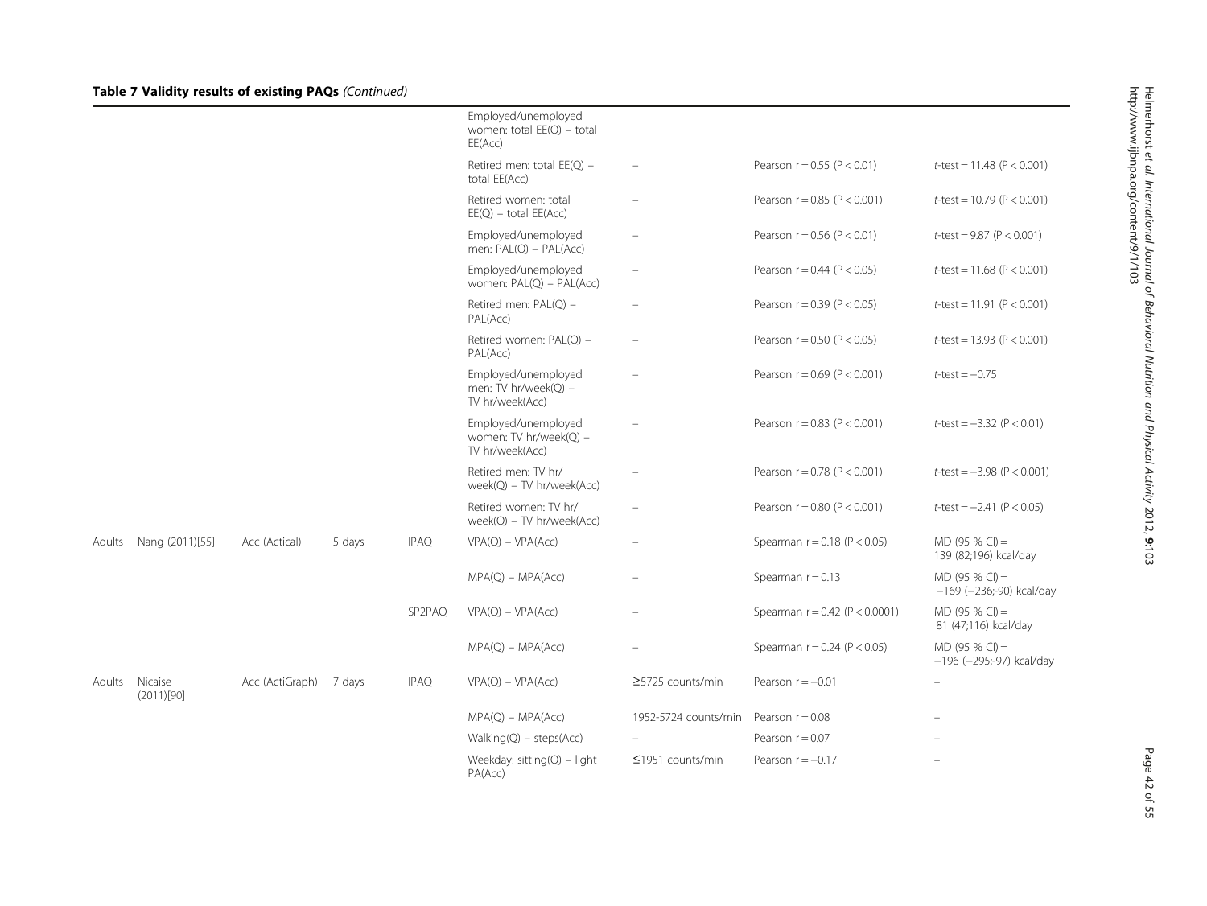**Table 7 Validity results of existing PAQs** *(Continued)*

| | | | | | | | | |
|---|---|---|---|---|---|---|---|---|
| | | | | | Employed/unemployed women: total EE(Q) – total EE(Acc) | | | |
| | | | | | Retired men: total EE(Q) – total EE(Acc) | – | Pearson r = 0.55 (P < 0.01) | *t*-test = 11.48 (P < 0.001) |
| | | | | | Retired women: total EE(Q) – total EE(Acc) | – | Pearson r = 0.85 (P < 0.001) | *t*-test = 10.79 (P < 0.001) |
| | | | | | Employed/unemployed men: PAL(Q) – PAL(Acc) | – | Pearson r = 0.56 (P < 0.01) | *t*-test = 9.87 (P < 0.001) |
| | | | | | Employed/unemployed women: PAL(Q) – PAL(Acc) | – | Pearson r = 0.44 (P < 0.05) | *t*-test = 11.68 (P < 0.001) |
| | | | | | Retired men: PAL(Q) – PAL(Acc) | – | Pearson r = 0.39 (P < 0.05) | *t*-test = 11.91 (P < 0.001) |
| | | | | | Retired women: PAL(Q) – PAL(Acc) | – | Pearson r = 0.50 (P < 0.05) | *t*-test = 13.93 (P < 0.001) |
| | | | | | Employed/unemployed men: TV hr/week(Q) – TV hr/week(Acc) | – | Pearson r = 0.69 (P < 0.001) | *t*-test = −0.75 |
| | | | | | Employed/unemployed women: TV hr/week(Q) – TV hr/week(Acc) | – | Pearson r = 0.83 (P < 0.001) | *t*-test = −3.32 (P < 0.01) |
| | | | | | Retired men: TV hr/ week(Q) – TV hr/week(Acc) | – | Pearson r = 0.78 (P < 0.001) | *t*-test = −3.98 (P < 0.001) |
| | | | | | Retired women: TV hr/ week(Q) – TV hr/week(Acc) | – | Pearson r = 0.80 (P < 0.001) | *t*-test = −2.41 (P < 0.05) |
| Adults | Nang (2011)[55] | Acc (Actical) | 5 days | IPAQ | VPA(Q) – VPA(Acc) | – | Spearman r = 0.18 (P < 0.05) | MD (95 % CI) = 139 (82;196) kcal/day |
| | | | | | MPA(Q) – MPA(Acc) | – | Spearman r = 0.13 | MD (95 % CI) = −169 (−236;-90) kcal/day |
| | | | | SP2PAQ | VPA(Q) – VPA(Acc) | – | Spearman r = 0.42 (P < 0.0001) | MD (95 % CI) = 81 (47;116) kcal/day |
| | | | | | MPA(Q) – MPA(Acc) | – | Spearman r = 0.24 (P < 0.05) | MD (95 % CI) = −196 (−295;-97) kcal/day |
| Adults | Nicaise (2011)[90] | Acc (ActiGraph) | 7 days | IPAQ | VPA(Q) – VPA(Acc) | ≥5725 counts/min | Pearson r = −0.01 | – |
| | | | | | MPA(Q) – MPA(Acc) | 1952-5724 counts/min | Pearson r = 0.08 | – |
| | | | | | Walking(Q) – steps(Acc) | – | Pearson r = 0.07 | – |
| | | | | | Weekday: sitting(Q) – light PA(Acc) | ≤1951 counts/min | Pearson r = −0.17 | – |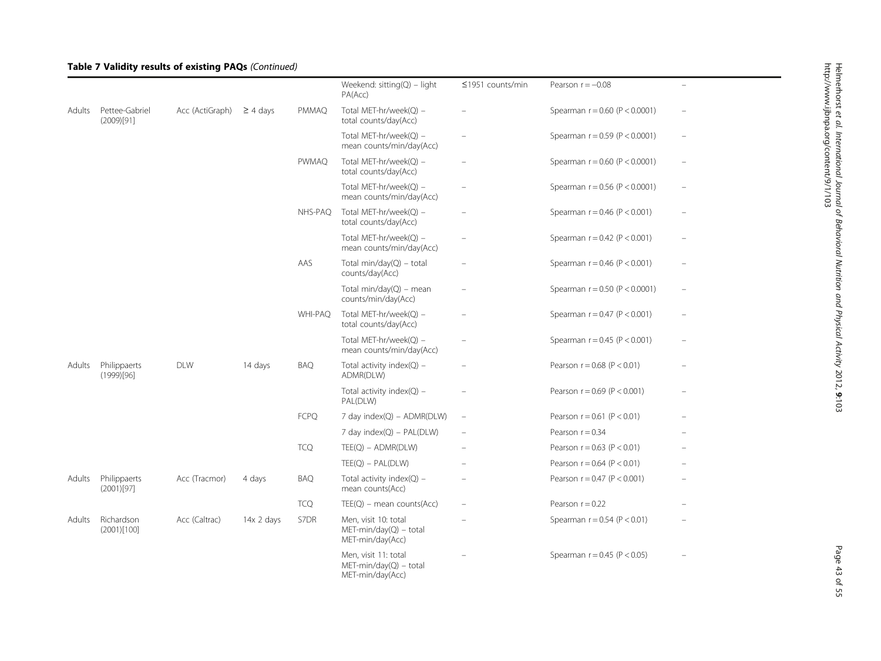**Table 7 Validity results of existing PAQs** *(Continued)*

| | | | | | Weekend: sitting(Q) – light PA(Acc) | ≤1951 counts/min | Pearson r = −0.08 | – |
|---|---|---|---|---|---|---|---|---|
| Adults | Pettee-Gabriel (2009)[91] | Acc (ActiGraph) | ≥ 4 days | PMMAQ | Total MET-hr/week(Q) – total counts/day(Acc) | – | Spearman r = 0.60 (P < 0.0001) | – |
| | | | | | Total MET-hr/week(Q) – mean counts/min/day(Acc) | – | Spearman r = 0.59 (P < 0.0001) | – |
| | | | | PWMAQ | Total MET-hr/week(Q) – total counts/day(Acc) | – | Spearman r = 0.60 (P < 0.0001) | – |
| | | | | | Total MET-hr/week(Q) – mean counts/min/day(Acc) | – | Spearman r = 0.56 (P < 0.0001) | – |
| | | | | NHS-PAQ | Total MET-hr/week(Q) – total counts/day(Acc) | – | Spearman r = 0.46 (P < 0.001) | – |
| | | | | | Total MET-hr/week(Q) – mean counts/min/day(Acc) | – | Spearman r = 0.42 (P < 0.001) | – |
| | | | | AAS | Total min/day(Q) – total counts/day(Acc) | – | Spearman r = 0.46 (P < 0.001) | – |
| | | | | | Total min/day(Q) – mean counts/min/day(Acc) | – | Spearman r = 0.50 (P < 0.0001) | – |
| | | | | WHI-PAQ | Total MET-hr/week(Q) – total counts/day(Acc) | – | Spearman r = 0.47 (P < 0.001) | – |
| | | | | | Total MET-hr/week(Q) – mean counts/min/day(Acc) | – | Spearman r = 0.45 (P < 0.001) | – |
| Adults | Philippaerts (1999)[96] | DLW | 14 days | BAQ | Total activity index(Q) – ADMR(DLW) | – | Pearson r = 0.68 (P < 0.01) | – |
| | | | | | Total activity index(Q) – PAL(DLW) | – | Pearson r = 0.69 (P < 0.001) | – |
| | | | | FCPQ | 7 day index(Q) – ADMR(DLW) | – | Pearson r = 0.61 (P < 0.01) | – |
| | | | | | 7 day index(Q) – PAL(DLW) | – | Pearson r = 0.34 | – |
| | | | | TCQ | TEE(Q) – ADMR(DLW) | – | Pearson r = 0.63 (P < 0.01) | – |
| | | | | | TEE(Q) – PAL(DLW) | – | Pearson r = 0.64 (P < 0.01) | – |
| Adults | Philippaerts (2001)[97] | Acc (Tracmor) | 4 days | BAQ | Total activity index(Q) – mean counts(Acc) | – | Pearson r = 0.47 (P < 0.001) | – |
| | | | | TCQ | TEE(Q) – mean counts(Acc) | – | Pearson r = 0.22 | – |
| Adults | Richardson (2001)[100] | Acc (Caltrac) | 14x 2 days | S7DR | Men, visit 10: total MET-min/day(Q) – total MET-min/day(Acc) | – | Spearman r = 0.54 (P < 0.01) | – |
| | | | | | Men, visit 11: total MET-min/day(Q) – total MET-min/day(Acc) | – | Spearman r = 0.45 (P < 0.05) | – |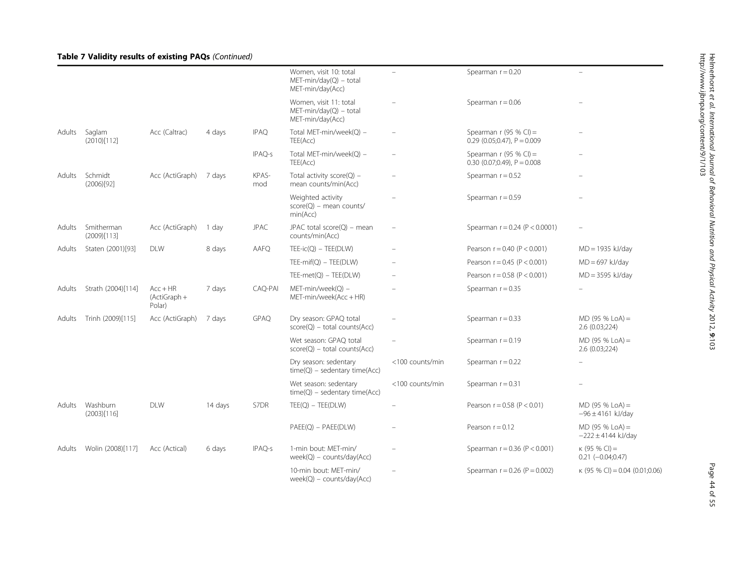**Table 7 Validity results of existing PAQs** *(Continued)*

| | | | | | | | | |
|---|---|---|---|---|---|---|---|---|
| | | | | | Women, visit 10: total MET-min/day(Q) – total MET-min/day(Acc) | – | Spearman r = 0.20 | – |
| | | | | | Women, visit 11: total MET-min/day(Q) – total MET-min/day(Acc) | – | Spearman r = 0.06 | – |
| Adults | Saglam (2010)[112] | Acc (Caltrac) | 4 days | IPAQ | Total MET-min/week(Q) – TEE(Acc) | – | Spearman r (95 % CI) = 0.29 (0.05;0.47), P = 0.009 | – |
| | | | | IPAQ-s | Total MET-min/week(Q) – TEE(Acc) | – | Spearman r (95 % CI) = 0.30 (0.07;0.49), P = 0.008 | – |
| Adults | Schmidt (2006)[92] | Acc (ActiGraph) | 7 days | KPAS-mod | Total activity score(Q) – mean counts/min(Acc) | – | Spearman r = 0.52 | – |
| | | | | | Weighted activity score(Q) – mean counts/min(Acc) | – | Spearman r = 0.59 | – |
| Adults | Smitherman (2009)[113] | Acc (ActiGraph) | 1 day | JPAC | JPAC total score(Q) – mean counts/min(Acc) | – | Spearman r = 0.24 (P < 0.0001) | – |
| Adults | Staten (2001)[93] | DLW | 8 days | AAFQ | TEE-ic(Q) – TEE(DLW) | – | Pearson r = 0.40 (P < 0.001) | MD = 1935 kJ/day |
| | | | | | TEE-mif(Q) – TEE(DLW) | – | Pearson r = 0.45 (P < 0.001) | MD = 697 kJ/day |
| | | | | | TEE-met(Q) – TEE(DLW) | – | Pearson r = 0.58 (P < 0.001) | MD = 3595 kJ/day |
| Adults | Strath (2004)[114] | Acc + HR (ActiGraph + Polar) | 7 days | CAQ-PAI | MET-min/week(Q) – MET-min/week(Acc + HR) | – | Spearman r = 0.35 | – |
| Adults | Trinh (2009)[115] | Acc (ActiGraph) | 7 days | GPAQ | Dry season: GPAQ total score(Q) – total counts(Acc) | – | Spearman r = 0.33 | MD (95 % LoA) = 2.6 (0.03;224) |
| | | | | | Wet season: GPAQ total score(Q) – total counts(Acc) | – | Spearman r = 0.19 | MD (95 % LoA) = 2.6 (0.03;224) |
| | | | | | Dry season: sedentary time(Q) – sedentary time(Acc) | <100 counts/min | Spearman r = 0.22 | – |
| | | | | | Wet season: sedentary time(Q) – sedentary time(Acc) | <100 counts/min | Spearman r = 0.31 | – |
| Adults | Washburn (2003)[116] | DLW | 14 days | S7DR | TEE(Q) – TEE(DLW) | – | Pearson r = 0.58 (P < 0.01) | MD (95 % LoA) = −96 ± 4161 kJ/day |
| | | | | | PAEE(Q) – PAEE(DLW) | – | Pearson r = 0.12 | MD (95 % LoA) = −222 ± 4144 kJ/day |
| Adults | Wolin (2008)[117] | Acc (Actical) | 6 days | IPAQ-s | 1-min bout: MET-min/week(Q) – counts/day(Acc) | – | Spearman r = 0.36 (P < 0.001) | κ (95 % CI) = 0.21 (−0.04;0.47) |
| | | | | | 10-min bout: MET-min/week(Q) – counts/day(Acc) | – | Spearman r = 0.26 (P = 0.002) | κ (95 % CI) = 0.04 (0.01;0.06) |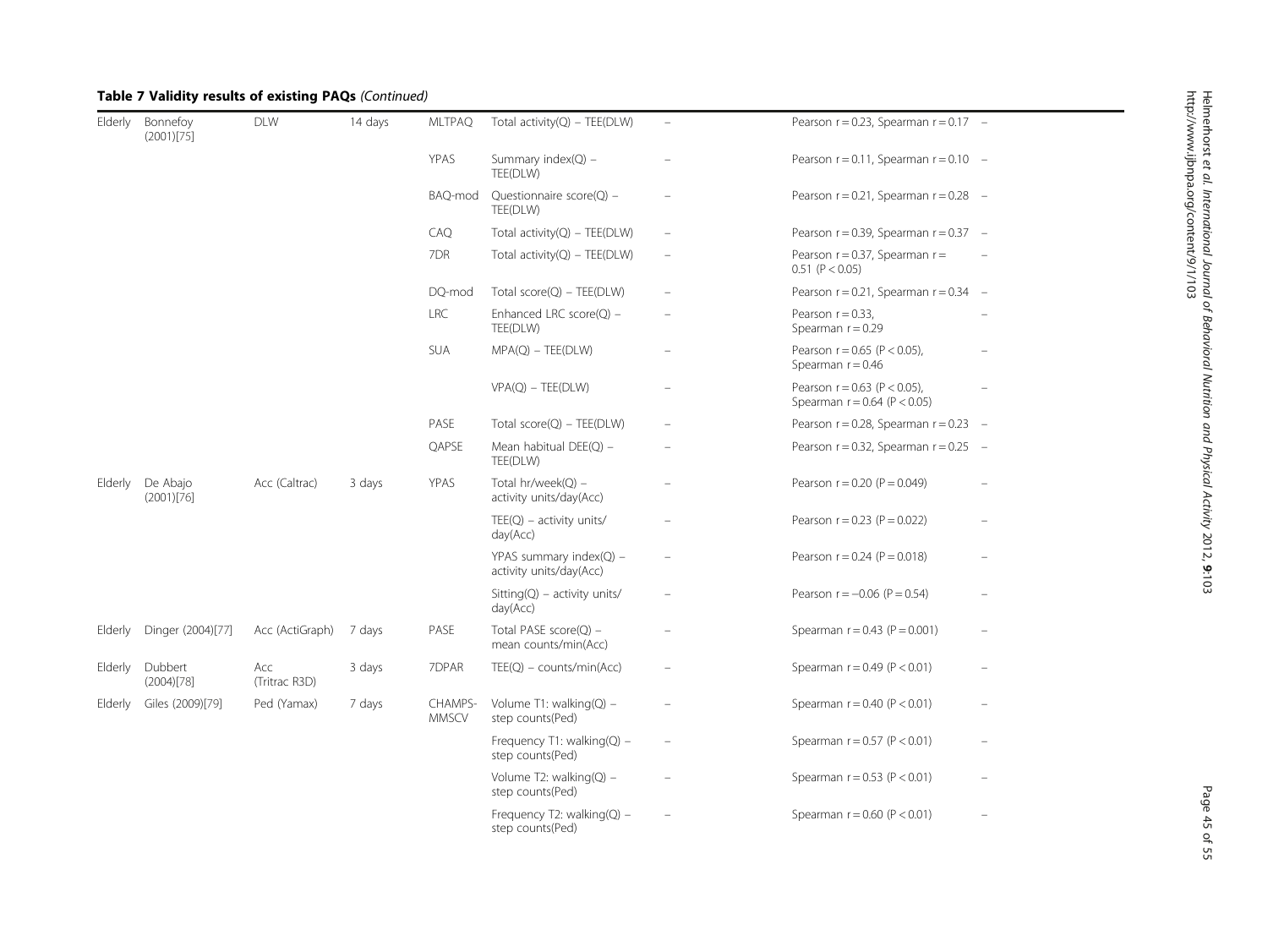**Table 7 Validity results of existing PAQs** *(Continued)*

| | | | | | | | | |
|---|---|---|---|---|---|---|---|---|
| Elderly | Bonnefoy (2001)[75] | DLW | 14 days | MLTPAQ | Total activity(Q) – TEE(DLW) | – | Pearson r = 0.23, Spearman r = 0.17 | – |
| | | | | YPAS | Summary index(Q) – TEE(DLW) | – | Pearson r = 0.11, Spearman r = 0.10 | – |
| | | | | BAQ-mod | Questionnaire score(Q) – TEE(DLW) | – | Pearson r = 0.21, Spearman r = 0.28 | – |
| | | | | CAQ | Total activity(Q) – TEE(DLW) | – | Pearson r = 0.39, Spearman r = 0.37 | – |
| | | | | 7DR | Total activity(Q) – TEE(DLW) | – | Pearson r = 0.37, Spearman r = 0.51 (P < 0.05) | – |
| | | | | DQ-mod | Total score(Q) – TEE(DLW) | – | Pearson r = 0.21, Spearman r = 0.34 | – |
| | | | | LRC | Enhanced LRC score(Q) – TEE(DLW) | – | Pearson r = 0.33, Spearman r = 0.29 | – |
| | | | | SUA | MPA(Q) – TEE(DLW) | – | Pearson r = 0.65 (P < 0.05), Spearman r = 0.46 | – |
| | | | | | VPA(Q) – TEE(DLW) | – | Pearson r = 0.63 (P < 0.05), Spearman r = 0.64 (P < 0.05) | – |
| | | | | PASE | Total score(Q) – TEE(DLW) | – | Pearson r = 0.28, Spearman r = 0.23 | – |
| | | | | QAPSE | Mean habitual DEE(Q) – TEE(DLW) | – | Pearson r = 0.32, Spearman r = 0.25 | – |
| Elderly | De Abajo (2001)[76] | Acc (Caltrac) | 3 days | YPAS | Total hr/week(Q) – activity units/day(Acc) | – | Pearson r = 0.20 (P = 0.049) | – |
| | | | | | TEE(Q) – activity units/day(Acc) | – | Pearson r = 0.23 (P = 0.022) | – |
| | | | | | YPAS summary index(Q) – activity units/day(Acc) | – | Pearson r = 0.24 (P = 0.018) | – |
| | | | | | Sitting(Q) – activity units/day(Acc) | – | Pearson r = −0.06 (P = 0.54) | – |
| Elderly | Dinger (2004)[77] | Acc (ActiGraph) | 7 days | PASE | Total PASE score(Q) – mean counts/min(Acc) | – | Spearman r = 0.43 (P = 0.001) | – |
| Elderly | Dubbert (2004)[78] | Acc (Tritrac R3D) | 3 days | 7DPAR | TEE(Q) – counts/min(Acc) | – | Spearman r = 0.49 (P < 0.01) | – |
| Elderly | Giles (2009)[79] | Ped (Yamax) | 7 days | CHAMPS-MMSCV | Volume T1: walking(Q) – step counts(Ped) | – | Spearman r = 0.40 (P < 0.01) | – |
| | | | | | Frequency T1: walking(Q) – step counts(Ped) | – | Spearman r = 0.57 (P < 0.01) | – |
| | | | | | Volume T2: walking(Q) – step counts(Ped) | – | Spearman r = 0.53 (P < 0.01) | – |
| | | | | | Frequency T2: walking(Q) – step counts(Ped) | – | Spearman r = 0.60 (P < 0.01) | – |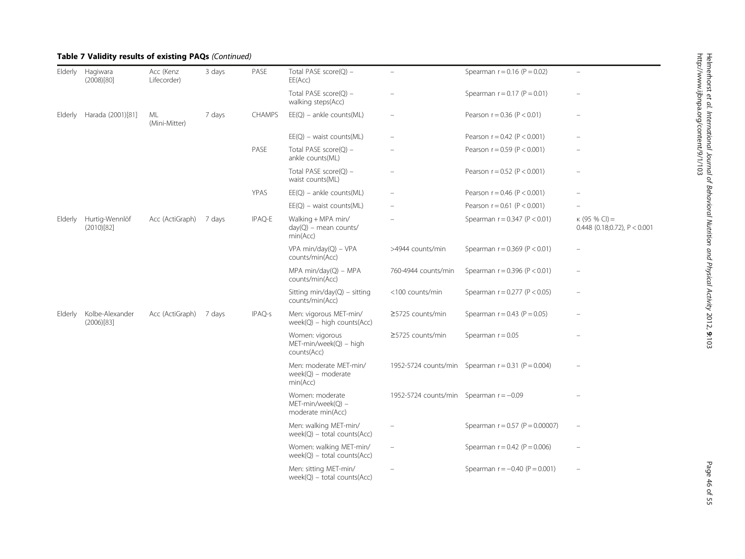**Table 7 Validity results of existing PAQs** *(Continued)*

| | | | | | | | | |
|---|---|---|---|---|---|---|---|---|
| Elderly | Hagiwara (2008)[80] | Acc (Kenz Lifecorder) | 3 days | PASE | Total PASE score(Q) – EE(Acc) | – | Spearman r = 0.16 (P = 0.02) | – |
| | | | | | Total PASE score(Q) – walking steps(Acc) | – | Spearman r = 0.17 (P = 0.01) | – |
| Elderly | Harada (2001)[81] | ML (Mini-Mitter) | 7 days | CHAMPS | EE(Q) – ankle counts(ML) | – | Pearson r = 0.36 (P < 0.01) | – |
| | | | | | EE(Q) – waist counts(ML) | – | Pearson r = 0.42 (P < 0.001) | – |
| | | | | PASE | Total PASE score(Q) – ankle counts(ML) | – | Pearson r = 0.59 (P < 0.001) | – |
| | | | | | Total PASE score(Q) – waist counts(ML) | – | Pearson r = 0.52 (P < 0.001) | – |
| | | | | YPAS | EE(Q) – ankle counts(ML) | – | Pearson r = 0.46 (P < 0.001) | – |
| | | | | | EE(Q) – waist counts(ML) | – | Pearson r = 0.61 (P < 0.001) | – |
| Elderly | Hurtig-Wennlöf (2010)[82] | Acc (ActiGraph) | 7 days | IPAQ-E | Walking + MPA min/ day(Q) – mean counts/ min(Acc) | – | Spearman r = 0.347 (P < 0.01) | κ (95 % CI) = 0.448 (0.18;0.72), P < 0.001 |
| | | | | | VPA min/day(Q) – VPA counts/min(Acc) | >4944 counts/min | Spearman r = 0.369 (P < 0.01) | – |
| | | | | | MPA min/day(Q) – MPA counts/min(Acc) | 760-4944 counts/min | Spearman r = 0.396 (P < 0.01) | – |
| | | | | | Sitting min/day(Q) – sitting counts/min(Acc) | <100 counts/min | Spearman r = 0.277 (P < 0.05) | – |
| Elderly | Kolbe-Alexander (2006)[83] | Acc (ActiGraph) | 7 days | IPAQ-s | Men: vigorous MET-min/ week(Q) – high counts(Acc) | ≥5725 counts/min | Spearman r = 0.43 (P = 0.05) | – |
| | | | | | Women: vigorous MET-min/week(Q) – high counts(Acc) | ≥5725 counts/min | Spearman r = 0.05 | – |
| | | | | | Men: moderate MET-min/ week(Q) – moderate min(Acc) | 1952-5724 counts/min | Spearman r = 0.31 (P = 0.004) | – |
| | | | | | Women: moderate MET-min/week(Q) – moderate min(Acc) | 1952-5724 counts/min | Spearman r = −0.09 | – |
| | | | | | Men: walking MET-min/ week(Q) – total counts(Acc) | – | Spearman r = 0.57 (P = 0.00007) | – |
| | | | | | Women: walking MET-min/ week(Q) – total counts(Acc) | – | Spearman r = 0.42 (P = 0.006) | – |
| | | | | | Men: sitting MET-min/ week(Q) – total counts(Acc) | – | Spearman r = −0.40 (P = 0.001) | – |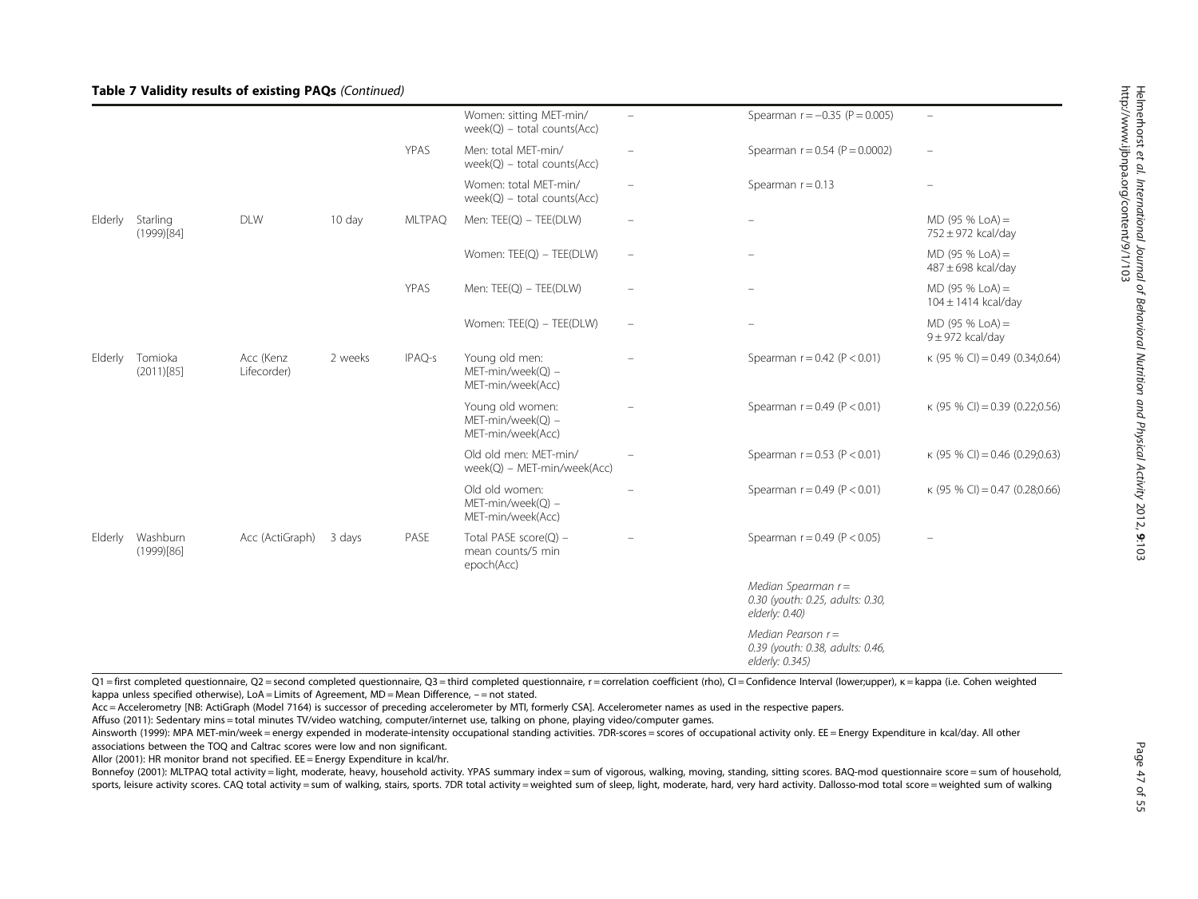**Table 7 Validity results of existing PAQs** *(Continued)*

| | | | | | | | | |
|---|---|---|---|---|---|---|---|---|
| | | | | | Women: sitting MET-min/ week(Q) – total counts(Acc) | – | Spearman r = −0.35 (P = 0.005) | – |
| | | | | YPAS | Men: total MET-min/ week(Q) – total counts(Acc) | – | Spearman r = 0.54 (P = 0.0002) | – |
| | | | | | Women: total MET-min/ week(Q) – total counts(Acc) | – | Spearman r = 0.13 | – |
| Elderly | Starling (1999)[84] | DLW | 10 day | MLTPAQ | Men: TEE(Q) – TEE(DLW) | – | – | MD (95 % LoA) = 752 ± 972 kcal/day |
| | | | | | Women: TEE(Q) – TEE(DLW) | – | – | MD (95 % LoA) = 487 ± 698 kcal/day |
| | | | | YPAS | Men: TEE(Q) – TEE(DLW) | – | – | MD (95 % LoA) = 104 ± 1414 kcal/day |
| | | | | | Women: TEE(Q) – TEE(DLW) | – | – | MD (95 % LoA) = 9 ± 972 kcal/day |
| Elderly | Tomioka (2011)[85] | Acc (Kenz Lifecorder) | 2 weeks | IPAQ-s | Young old men: MET-min/week(Q) – MET-min/week(Acc) | – | Spearman r = 0.42 (P < 0.01) | κ (95 % CI) = 0.49 (0.34;0.64) |
| | | | | | Young old women: MET-min/week(Q) – MET-min/week(Acc) | – | Spearman r = 0.49 (P < 0.01) | κ (95 % CI) = 0.39 (0.22;0.56) |
| | | | | | Old old men: MET-min/ week(Q) – MET-min/week(Acc) | – | Spearman r = 0.53 (P < 0.01) | κ (95 % CI) = 0.46 (0.29;0.63) |
| | | | | | Old old women: MET-min/week(Q) – MET-min/week(Acc) | – | Spearman r = 0.49 (P < 0.01) | κ (95 % CI) = 0.47 (0.28;0.66) |
| Elderly | Washburn (1999)[86] | Acc (ActiGraph) | 3 days | PASE | Total PASE score(Q) – mean counts/5 min epoch(Acc) | – | Spearman r = 0.49 (P < 0.05) | – |
| | | | | | | | *Median Spearman r = 0.30 (youth: 0.25, adults: 0.30, elderly: 0.40)* | |
| | | | | | | | *Median Pearson r = 0.39 (youth: 0.38, adults: 0.46, elderly: 0.345)* | |

Q1 = first completed questionnaire, Q2 = second completed questionnaire, Q3 = third completed questionnaire, r = correlation coefficient (rho), CI = Confidence Interval (lower;upper), κ = kappa (i.e. Cohen weighted kappa unless specified otherwise), LoA = Limits of Agreement, MD = Mean Difference, – = not stated.

Acc = Accelerometry [NB: ActiGraph (Model 7164) is successor of preceding accelerometer by MTI, formerly CSA]. Accelerometer names as used in the respective papers.

Affuso (2011): Sedentary mins = total minutes TV/video watching, computer/internet use, talking on phone, playing video/computer games.

Ainsworth (1999): MPA MET-min/week = energy expended in moderate-intensity occupational standing activities. 7DR-scores = scores of occupational activity only. EE = Energy Expenditure in kcal/day. All other associations between the TOQ and Caltrac scores were low and non significant.

Allor (2001): HR monitor brand not specified. EE = Energy Expenditure in kcal/hr.

Bonnefoy (2001): MLTPAQ total activity = light, moderate, heavy, household activity. YPAS summary index = sum of vigorous, walking, moving, standing, sitting scores. BAQ-mod questionnaire score = sum of household, sports, leisure activity scores. CAQ total activity = sum of walking, stairs, sports. 7DR total activity = weighted sum of sleep, light, moderate, hard, very hard activity. Dallosso-mod total score = weighted sum of walking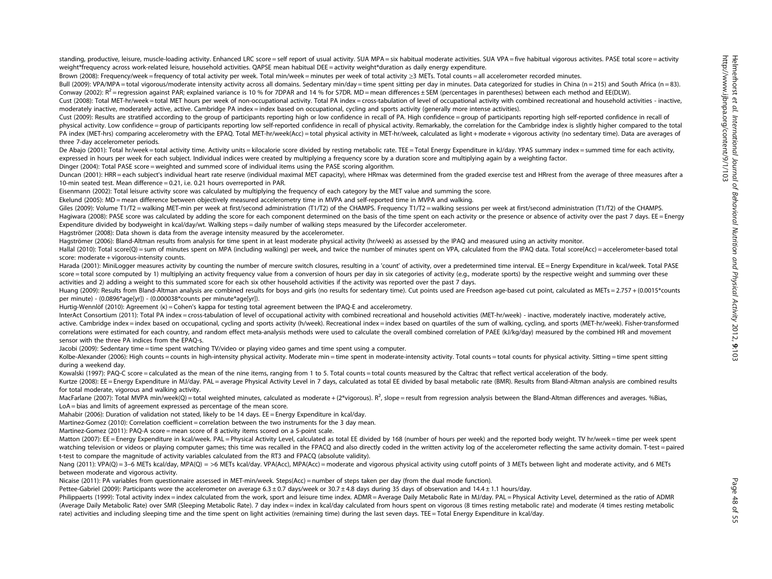standing, productive, leisure, muscle-loading activity. Enhanced LRC score = self report of usual activity. SUA MPA = six habitual moderate activities. SUA VPA = five habitual vigorous activites. PASE total score = activity weight*frequency across work-related leisure, household activities. QAPSE mean habitual DEE = activity weight*duration as daily energy expenditure.

Brown (2008): Frequency/week = frequency of total activity per week. Total min/week = minutes per week of total activity ≥3 METs. Total counts = all accelerometer recorded minutes.

Bull (2009): VPA/MPA = total vigorous/moderate intensity activity across all domains. Sedentary min/day = time spent sitting per day in minutes. Data categorized for studies in China (n = 215) and South Africa (n = 83).

Conway (2002): $R^2$ = regression against PAR; explained variance is 10 % for 7DPAR and 14 % for S7DR. MD = mean differences ± SEM (percentages in parentheses) between each method and EE(DLW).

Cust (2008): Total MET-hr/week = total MET hours per week of non-occupational activity. Total PA index = cross-tabulation of level of occupational activity with combined recreational and household activities - inactive, moderately inactive, moderately active, active. Cambridge PA index = index based on occupational, cycling and sports activity (generally more intense activities).

Cust (2009): Results are stratified according to the group of participants reporting high or low confidence in recall of PA. High confidence = group of participants reporting high self-reported confidence in recall of physical activity. Low confidence = group of participants reporting low self-reported confidence in recall of physical activity. Remarkably, the correlation for the Cambridge index is slightly higher compared to the total PA index (MET-hrs) comparing accelerometry with the EPAQ. Total MET-hr/week(Acc) = total physical activity in MET-hr/week, calculated as light + moderate + vigorous activity (no sedentary time). Data are averages of three 7-day accelerometer periods.

De Abajo (2001): Total hr/week = total activity time. Activity units = kilocalorie score divided by resting metabolic rate. TEE = Total Energy Expenditure in kJ/day. YPAS summary index = summed time for each activity, expressed in hours per week for each subject. Individual indices were created by multiplying a frequency score by a duration score and multiplying again by a weighting factor.

Dinger (2004): Total PASE score = weighted and summed score of individual items using the PASE scoring algorithm.

Duncan (2001): HRR = each subject's individual heart rate reserve (individual maximal MET capacity), where HRmax was determined from the graded exercise test and HRrest from the average of three measures after a 10-min seated test. Mean difference = 0.21, i.e. 0.21 hours overreported in PAR.

Eisenmann (2002): Total leisure activity score was calculated by multiplying the frequency of each category by the MET value and summing the score.

Ekelund (2005): MD = mean difference between objectively measured accelerometry time in MVPA and self-reported time in MVPA and walking.

Giles (2009): Volume T1/T2 = walking MET-min per week at first/second administration (T1/T2) of the CHAMPS. Frequency T1/T2 = walking sessions per week at first/second administration (T1/T2) of the CHAMPS.

Hagiwara (2008): PASE score was calculated by adding the score for each component determined on the basis of the time spent on each activity or the presence or absence of activity over the past 7 days. EE = Energy Expenditure divided by bodyweight in kcal/day/wt. Walking steps = daily number of walking steps measured by the Lifecorder accelerometer.

Hagströmer (2008): Data shown is data from the average intensity measured by the accelerometer.

Hagströmer (2006): Bland-Altman results from analysis for time spent in at least moderate physical activity (hr/week) as assessed by the IPAQ and measured using an activity monitor.

Hallal (2010): Total score(Q) = sum of minutes spent on MPA (including walking) per week, and twice the number of minutes spent on VPA, calculated from the IPAQ data. Total score(Acc) = accelerometer-based total score: moderate + vigorous-intensity counts.

Harada (2001): MiniLogger measures activity by counting the number of mercure switch closures, resulting in a 'count' of activity, over a predetermined time interval. EE = Energy Expenditure in kcal/week. Total PASE score = total score computed by 1) multiplying an activity frequency value from a conversion of hours per day in six categories of activity (e.g., moderate sports) by the respective weight and summing over these activities and 2) adding a weight to this summated score for each six other household activities if the activity was reported over the past 7 days.

Huang (2009): Results from Bland-Altman analysis are combined results for boys and girls (no results for sedentary time). Cut points used are Freedson age-based cut point, calculated as METs = 2.757 + (0.0015*counts per minute) - (0.0896*age[yr]) - (0.000038*counts per minute*age[yr]).

Hurtig-Wennlöf (2010): Agreement (κ) = Cohen's kappa for testing total agreement between the IPAQ-E and accelerometry.

InterAct Consortium (2011): Total PA index = cross-tabulation of level of occupational activity with combined recreational and household activities (MET-hr/week) - inactive, moderately inactive, moderately active, active. Cambridge index = index based on occupational, cycling and sports activity (h/week). Recreational index = index based on quartiles of the sum of walking, cycling, and sports (MET-hr/week). Fisher-transformed correlations were estimated for each country, and random effect meta-analysis methods were used to calculate the overall combined correlation of PAEE (kJ/kg/day) measured by the combined HR and movement sensor with the three PA indices from the EPAQ-s.

Jacobi (2009): Sedentary time = time spent watching TV/video or playing video games and time spent using a computer.

Kolbe-Alexander (2006): High counts = counts in high-intensity physical activity. Moderate min = time spent in moderate-intensity activity. Total counts = total counts for physical activity. Sitting = time spent sitting during a weekend day.

Kowalski (1997): PAQ-C score = calculated as the mean of the nine items, ranging from 1 to 5. Total counts = total counts measured by the Caltrac that reflect vertical acceleration of the body.

Kurtze (2008): EE = Energy Expenditure in MJ/day. PAL = average Physical Activity Level in 7 days, calculated as total EE divided by basal metabolic rate (BMR). Results from Bland-Altman analysis are combined results for total moderate, vigorous and walking activity.

MacFarlane (2007): Total MVPA min/week(Q) = total weighted minutes, calculated as moderate + (2*vigorous). $R^2$, slope = result from regression analysis between the Bland-Altman differences and averages. %Bias, LoA = bias and limits of agreement expressed as percentage of the mean score.

Mahabir (2006): Duration of validation not stated, likely to be 14 days. EE = Energy Expenditure in kcal/day.

Martinez-Gomez (2010): Correlation coefficient = correlation between the two instruments for the 3 day mean.

Martinez-Gomez (2011): PAQ-A score = mean score of 8 activity items scored on a 5-point scale.

Matton (2007): EE = Energy Expenditure in kcal/week. PAL = Physical Activity Level, calculated as total EE divided by 168 (number of hours per week) and the reported body weight. TV hr/week = time per week spent watching television or videos or playing computer games; this time was recalled in the FPACQ and also directly coded in the written activity log of the accelerometer reflecting the same activity domain. T-test = paired t-test to compare the magnitude of activity variables calculated from the RT3 and FPACQ (absolute validity).

Nang (2011): VPA(Q) = 3–6 METs kcal/day, MPA(Q) = >6 METs kcal/day. VPA(Acc), MPA(Acc) = moderate and vigorous physical activity using cutoff points of 3 METs between light and moderate activity, and 6 METs between moderate and vigorous activity.

Nicaise (2011): PA variables from questionnaire assessed in MET-min/week. Steps(Acc) = number of steps taken per day (from the dual mode function).

Pettee-Gabriel (2009): Participants wore the accelerometer on average 6.3 ± 0.7 days/week or 30.7 ± 4.8 days during 35 days of observation and 14.4 ± 1.1 hours/day.

Philippaerts (1999): Total activity index = index calculated from the work, sport and leisure time index. ADMR = Average Daily Metabolic Rate in MJ/day. PAL = Physical Activity Level, determined as the ratio of ADMR (Average Daily Metabolic Rate) over SMR (Sleeping Metabolic Rate). 7 day index = index in kcal/day calculated from hours spent on vigorous (8 times resting metabolic rate) and moderate (4 times resting metabolic rate) activities and including sleeping time and the time spent on light activities (remaining time) during the last seven days. TEE = Total Energy Expenditure in kcal/day.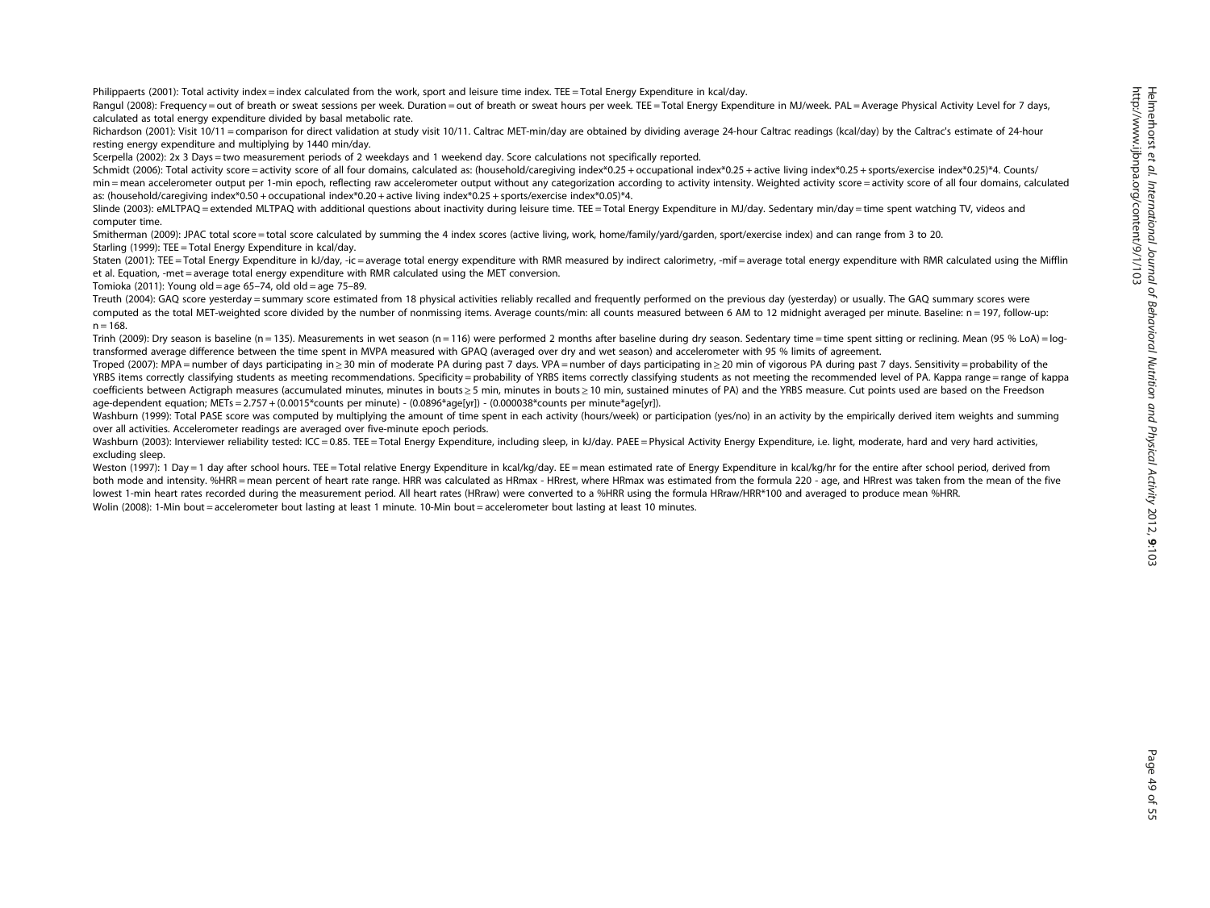Philippaerts (2001): Total activity index = index calculated from the work, sport and leisure time index. TEE = Total Energy Expenditure in kcal/day.

Rangul (2008): Frequency = out of breath or sweat sessions per week. Duration = out of breath or sweat hours per week. TEE = Total Energy Expenditure in MJ/week. PAL = Average Physical Activity Level for 7 days, calculated as total energy expenditure divided by basal metabolic rate.

Richardson (2001): Visit 10/11 = comparison for direct validation at study visit 10/11. Caltrac MET-min/day are obtained by dividing average 24-hour Caltrac readings (kcal/day) by the Caltrac's estimate of 24-hour resting energy expenditure and multiplying by 1440 min/day.

Scerpella (2002): 2x 3 Days = two measurement periods of 2 weekdays and 1 weekend day. Score calculations not specifically reported.

Schmidt (2006): Total activity score = activity score of all four domains, calculated as: (household/caregiving index*0.25 + occupational index*0.25 + active living index*0.25 + sports/exercise index*0.25)*4. Counts/min = mean accelerometer output per 1-min epoch, reflecting raw accelerometer output without any categorization according to activity intensity. Weighted activity score = activity score of all four domains, calculated as: (household/caregiving index*0.50 + occupational index*0.20 + active living index*0.25 + sports/exercise index*0.05)*4.

Slinde (2003): eMLTPAQ = extended MLTPAQ with additional questions about inactivity during leisure time. TEE = Total Energy Expenditure in MJ/day. Sedentary min/day = time spent watching TV, videos and computer time.

Smitherman (2009): JPAC total score = total score calculated by summing the 4 index scores (active living, work, home/family/yard/garden, sport/exercise index) and can range from 3 to 20.

Starling (1999): TEE = Total Energy Expenditure in kcal/day.

Staten (2001): TEE = Total Energy Expenditure in kJ/day, -ic = average total energy expenditure with RMR measured by indirect calorimetry, -mif = average total energy expenditure with RMR calculated using the Mifflin et al. Equation, -met = average total energy expenditure with RMR calculated using the MET conversion.

Tomioka (2011): Young old = age 65–74, old old = age 75–89.

Treuth (2004): GAQ score yesterday = summary score estimated from 18 physical activities reliably recalled and frequently performed on the previous day (yesterday) or usually. The GAQ summary scores were computed as the total MET-weighted score divided by the number of nonmissing items. Average counts/min: all counts measured between 6 AM to 12 midnight averaged per minute. Baseline: n = 197, follow-up: n = 168.

Trinh (2009): Dry season is baseline (n = 135). Measurements in wet season (n = 116) were performed 2 months after baseline during dry season. Sedentary time = time spent sitting or reclining. Mean (95 % LoA) = log-transformed average difference between the time spent in MVPA measured with GPAQ (averaged over dry and wet season) and accelerometer with 95 % limits of agreement.

Troped (2007): MPA = number of days participating in ≥ 30 min of moderate PA during past 7 days. VPA = number of days participating in ≥ 20 min of vigorous PA during past 7 days. Sensitivity = probability of the YRBS items correctly classifying students as meeting recommendations. Specificity = probability of YRBS items correctly classifying students as not meeting the recommended level of PA. Kappa range = range of kappa coefficients between Actigraph measures (accumulated minutes, minutes in bouts ≥ 5 min, minutes in bouts ≥ 10 min, sustained minutes of PA) and the YRBS measure. Cut points used are based on the Freedson age-dependent equation; METs = 2.757 + (0.0015*counts per minute) - (0.0896*age[yr]) - (0.000038*counts per minute*age[yr]).

Washburn (1999): Total PASE score was computed by multiplying the amount of time spent in each activity (hours/week) or participation (yes/no) in an activity by the empirically derived item weights and summing over all activities. Accelerometer readings are averaged over five-minute epoch periods.

Washburn (2003): Interviewer reliability tested: ICC = 0.85. TEE = Total Energy Expenditure, including sleep, in kJ/day. PAEE = Physical Activity Energy Expenditure, i.e. light, moderate, hard and very hard activities, excluding sleep.

Weston (1997): 1 Day = 1 day after school hours. TEE = Total relative Energy Expenditure in kcal/kg/day. EE = mean estimated rate of Energy Expenditure in kcal/kg/hr for the entire after school period, derived from both mode and intensity. %HRR = mean percent of heart rate range. HRR was calculated as HRmax - HRrest, where HRmax was estimated from the formula 220 - age, and HRrest was taken from the mean of the five lowest 1-min heart rates recorded during the measurement period. All heart rates (HRraw) were converted to a %HRR using the formula HRraw/HRR*100 and averaged to produce mean %HRR.

Wolin (2008): 1-Min bout = accelerometer bout lasting at least 1 minute. 10-Min bout = accelerometer bout lasting at least 10 minutes.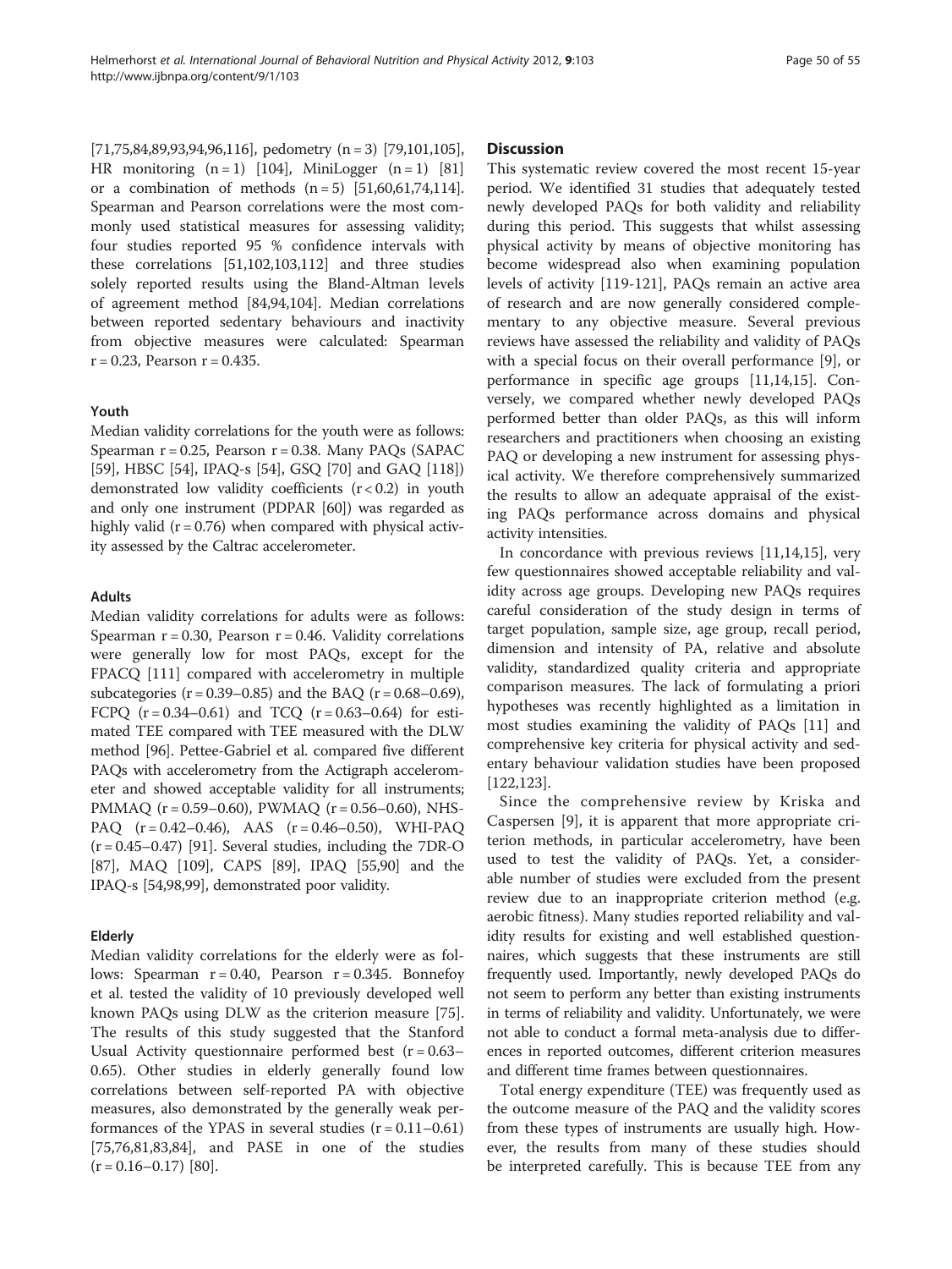[71,75,84,89,93,94,96,116], pedometry (n = 3) [79,101,105], HR monitoring (n = 1) [104], MiniLogger (n = 1) [81] or a combination of methods (n = 5) [51,60,61,74,114]. Spearman and Pearson correlations were the most commonly used statistical measures for assessing validity; four studies reported 95 % confidence intervals with these correlations [51,102,103,112] and three studies solely reported results using the Bland-Altman levels of agreement method [84,94,104]. Median correlations between reported sedentary behaviours and inactivity from objective measures were calculated: Spearman r = 0.23, Pearson r = 0.435.

### Youth

Median validity correlations for the youth were as follows: Spearman r = 0.25, Pearson r = 0.38. Many PAQs (SAPAC [59], HBSC [54], IPAQ-s [54], GSQ [70] and GAQ [118]) demonstrated low validity coefficients (r < 0.2) in youth and only one instrument (PDPAR [60]) was regarded as highly valid (r = 0.76) when compared with physical activity assessed by the Caltrac accelerometer.

### Adults

Median validity correlations for adults were as follows: Spearman r = 0.30, Pearson r = 0.46. Validity correlations were generally low for most PAQs, except for the FPACQ [111] compared with accelerometry in multiple subcategories (r = 0.39–0.85) and the BAQ (r = 0.68–0.69), FCPQ (r = 0.34–0.61) and TCQ (r = 0.63–0.64) for estimated TEE compared with TEE measured with the DLW method [96]. Pettee-Gabriel et al. compared five different PAQs with accelerometry from the Actigraph accelerometer and showed acceptable validity for all instruments; PMMAQ (r = 0.59–0.60), PWMAQ (r = 0.56–0.60), NHS-PAQ (r = 0.42–0.46), AAS (r = 0.46–0.50), WHI-PAQ (r = 0.45–0.47) [91]. Several studies, including the 7DR-O [87], MAQ [109], CAPS [89], IPAQ [55,90] and the IPAQ-s [54,98,99], demonstrated poor validity.

### Elderly

Median validity correlations for the elderly were as follows: Spearman r = 0.40, Pearson r = 0.345. Bonnefoy et al. tested the validity of 10 previously developed well known PAQs using DLW as the criterion measure [75]. The results of this study suggested that the Stanford Usual Activity questionnaire performed best (r = 0.63–0.65). Other studies in elderly generally found low correlations between self-reported PA with objective measures, also demonstrated by the generally weak performances of the YPAS in several studies (r = 0.11–0.61) [75,76,81,83,84], and PASE in one of the studies (r = 0.16–0.17) [80].

## Discussion

This systematic review covered the most recent 15-year period. We identified 31 studies that adequately tested newly developed PAQs for both validity and reliability during this period. This suggests that whilst assessing physical activity by means of objective monitoring has become widespread also when examining population levels of activity [119-121], PAQs remain an active area of research and are now generally considered complementary to any objective measure. Several previous reviews have assessed the reliability and validity of PAQs with a special focus on their overall performance [9], or performance in specific age groups [11,14,15]. Conversely, we compared whether newly developed PAQs performed better than older PAQs, as this will inform researchers and practitioners when choosing an existing PAQ or developing a new instrument for assessing physical activity. We therefore comprehensively summarized the results to allow an adequate appraisal of the existing PAQs performance across domains and physical activity intensities.

In concordance with previous reviews [11,14,15], very few questionnaires showed acceptable reliability and validity across age groups. Developing new PAQs requires careful consideration of the study design in terms of target population, sample size, age group, recall period, dimension and intensity of PA, relative and absolute validity, standardized quality criteria and appropriate comparison measures. The lack of formulating a priori hypotheses was recently highlighted as a limitation in most studies examining the validity of PAQs [11] and comprehensive key criteria for physical activity and sedentary behaviour validation studies have been proposed [122,123].

Since the comprehensive review by Kriska and Caspersen [9], it is apparent that more appropriate criterion methods, in particular accelerometry, have been used to test the validity of PAQs. Yet, a considerable number of studies were excluded from the present review due to an inappropriate criterion method (e.g. aerobic fitness). Many studies reported reliability and validity results for existing and well established questionnaires, which suggests that these instruments are still frequently used. Importantly, newly developed PAQs do not seem to perform any better than existing instruments in terms of reliability and validity. Unfortunately, we were not able to conduct a formal meta-analysis due to differences in reported outcomes, different criterion measures and different time frames between questionnaires.

Total energy expenditure (TEE) was frequently used as the outcome measure of the PAQ and the validity scores from these types of instruments are usually high. However, the results from many of these studies should be interpreted carefully. This is because TEE from any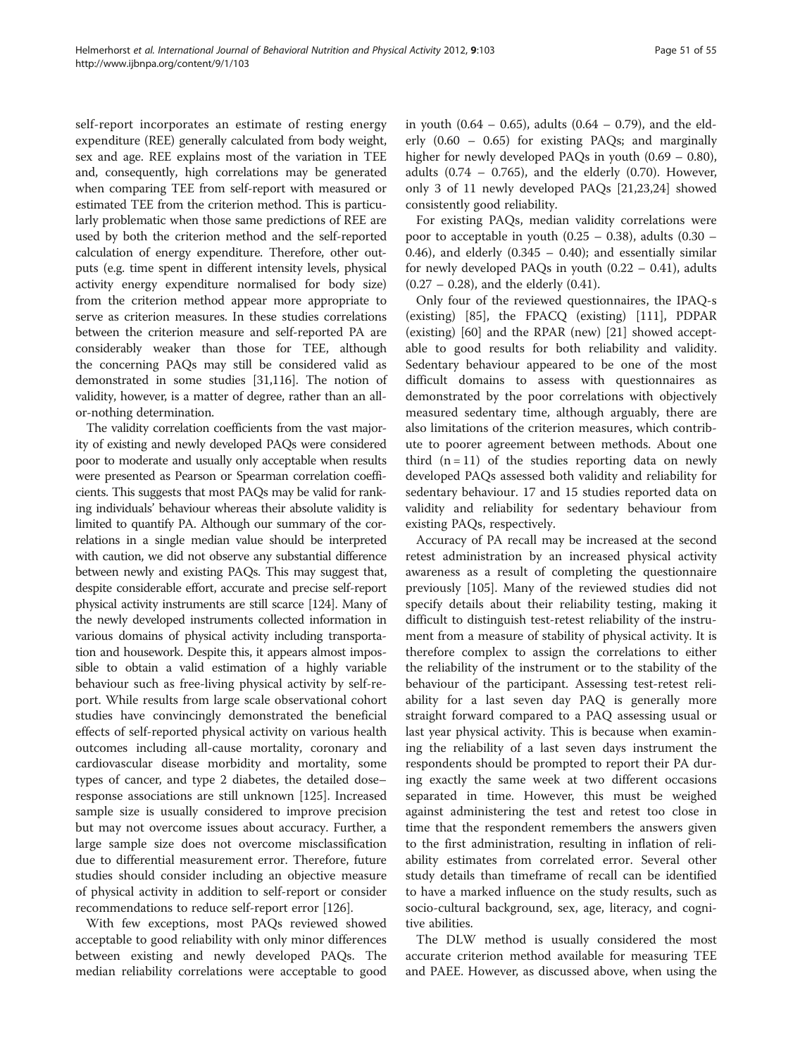self-report incorporates an estimate of resting energy expenditure (REE) generally calculated from body weight, sex and age. REE explains most of the variation in TEE and, consequently, high correlations may be generated when comparing TEE from self-report with measured or estimated TEE from the criterion method. This is particularly problematic when those same predictions of REE are used by both the criterion method and the self-reported calculation of energy expenditure. Therefore, other outputs (e.g. time spent in different intensity levels, physical activity energy expenditure normalised for body size) from the criterion method appear more appropriate to serve as criterion measures. In these studies correlations between the criterion measure and self-reported PA are considerably weaker than those for TEE, although the concerning PAQs may still be considered valid as demonstrated in some studies [31,116]. The notion of validity, however, is a matter of degree, rather than an all-or-nothing determination.

The validity correlation coefficients from the vast majority of existing and newly developed PAQs were considered poor to moderate and usually only acceptable when results were presented as Pearson or Spearman correlation coefficients. This suggests that most PAQs may be valid for ranking individuals' behaviour whereas their absolute validity is limited to quantify PA. Although our summary of the correlations in a single median value should be interpreted with caution, we did not observe any substantial difference between newly and existing PAQs. This may suggest that, despite considerable effort, accurate and precise self-report physical activity instruments are still scarce [124]. Many of the newly developed instruments collected information in various domains of physical activity including transportation and housework. Despite this, it appears almost impossible to obtain a valid estimation of a highly variable behaviour such as free-living physical activity by self-report. While results from large scale observational cohort studies have convincingly demonstrated the beneficial effects of self-reported physical activity on various health outcomes including all-cause mortality, coronary and cardiovascular disease morbidity and mortality, some types of cancer, and type 2 diabetes, the detailed dose–response associations are still unknown [125]. Increased sample size is usually considered to improve precision but may not overcome issues about accuracy. Further, a large sample size does not overcome misclassification due to differential measurement error. Therefore, future studies should consider including an objective measure of physical activity in addition to self-report or consider recommendations to reduce self-report error [126].

With few exceptions, most PAQs reviewed showed acceptable to good reliability with only minor differences between existing and newly developed PAQs. The median reliability correlations were acceptable to good in youth (0.64 – 0.65), adults (0.64 – 0.79), and the elderly (0.60 – 0.65) for existing PAQs; and marginally higher for newly developed PAQs in youth (0.69 – 0.80), adults (0.74 – 0.765), and the elderly (0.70). However, only 3 of 11 newly developed PAQs [21,23,24] showed consistently good reliability.

For existing PAQs, median validity correlations were poor to acceptable in youth (0.25 – 0.38), adults (0.30 – 0.46), and elderly (0.345 – 0.40); and essentially similar for newly developed PAQs in youth (0.22 – 0.41), adults (0.27 – 0.28), and the elderly (0.41).

Only four of the reviewed questionnaires, the IPAQ-s (existing) [85], the FPACQ (existing) [111], PDPAR (existing) [60] and the RPAR (new) [21] showed acceptable to good results for both reliability and validity. Sedentary behaviour appeared to be one of the most difficult domains to assess with questionnaires as demonstrated by the poor correlations with objectively measured sedentary time, although arguably, there are also limitations of the criterion measures, which contribute to poorer agreement between methods. About one third (n = 11) of the studies reporting data on newly developed PAQs assessed both validity and reliability for sedentary behaviour. 17 and 15 studies reported data on validity and reliability for sedentary behaviour from existing PAQs, respectively.

Accuracy of PA recall may be increased at the second retest administration by an increased physical activity awareness as a result of completing the questionnaire previously [105]. Many of the reviewed studies did not specify details about their reliability testing, making it difficult to distinguish test-retest reliability of the instrument from a measure of stability of physical activity. It is therefore complex to assign the correlations to either the reliability of the instrument or to the stability of the behaviour of the participant. Assessing test-retest reliability for a last seven day PAQ is generally more straight forward compared to a PAQ assessing usual or last year physical activity. This is because when examining the reliability of a last seven days instrument the respondents should be prompted to report their PA during exactly the same week at two different occasions separated in time. However, this must be weighed against administering the test and retest too close in time that the respondent remembers the answers given to the first administration, resulting in inflation of reliability estimates from correlated error. Several other study details than timeframe of recall can be identified to have a marked influence on the study results, such as socio-cultural background, sex, age, literacy, and cognitive abilities.

The DLW method is usually considered the most accurate criterion method available for measuring TEE and PAEE. However, as discussed above, when using the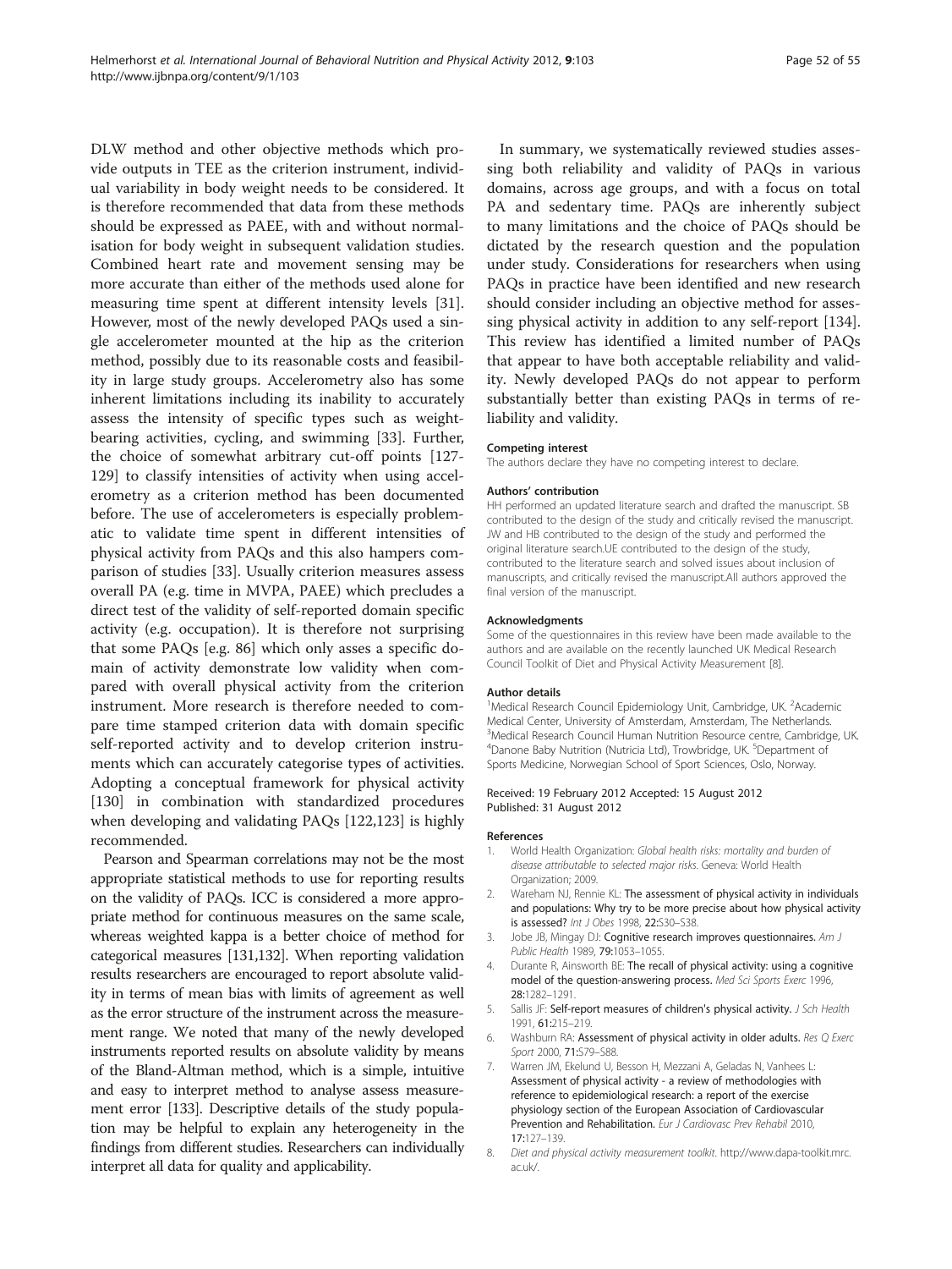DLW method and other objective methods which provide outputs in TEE as the criterion instrument, individual variability in body weight needs to be considered. It is therefore recommended that data from these methods should be expressed as PAEE, with and without normalisation for body weight in subsequent validation studies. Combined heart rate and movement sensing may be more accurate than either of the methods used alone for measuring time spent at different intensity levels [31]. However, most of the newly developed PAQs used a single accelerometer mounted at the hip as the criterion method, possibly due to its reasonable costs and feasibility in large study groups. Accelerometry also has some inherent limitations including its inability to accurately assess the intensity of specific types such as weight-bearing activities, cycling, and swimming [33]. Further, the choice of somewhat arbitrary cut-off points [127-129] to classify intensities of activity when using accelerometry as a criterion method has been documented before. The use of accelerometers is especially problematic to validate time spent in different intensities of physical activity from PAQs and this also hampers comparison of studies [33]. Usually criterion measures assess overall PA (e.g. time in MVPA, PAEE) which precludes a direct test of the validity of self-reported domain specific activity (e.g. occupation). It is therefore not surprising that some PAQs [e.g. 86] which only asses a specific domain of activity demonstrate low validity when compared with overall physical activity from the criterion instrument. More research is therefore needed to compare time stamped criterion data with domain specific self-reported activity and to develop criterion instruments which can accurately categorise types of activities. Adopting a conceptual framework for physical activity [130] in combination with standardized procedures when developing and validating PAQs [122,123] is highly recommended.

Pearson and Spearman correlations may not be the most appropriate statistical methods to use for reporting results on the validity of PAQs. ICC is considered a more appropriate method for continuous measures on the same scale, whereas weighted kappa is a better choice of method for categorical measures [131,132]. When reporting validation results researchers are encouraged to report absolute validity in terms of mean bias with limits of agreement as well as the error structure of the instrument across the measurement range. We noted that many of the newly developed instruments reported results on absolute validity by means of the Bland-Altman method, which is a simple, intuitive and easy to interpret method to analyse assess measurement error [133]. Descriptive details of the study population may be helpful to explain any heterogeneity in the findings from different studies. Researchers can individually interpret all data for quality and applicability.

In summary, we systematically reviewed studies assessing both reliability and validity of PAQs in various domains, across age groups, and with a focus on total PA and sedentary time. PAQs are inherently subject to many limitations and the choice of PAQs should be dictated by the research question and the population under study. Considerations for researchers when using PAQs in practice have been identified and new research should consider including an objective method for assessing physical activity in addition to any self-report [134]. This review has identified a limited number of PAQs that appear to have both acceptable reliability and validity. Newly developed PAQs do not appear to perform substantially better than existing PAQs in terms of reliability and validity.

#### Competing interest

The authors declare they have no competing interest to declare.

#### Authors' contribution

HH performed an updated literature search and drafted the manuscript. SB contributed to the design of the study and critically revised the manuscript. JW and HB contributed to the design of the study and performed the original literature search.UE contributed to the design of the study, contributed to the literature search and solved issues about inclusion of manuscripts, and critically revised the manuscript.All authors approved the final version of the manuscript.

#### Acknowledgments

Some of the questionnaires in this review have been made available to the authors and are available on the recently launched UK Medical Research Council Toolkit of Diet and Physical Activity Measurement [8].

#### Author details

[1]Medical Research Council Epidemiology Unit, Cambridge, UK. [2]Academic Medical Center, University of Amsterdam, Amsterdam, The Netherlands. [3]Medical Research Council Human Nutrition Resource centre, Cambridge, UK. [4]Danone Baby Nutrition (Nutricia Ltd), Trowbridge, UK. [5]Department of Sports Medicine, Norwegian School of Sport Sciences, Oslo, Norway.

Received: 19 February 2012 Accepted: 15 August 2012
Published: 31 August 2012

#### References

1. World Health Organization: *Global health risks: mortality and burden of disease attributable to selected major risks*. Geneva: World Health Organization; 2009.
2. Wareham NJ, Rennie KL: **The assessment of physical activity in individuals and populations: Why try to be more precise about how physical activity is assessed?** *Int J Obes* 1998, **22:**S30–S38.
3. Jobe JB, Mingay DJ: **Cognitive research improves questionnaires.** *Am J Public Health* 1989, **79:**1053–1055.
4. Durante R, Ainsworth BE: **The recall of physical activity: using a cognitive model of the question-answering process.** *Med Sci Sports Exerc* 1996, **28:**1282–1291.
5. Sallis JF: **Self-report measures of children's physical activity.** *J Sch Health* 1991, **61:**215–219.
6. Washburn RA: **Assessment of physical activity in older adults.** *Res Q Exerc Sport* 2000, **71:**S79–S88.
7. Warren JM, Ekelund U, Besson H, Mezzani A, Geladas N, Vanhees L: **Assessment of physical activity - a review of methodologies with reference to epidemiological research: a report of the exercise physiology section of the European Association of Cardiovascular Prevention and Rehabilitation.** *Eur J Cardiovasc Prev Rehabil* 2010, **17:**127–139.
8. *Diet and physical activity measurement toolkit*. http://www.dapa-toolkit.mrc.ac.uk/.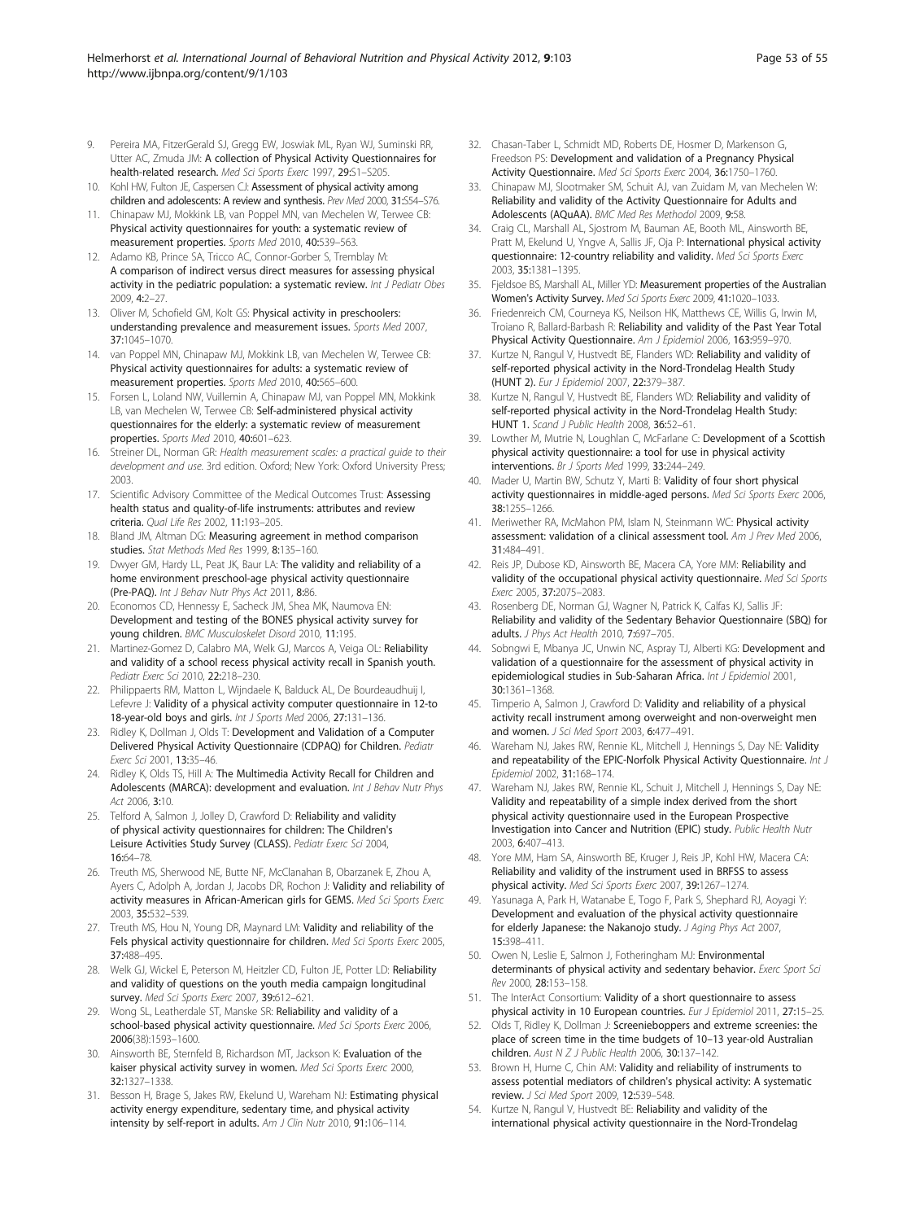9. Pereira MA, FitzerGerald SJ, Gregg EW, Joswiak ML, Ryan WJ, Suminski RR, Utter AC, Zmuda JM: **A collection of Physical Activity Questionnaires for health-related research.** *Med Sci Sports Exerc* 1997, **29:**S1–S205.
10. Kohl HW, Fulton JE, Caspersen CJ: **Assessment of physical activity among children and adolescents: A review and synthesis.** *Prev Med* 2000, **31:**S54–S76.
11. Chinapaw MJ, Mokkink LB, van Poppel MN, van Mechelen W, Terwee CB: **Physical activity questionnaires for youth: a systematic review of measurement properties.** *Sports Med* 2010, **40:**539–563.
12. Adamo KB, Prince SA, Tricco AC, Connor-Gorber S, Tremblay M: **A comparison of indirect versus direct measures for assessing physical activity in the pediatric population: a systematic review.** *Int J Pediatr Obes* 2009, **4:**2–27.
13. Oliver M, Schofield GM, Kolt GS: **Physical activity in preschoolers: understanding prevalence and measurement issues.** *Sports Med* 2007, **37:**1045–1070.
14. van Poppel MN, Chinapaw MJ, Mokkink LB, van Mechelen W, Terwee CB: **Physical activity questionnaires for adults: a systematic review of measurement properties.** *Sports Med* 2010, **40:**565–600.
15. Forsen L, Loland NW, Vuillemin A, Chinapaw MJ, van Poppel MN, Mokkink LB, van Mechelen W, Terwee CB: **Self-administered physical activity questionnaires for the elderly: a systematic review of measurement properties.** *Sports Med* 2010, **40:**601–623.
16. Streiner DL, Norman GR: *Health measurement scales: a practical guide to their development and use.* 3rd edition. Oxford; New York: Oxford University Press; 2003.
17. Scientific Advisory Committee of the Medical Outcomes Trust: **Assessing health status and quality-of-life instruments: attributes and review criteria.** *Qual Life Res* 2002, **11:**193–205.
18. Bland JM, Altman DG: **Measuring agreement in method comparison studies.** *Stat Methods Med Res* 1999, **8:**135–160.
19. Dwyer GM, Hardy LL, Peat JK, Baur LA: **The validity and reliability of a home environment preschool-age physical activity questionnaire (Pre-PAQ).** *Int J Behav Nutr Phys Act* 2011, **8:**86.
20. Economos CD, Hennessy E, Sacheck JM, Shea MK, Naumova EN: **Development and testing of the BONES physical activity survey for young children.** *BMC Musculoskelet Disord* 2010, **11:**195.
21. Martinez-Gomez D, Calabro MA, Welk GJ, Marcos A, Veiga OL: **Reliability and validity of a school recess physical activity recall in Spanish youth.** *Pediatr Exerc Sci* 2010, **22:**218–230.
22. Philippaerts RM, Matton L, Wijndaele K, Balduck AL, De Bourdeaudhuij I, Lefevre J: **Validity of a physical activity computer questionnaire in 12-to 18-year-old boys and girls.** *Int J Sports Med* 2006, **27:**131–136.
23. Ridley K, Dollman J, Olds T: **Development and Validation of a Computer Delivered Physical Activity Questionnaire (CDPAQ) for Children.** *Pediatr Exerc Sci* 2001, **13:**35–46.
24. Ridley K, Olds TS, Hill A: **The Multimedia Activity Recall for Children and Adolescents (MARCA): development and evaluation.** *Int J Behav Nutr Phys Act* 2006, **3:**10.
25. Telford A, Salmon J, Jolley D, Crawford D: **Reliability and validity of physical activity questionnaires for children: The Children's Leisure Activities Study Survey (CLASS).** *Pediatr Exerc Sci* 2004, **16:**64–78.
26. Treuth MS, Sherwood NE, Butte NF, McClanahan B, Obarzanek E, Zhou A, Ayers C, Adolph A, Jordan J, Jacobs DR, Rochon J: **Validity and reliability of activity measures in African-American girls for GEMS.** *Med Sci Sports Exerc* 2003, **35:**532–539.
27. Treuth MS, Hou N, Young DR, Maynard LM: **Validity and reliability of the Fels physical activity questionnaire for children.** *Med Sci Sports Exerc* 2005, **37:**488–495.
28. Welk GJ, Wickel E, Peterson M, Heitzler CD, Fulton JE, Potter LD: **Reliability and validity of questions on the youth media campaign longitudinal survey.** *Med Sci Sports Exerc* 2007, **39:**612–621.
29. Wong SL, Leatherdale ST, Manske SR: **Reliability and validity of a school-based physical activity questionnaire.** *Med Sci Sports Exerc* 2006, **2006**(38):1593–1600.
30. Ainsworth BE, Sternfeld B, Richardson MT, Jackson K: **Evaluation of the kaiser physical activity survey in women.** *Med Sci Sports Exerc* 2000, **32:**1327–1338.
31. Besson H, Brage S, Jakes RW, Ekelund U, Wareham NJ: **Estimating physical activity energy expenditure, sedentary time, and physical activity intensity by self-report in adults.** *Am J Clin Nutr* 2010, **91:**106–114.
32. Chasan-Taber L, Schmidt MD, Roberts DE, Hosmer D, Markenson G, Freedson PS: **Development and validation of a Pregnancy Physical Activity Questionnaire.** *Med Sci Sports Exerc* 2004, **36:**1750–1760.
33. Chinapaw MJ, Slootmaker SM, Schuit AJ, van Zuidam M, van Mechelen W: **Reliability and validity of the Activity Questionnaire for Adults and Adolescents (AQuAA).** *BMC Med Res Methodol* 2009, **9:**58.
34. Craig CL, Marshall AL, Sjostrom M, Bauman AE, Booth ML, Ainsworth BE, Pratt M, Ekelund U, Yngve A, Sallis JF, Oja P: **International physical activity questionnaire: 12-country reliability and validity.** *Med Sci Sports Exerc* 2003, **35:**1381–1395.
35. Fjeldsoe BS, Marshall AL, Miller YD: **Measurement properties of the Australian Women's Activity Survey.** *Med Sci Sports Exerc* 2009, **41:**1020–1033.
36. Friedenreich CM, Courneya KS, Neilson HK, Matthews CE, Willis G, Irwin M, Troiano R, Ballard-Barbash R: **Reliability and validity of the Past Year Total Physical Activity Questionnaire.** *Am J Epidemiol* 2006, **163:**959–970.
37. Kurtze N, Rangul V, Hustvedt BE, Flanders WD: **Reliability and validity of self-reported physical activity in the Nord-Trondelag Health Study (HUNT 2).** *Eur J Epidemiol* 2007, **22:**379–387.
38. Kurtze N, Rangul V, Hustvedt BE, Flanders WD: **Reliability and validity of self-reported physical activity in the Nord-Trondelag Health Study: HUNT 1.** *Scand J Public Health* 2008, **36:**52–61.
39. Lowther M, Mutrie N, Loughlan C, McFarlane C: **Development of a Scottish physical activity questionnaire: a tool for use in physical activity interventions.** *Br J Sports Med* 1999, **33:**244–249.
40. Mader U, Martin BW, Schutz Y, Marti B: **Validity of four short physical activity questionnaires in middle-aged persons.** *Med Sci Sports Exerc* 2006, **38:**1255–1266.
41. Meriwether RA, McMahon PM, Islam N, Steinmann WC: **Physical activity assessment: validation of a clinical assessment tool.** *Am J Prev Med* 2006, **31:**484–491.
42. Reis JP, Dubose KD, Ainsworth BE, Macera CA, Yore MM: **Reliability and validity of the occupational physical activity questionnaire.** *Med Sci Sports Exerc* 2005, **37:**2075–2083.
43. Rosenberg DE, Norman GJ, Wagner N, Patrick K, Calfas KJ, Sallis JF: **Reliability and validity of the Sedentary Behavior Questionnaire (SBQ) for adults.** *J Phys Act Health* 2010, **7:**697–705.
44. Sobngwi E, Mbanya JC, Unwin NC, Aspray TJ, Alberti KG: **Development and validation of a questionnaire for the assessment of physical activity in epidemiological studies in Sub-Saharan Africa.** *Int J Epidemiol* 2001, **30:**1361–1368.
45. Timperio A, Salmon J, Crawford D: **Validity and reliability of a physical activity recall instrument among overweight and non-overweight men and women.** *J Sci Med Sport* 2003, **6:**477–491.
46. Wareham NJ, Jakes RW, Rennie KL, Mitchell J, Hennings S, Day NE: **Validity and repeatability of the EPIC-Norfolk Physical Activity Questionnaire.** *Int J Epidemiol* 2002, **31:**168–174.
47. Wareham NJ, Jakes RW, Rennie KL, Schuit J, Mitchell J, Hennings S, Day NE: **Validity and repeatability of a simple index derived from the short physical activity questionnaire used in the European Prospective Investigation into Cancer and Nutrition (EPIC) study.** *Public Health Nutr* 2003, **6:**407–413.
48. Yore MM, Ham SA, Ainsworth BE, Kruger J, Reis JP, Kohl HW, Macera CA: **Reliability and validity of the instrument used in BRFSS to assess physical activity.** *Med Sci Sports Exerc* 2007, **39:**1267–1274.
49. Yasunaga A, Park H, Watanabe E, Togo F, Park S, Shephard RJ, Aoyagi Y: **Development and evaluation of the physical activity questionnaire for elderly Japanese: the Nakanojo study.** *J Aging Phys Act* 2007, **15:**398–411.
50. Owen N, Leslie E, Salmon J, Fotheringham MJ: **Environmental determinants of physical activity and sedentary behavior.** *Exerc Sport Sci Rev* 2000, **28:**153–158.
51. The InterAct Consortium: **Validity of a short questionnaire to assess physical activity in 10 European countries.** *Eur J Epidemiol* 2011, **27:**15–25.
52. Olds T, Ridley K, Dollman J: **Screenieboppers and extreme screenies: the place of screen time in the time budgets of 10–13 year-old Australian children.** *Aust N Z J Public Health* 2006, **30:**137–142.
53. Brown H, Hume C, Chin AM: **Validity and reliability of instruments to assess potential mediators of children's physical activity: A systematic review.** *J Sci Med Sport* 2009, **12:**539–548.
54. Kurtze N, Rangul V, Hustvedt BE: **Reliability and validity of the international physical activity questionnaire in the Nord-Trondelag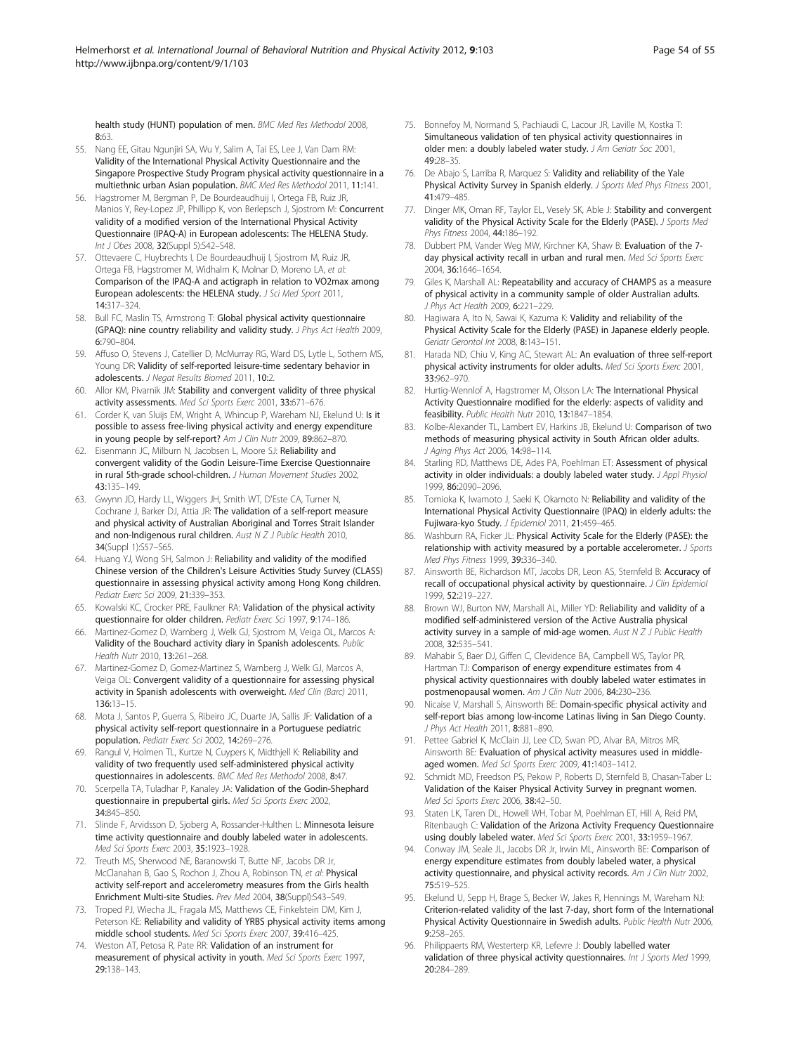health study (HUNT) population of men. *BMC Med Res Methodol* 2008, **8**:63.

55. Nang EE, Gitau Ngunjiri SA, Wu Y, Salim A, Tai ES, Lee J, Van Dam RM: **Validity of the International Physical Activity Questionnaire and the Singapore Prospective Study Program physical activity questionnaire in a multiethnic urban Asian population.** *BMC Med Res Methodol* 2011, **11**:141.
56. Hagstromer M, Bergman P, De Bourdeaudhuij I, Ortega FB, Ruiz JR, Manios Y, Rey-Lopez JP, Phillipp K, von Berlepsch J, Sjostrom M: **Concurrent validity of a modified version of the International Physical Activity Questionnaire (IPAQ-A) in European adolescents: The HELENA Study.** *Int J Obes* 2008, **32**(Suppl 5):S42–S48.
57. Ottevaere C, Huybrechts I, De Bourdeaudhuij I, Sjostrom M, Ruiz JR, Ortega FB, Hagstromer M, Widhalm K, Molnar D, Moreno LA, *et al*: **Comparison of the IPAQ-A and actigraph in relation to VO2max among European adolescents: the HELENA study.** *J Sci Med Sport* 2011, **14**:317–324.
58. Bull FC, Maslin TS, Armstrong T: **Global physical activity questionnaire (GPAQ): nine country reliability and validity study.** *J Phys Act Health* 2009, **6**:790–804.
59. Affuso O, Stevens J, Catellier D, McMurray RG, Ward DS, Lytle L, Sothern MS, Young DR: **Validity of self-reported leisure-time sedentary behavior in adolescents.** *J Negat Results Biomed* 2011, **10**:2.
60. Allor KM, Pivarnik JM: **Stability and convergent validity of three physical activity assessments.** *Med Sci Sports Exerc* 2001, **33**:671–676.
61. Corder K, van Sluijs EM, Wright A, Whincup P, Wareham NJ, Ekelund U: **Is it possible to assess free-living physical activity and energy expenditure in young people by self-report?** *Am J Clin Nutr* 2009, **89**:862–870.
62. Eisenmann JC, Milburn N, Jacobsen L, Moore SJ: **Reliability and convergent validity of the Godin Leisure-Time Exercise Questionnaire in rural 5th-grade school-children.** *J Human Movement Studies* 2002, **43**:135–149.
63. Gwynn JD, Hardy LL, Wiggers JH, Smith WT, D'Este CA, Turner N, Cochrane J, Barker DJ, Attia JR: **The validation of a self-report measure and physical activity of Australian Aboriginal and Torres Strait Islander and non-Indigenous rural children.** *Aust N Z J Public Health* 2010, **34**(Suppl 1):S57–S65.
64. Huang YJ, Wong SH, Salmon J: **Reliability and validity of the modified Chinese version of the Children's Leisure Activities Study Survey (CLASS) questionnaire in assessing physical activity among Hong Kong children.** *Pediatr Exerc Sci* 2009, **21**:339–353.
65. Kowalski KC, Crocker PRE, Faulkner RA: **Validation of the physical activity questionnaire for older children.** *Pediatr Exerc Sci* 1997, **9**:174–186.
66. Martinez-Gomez D, Warnberg J, Welk GJ, Sjostrom M, Veiga OL, Marcos A: **Validity of the Bouchard activity diary in Spanish adolescents.** *Public Health Nutr* 2010, **13**:261–268.
67. Martinez-Gomez D, Gomez-Martinez S, Warnberg J, Welk GJ, Marcos A, Veiga OL: **Convergent validity of a questionnaire for assessing physical activity in Spanish adolescents with overweight.** *Med Clin (Barc)* 2011, **136**:13–15.
68. Mota J, Santos P, Guerra S, Ribeiro JC, Duarte JA, Sallis JF: **Validation of a physical activity self-report questionnaire in a Portuguese pediatric population.** *Pediatr Exerc Sci* 2002, **14**:269–276.
69. Rangul V, Holmen TL, Kurtze N, Cuypers K, Midthjell K: **Reliability and validity of two frequently used self-administered physical activity questionnaires in adolescents.** *BMC Med Res Methodol* 2008, **8**:47.
70. Scerpella TA, Tuladhar P, Kanaley JA: **Validation of the Godin-Shephard questionnaire in prepubertal girls.** *Med Sci Sports Exerc* 2002, **34**:845–850.
71. Slinde F, Arvidsson D, Sjoberg A, Rossander-Hulthen L: **Minnesota leisure time activity questionnaire and doubly labeled water in adolescents.** *Med Sci Sports Exerc* 2003, **35**:1923–1928.
72. Treuth MS, Sherwood NE, Baranowski T, Butte NF, Jacobs DR Jr, McClanahan B, Gao S, Rochon J, Zhou A, Robinson TN, *et al*: **Physical activity self-report and accelerometry measures from the Girls health Enrichment Multi-site Studies.** *Prev Med* 2004, **38**(Suppl):S43–S49.
73. Troped PJ, Wiecha JL, Fragala MS, Matthews CE, Finkelstein DM, Kim J, Peterson KE: **Reliability and validity of YRBS physical activity items among middle school students.** *Med Sci Sports Exerc* 2007, **39**:416–425.
74. Weston AT, Petosa R, Pate RR: **Validation of an instrument for measurement of physical activity in youth.** *Med Sci Sports Exerc* 1997, **29**:138–143.
75. Bonnefoy M, Normand S, Pachiaudi C, Lacour JR, Laville M, Kostka T: **Simultaneous validation of ten physical activity questionnaires in older men: a doubly labeled water study.** *J Am Geriatr Soc* 2001, **49**:28–35.
76. De Abajo S, Larriba R, Marquez S: **Validity and reliability of the Yale Physical Activity Survey in Spanish elderly.** *J Sports Med Phys Fitness* 2001, **41**:479–485.
77. Dinger MK, Oman RF, Taylor EL, Vesely SK, Able J: **Stability and convergent validity of the Physical Activity Scale for the Elderly (PASE).** *J Sports Med Phys Fitness* 2004, **44**:186–192.
78. Dubbert PM, Vander Weg MW, Kirchner KA, Shaw B: **Evaluation of the 7-day physical activity recall in urban and rural men.** *Med Sci Sports Exerc* 2004, **36**:1646–1654.
79. Giles K, Marshall AL: **Repeatability and accuracy of CHAMPS as a measure of physical activity in a community sample of older Australian adults.** *J Phys Act Health* 2009, **6**:221–229.
80. Hagiwara A, Ito N, Sawai K, Kazuma K: **Validity and reliability of the Physical Activity Scale for the Elderly (PASE) in Japanese elderly people.** *Geriatr Gerontol Int* 2008, **8**:143–151.
81. Harada ND, Chiu V, King AC, Stewart AL: **An evaluation of three self-report physical activity instruments for older adults.** *Med Sci Sports Exerc* 2001, **33**:962–970.
82. Hurtig-Wennlof A, Hagstromer M, Olsson LA: **The International Physical Activity Questionnaire modified for the elderly: aspects of validity and feasibility.** *Public Health Nutr* 2010, **13**:1847–1854.
83. Kolbe-Alexander TL, Lambert EV, Harkins JB, Ekelund U: **Comparison of two methods of measuring physical activity in South African older adults.** *J Aging Phys Act* 2006, **14**:98–114.
84. Starling RD, Matthews DE, Ades PA, Poehlman ET: **Assessment of physical activity in older individuals: a doubly labeled water study.** *J Appl Physiol* 1999, **86**:2090–2096.
85. Tomioka K, Iwamoto J, Saeki K, Okamoto N: **Reliability and validity of the International Physical Activity Questionnaire (IPAQ) in elderly adults: the Fujiwara-kyo Study.** *J Epidemiol* 2011, **21**:459–465.
86. Washburn RA, Ficker JL: **Physical Activity Scale for the Elderly (PASE): the relationship with activity measured by a portable accelerometer.** *J Sports Med Phys Fitness* 1999, **39**:336–340.
87. Ainsworth BE, Richardson MT, Jacobs DR, Leon AS, Sternfeld B: **Accuracy of recall of occupational physical activity by questionnaire.** *J Clin Epidemiol* 1999, **52**:219–227.
88. Brown WJ, Burton NW, Marshall AL, Miller YD: **Reliability and validity of a modified self-administered version of the Active Australia physical activity survey in a sample of mid-age women.** *Aust N Z J Public Health* 2008, **32**:535–541.
89. Mahabir S, Baer DJ, Giffen C, Clevidence BA, Campbell WS, Taylor PR, Hartman TJ: **Comparison of energy expenditure estimates from 4 physical activity questionnaires with doubly labeled water estimates in postmenopausal women.** *Am J Clin Nutr* 2006, **84**:230–236.
90. Nicaise V, Marshall S, Ainsworth BE: **Domain-specific physical activity and self-report bias among low-income Latinas living in San Diego County.** *J Phys Act Health* 2011, **8**:881–890.
91. Pettee Gabriel K, McClain JJ, Lee CD, Swan PD, Alvar BA, Mitros MR, Ainsworth BE: **Evaluation of physical activity measures used in middle-aged women.** *Med Sci Sports Exerc* 2009, **41**:1403–1412.
92. Schmidt MD, Freedson PS, Pekow P, Roberts D, Sternfeld B, Chasan-Taber L: **Validation of the Kaiser Physical Activity Survey in pregnant women.** *Med Sci Sports Exerc* 2006, **38**:42–50.
93. Staten LK, Taren DL, Howell WH, Tobar M, Poehlman ET, Hill A, Reid PM, Ritenbaugh C: **Validation of the Arizona Activity Frequency Questionnaire using doubly labeled water.** *Med Sci Sports Exerc* 2001, **33**:1959–1967.
94. Conway JM, Seale JL, Jacobs DR Jr, Irwin ML, Ainsworth BE: **Comparison of energy expenditure estimates from doubly labeled water, a physical activity questionnaire, and physical activity records.** *Am J Clin Nutr* 2002, **75**:519–525.
95. Ekelund U, Sepp H, Brage S, Becker W, Jakes R, Hennings M, Wareham NJ: **Criterion-related validity of the last 7-day, short form of the International Physical Activity Questionnaire in Swedish adults.** *Public Health Nutr* 2006, **9**:258–265.
96. Philippaerts RM, Westerterp KR, Lefevre J: **Doubly labelled water validation of three physical activity questionnaires.** *Int J Sports Med* 1999, **20**:284–289.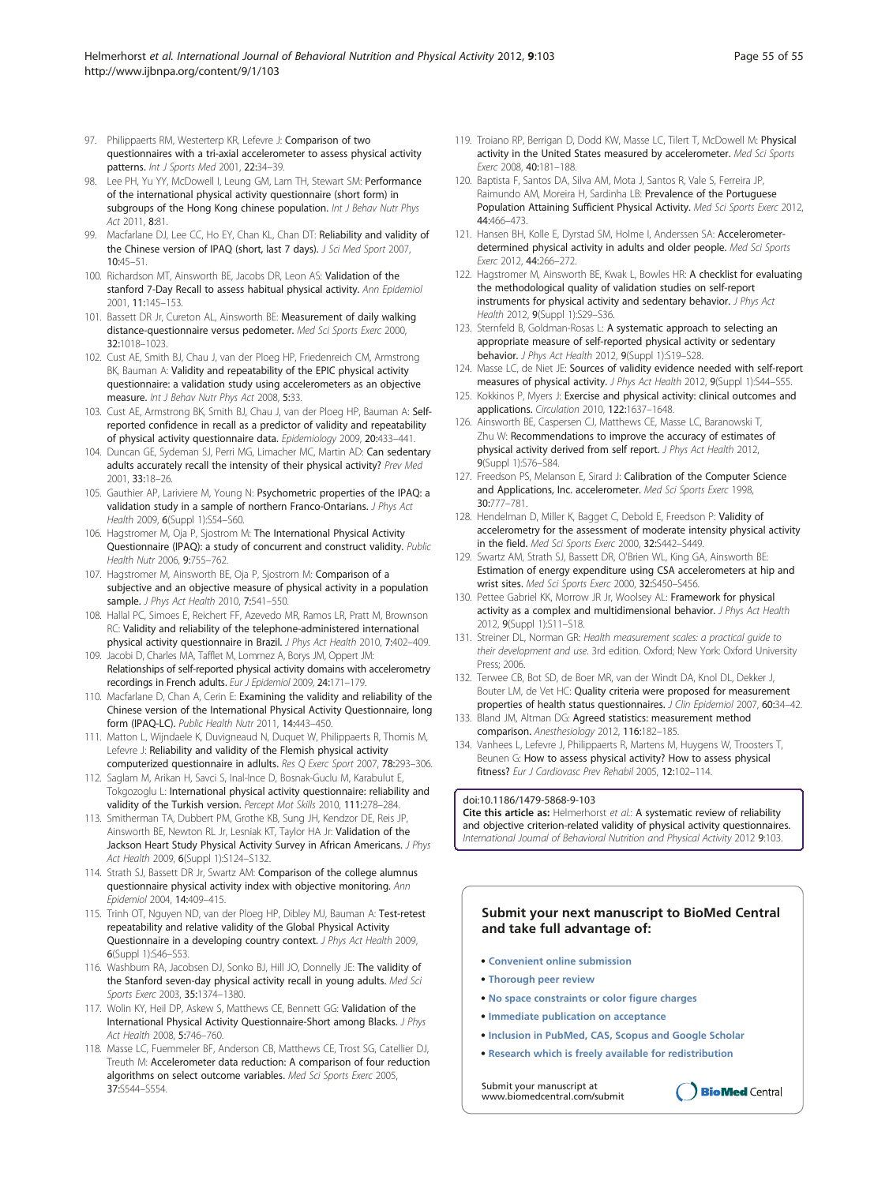97. Philippaerts RM, Westerterp KR, Lefevre J: **Comparison of two questionnaires with a tri-axial accelerometer to assess physical activity patterns.** *Int J Sports Med* 2001, **22**:34–39.
98. Lee PH, Yu YY, McDowell I, Leung GM, Lam TH, Stewart SM: **Performance of the international physical activity questionnaire (short form) in subgroups of the Hong Kong chinese population.** *Int J Behav Nutr Phys Act* 2011, **8**:81.
99. Macfarlane DJ, Lee CC, Ho EY, Chan KL, Chan DT: **Reliability and validity of the Chinese version of IPAQ (short, last 7 days).** *J Sci Med Sport* 2007, **10**:45–51.
100. Richardson MT, Ainsworth BE, Jacobs DR, Leon AS: **Validation of the stanford 7-Day Recall to assess habitual physical activity.** *Ann Epidemiol* 2001, **11**:145–153.
101. Bassett DR Jr, Cureton AL, Ainsworth BE: **Measurement of daily walking distance-questionnaire versus pedometer.** *Med Sci Sports Exerc* 2000, **32**:1018–1023.
102. Cust AE, Smith BJ, Chau J, van der Ploeg HP, Friedenreich CM, Armstrong BK, Bauman A: **Validity and repeatability of the EPIC physical activity questionnaire: a validation study using accelerometers as an objective measure.** *Int J Behav Nutr Phys Act* 2008, **5**:33.
103. Cust AE, Armstrong BK, Smith BJ, Chau J, van der Ploeg HP, Bauman A: **Self-reported confidence in recall as a predictor of validity and repeatability of physical activity questionnaire data.** *Epidemiology* 2009, **20**:433–441.
104. Duncan GE, Sydeman SJ, Perri MG, Limacher MC, Martin AD: **Can sedentary adults accurately recall the intensity of their physical activity?** *Prev Med* 2001, **33**:18–26.
105. Gauthier AP, Lariviere M, Young N: **Psychometric properties of the IPAQ: a validation study in a sample of northern Franco-Ontarians.** *J Phys Act Health* 2009, **6**(Suppl 1):S54–S60.
106. Hagstromer M, Oja P, Sjostrom M: **The International Physical Activity Questionnaire (IPAQ): a study of concurrent and construct validity.** *Public Health Nutr* 2006, **9**:755–762.
107. Hagstromer M, Ainsworth BE, Oja P, Sjostrom M: **Comparison of a subjective and an objective measure of physical activity in a population sample.** *J Phys Act Health* 2010, **7**:541–550.
108. Hallal PC, Simoes E, Reichert FF, Azevedo MR, Ramos LR, Pratt M, Brownson RC: **Validity and reliability of the telephone-administered international physical activity questionnaire in Brazil.** *J Phys Act Health* 2010, **7**:402–409.
109. Jacobi D, Charles MA, Tafflet M, Lommez A, Borys JM, Oppert JM: **Relationships of self-reported physical activity domains with accelerometry recordings in French adults.** *Eur J Epidemiol* 2009, **24**:171–179.
110. Macfarlane D, Chan A, Cerin E: **Examining the validity and reliability of the Chinese version of the International Physical Activity Questionnaire, long form (IPAQ-LC).** *Public Health Nutr* 2011, **14**:443–450.
111. Matton L, Wijndaele K, Duvigneaud N, Duquet W, Philippaerts R, Thomis M, Lefevre J: **Reliability and validity of the Flemish physical activity computerized questionnaire in adlults.** *Res Q Exerc Sport* 2007, **78**:293–306.
112. Saglam M, Arikan H, Savci S, Inal-Ince D, Bosnak-Guclu M, Karabulut E, Tokgozoglu L: **International physical activity questionnaire: reliability and validity of the Turkish version.** *Percept Mot Skills* 2010, **111**:278–284.
113. Smitherman TA, Dubbert PM, Grothe KB, Sung JH, Kendzor DE, Reis JP, Ainsworth BE, Newton RL Jr, Lesniak KT, Taylor HA Jr: **Validation of the Jackson Heart Study Physical Activity Survey in African Americans.** *J Phys Act Health* 2009, **6**(Suppl 1):S124–S132.
114. Strath SJ, Bassett DR Jr, Swartz AM: **Comparison of the college alumnus questionnaire physical activity index with objective monitoring.** *Ann Epidemiol* 2004, **14**:409–415.
115. Trinh OT, Nguyen ND, van der Ploeg HP, Dibley MJ, Bauman A: **Test-retest repeatability and relative validity of the Global Physical Activity Questionnaire in a developing country context.** *J Phys Act Health* 2009, **6**(Suppl 1):S46–S53.
116. Washburn RA, Jacobsen DJ, Sonko BJ, Hill JO, Donnelly JE: **The validity of the Stanford seven-day physical activity recall in young adults.** *Med Sci Sports Exerc* 2003, **35**:1374–1380.
117. Wolin KY, Heil DP, Askew S, Matthews CE, Bennett GG: **Validation of the International Physical Activity Questionnaire-Short among Blacks.** *J Phys Act Health* 2008, **5**:746–760.
118. Masse LC, Fuemmeler BF, Anderson CB, Matthews CE, Trost SG, Catellier DJ, Treuth M: **Accelerometer data reduction: A comparison of four reduction algorithms on select outcome variables.** *Med Sci Sports Exerc* 2005, **37**:S544–S554.
119. Troiano RP, Berrigan D, Dodd KW, Masse LC, Tilert T, McDowell M: **Physical activity in the United States measured by accelerometer.** *Med Sci Sports Exerc* 2008, **40**:181–188.
120. Baptista F, Santos DA, Silva AM, Mota J, Santos R, Vale S, Ferreira JP, Raimundo AM, Moreira H, Sardinha LB: **Prevalence of the Portuguese Population Attaining Sufficient Physical Activity.** *Med Sci Sports Exerc* 2012, **44**:466–473.
121. Hansen BH, Kolle E, Dyrstad SM, Holme I, Anderssen SA: **Accelerometer-determined physical activity in adults and older people.** *Med Sci Sports Exerc* 2012, **44**:266–272.
122. Hagstromer M, Ainsworth BE, Kwak L, Bowles HR: **A checklist for evaluating the methodological quality of validation studies on self-report instruments for physical activity and sedentary behavior.** *J Phys Act Health* 2012, **9**(Suppl 1):S29–S36.
123. Sternfeld B, Goldman-Rosas L: **A systematic approach to selecting an appropriate measure of self-reported physical activity or sedentary behavior.** *J Phys Act Health* 2012, **9**(Suppl 1):S19–S28.
124. Masse LC, de Niet JE: **Sources of validity evidence needed with self-report measures of physical activity.** *J Phys Act Health* 2012, **9**(Suppl 1):S44–S55.
125. Kokkinos P, Myers J: **Exercise and physical activity: clinical outcomes and applications.** *Circulation* 2010, **122**:1637–1648.
126. Ainsworth BE, Caspersen CJ, Matthews CE, Masse LC, Baranowski T, Zhu W: **Recommendations to improve the accuracy of estimates of physical activity derived from self report.** *J Phys Act Health* 2012, **9**(Suppl 1):S76–S84.
127. Freedson PS, Melanson E, Sirard J: **Calibration of the Computer Science and Applications, Inc. accelerometer.** *Med Sci Sports Exerc* 1998, **30**:777–781.
128. Hendelman D, Miller K, Bagget C, Debold E, Freedson P: **Validity of accelerometry for the assessment of moderate intensity physical activity in the field.** *Med Sci Sports Exerc* 2000, **32**:S442–S449.
129. Swartz AM, Strath SJ, Bassett DR, O'Brien WL, King GA, Ainsworth BE: **Estimation of energy expenditure using CSA accelerometers at hip and wrist sites.** *Med Sci Sports Exerc* 2000, **32**:S450–S456.
130. Pettee Gabriel KK, Morrow JR Jr, Woolsey AL: **Framework for physical activity as a complex and multidimensional behavior.** *J Phys Act Health* 2012, **9**(Suppl 1):S11–S18.
131. Streiner DL, Norman GR: *Health measurement scales: a practical guide to their development and use.* 3rd edition. Oxford; New York: Oxford University Press; 2006.
132. Terwee CB, Bot SD, de Boer MR, van der Windt DA, Knol DL, Dekker J, Bouter LM, de Vet HC: **Quality criteria were proposed for measurement properties of health status questionnaires.** *J Clin Epidemiol* 2007, **60**:34–42.
133. Bland JM, Altman DG: **Agreed statistics: measurement method comparison.** *Anesthesiology* 2012, **116**:182–185.
134. Vanhees L, Lefevre J, Philippaerts R, Martens M, Huygens W, Troosters T, Beunen G: **How to assess physical activity? How to assess physical fitness?** *Eur J Cardiovasc Prev Rehabil* 2005, **12**:102–114.

doi:10.1186/1479-5868-9-103
**Cite this article as:** Helmerhorst *et al.*: A systematic review of reliability and objective criterion-related validity of physical activity questionnaires. *International Journal of Behavioral Nutrition and Physical Activity* 2012 **9**:103.

**Submit your next manuscript to BioMed Central and take full advantage of:**

- **Convenient online submission**
- **Thorough peer review**
- **No space constraints or color figure charges**
- **Immediate publication on acceptance**
- **Inclusion in PubMed, CAS, Scopus and Google Scholar**
- **Research which is freely available for redistribution**

Submit your manuscript at
www.biomedcentral.com/submit

BioMed Central